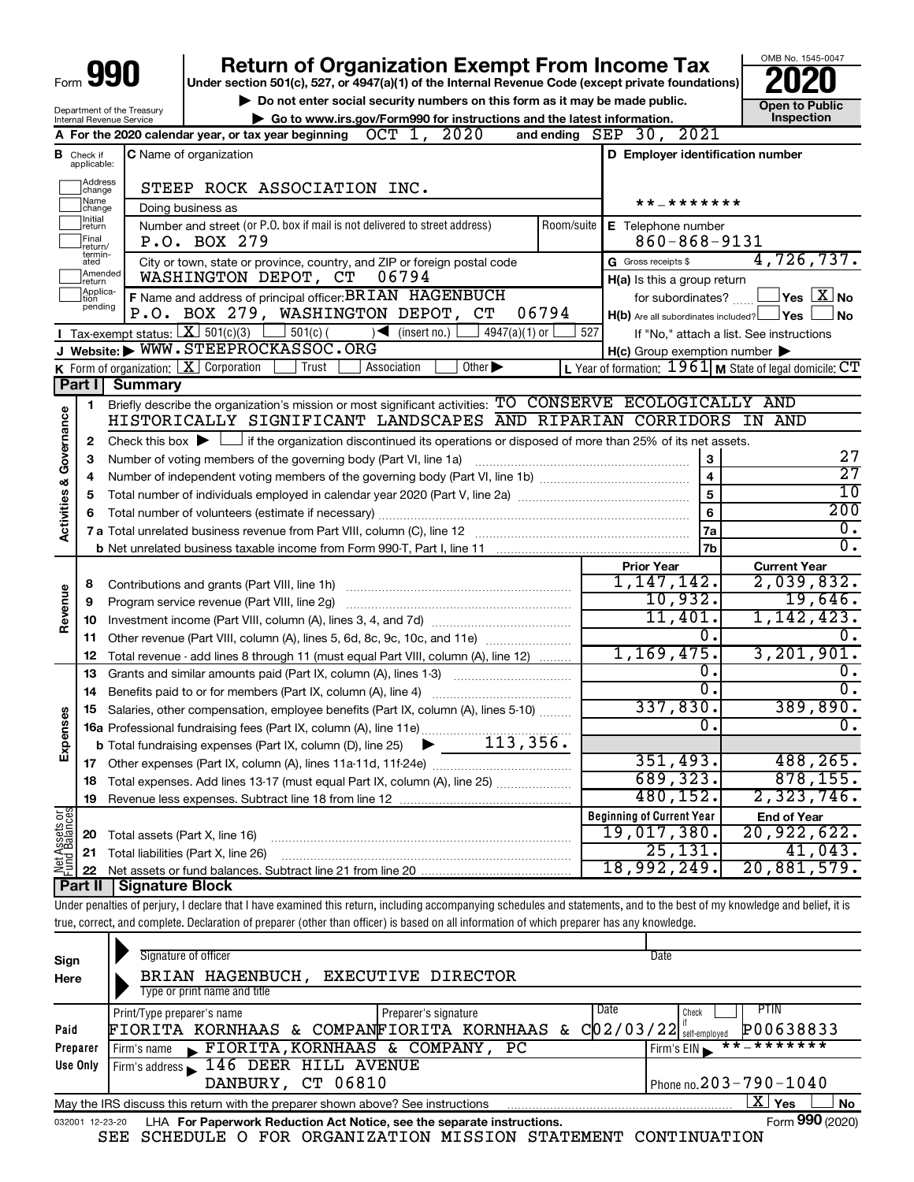# Form 990 — Return of Organization Exempt From Income Tax — 2020

Under section 501(c), 527, or 4947(a)(1) of the Internal Revenue Code (except private foundations)

▶ Do not enter social security numbers on this form as it may be made public.

▶ Go to www.irs.gov/Form990 for instructions and the latest information.

Department of the Treasury Internal Revenue Service

OMB No. 1545-0047

**Open to Public Inspection**

**A** For the 2020 calendar year, or tax year beginning OCT 1, 2020 and ending SEP 30, 2021

**B** Check if applicable: Address change, Name change, Initial return, Final return/terminated, Amended return, Application pending

**C** Name of organization: STEEP ROCK ASSOCIATION INC.

Doing business as

Number and street (or P.O. box if mail is not delivered to street address): P.O. BOX 279 — Room/suite

City or town, state or province, country, and ZIP or foreign postal code: WASHINGTON DEPOT, CT 06794

**D** Employer identification number: **-*******

**E** Telephone number: 860-868-9131

**G** Gross receipts $ 4,726,737.

**F** Name and address of principal officer: BRIAN HAGENBUCH, P.O. BOX 279, WASHINGTON DEPOT, CT 06794

**H(a)** Is this a group return for subordinates? Yes [ ] No [X]

**H(b)** Are all subordinates included? Yes [ ] No [ ] If "No," attach a list. See instructions

**H(c)** Group exemption number ▶

**I** Tax-exempt status: [X] 501(c)(3) [ ] 501(c) ( ) ◀ (insert no.) [ ] 4947(a)(1) or [ ] 527

**J** Website: ▶ WWW.STEEPROCKASSOC.ORG

**K** Form of organization: [X] Corporation [ ] Trust [ ] Association [ ] Other ▶

**L** Year of formation: 1961 **M** State of legal domicile: CT

## Part I Summary

**Activities & Governance**

1. Briefly describe the organization's mission or most significant activities: TO CONSERVE ECOLOGICALLY AND HISTORICALLY SIGNIFICANT LANDSCAPES AND RIPARIAN CORRIDORS IN AND
2. Check this box ▶ [ ] if the organization discontinued its operations or disposed of more than 25% of its net assets.

| Line | Description | | Value |
|---|---|---|---|
| 3 | Number of voting members of the governing body (Part VI, line 1a) | 3 | 27 |
| 4 | Number of independent voting members of the governing body (Part VI, line 1b) | 4 | 27 |
| 5 | Total number of individuals employed in calendar year 2020 (Part V, line 2a) | 5 | 10 |
| 6 | Total number of volunteers (estimate if necessary) | 6 | 200 |
| 7a | Total unrelated business revenue from Part VIII, column (C), line 12 | 7a | 0. |
| 7b | Net unrelated business taxable income from Form 990-T, Part I, line 11 | 7b | 0. |

| Line | Description | Prior Year | Current Year |
|---|---|---|---|
| **Revenue** | | | |
| 8 | Contributions and grants (Part VIII, line 1h) | 1,147,142. | 2,039,832. |
| 9 | Program service revenue (Part VIII, line 2g) | 10,932. | 19,646. |
| 10 | Investment income (Part VIII, column (A), lines 3, 4, and 7d) | 11,401. | 1,142,423. |
| 11 | Other revenue (Part VIII, column (A), lines 5, 6d, 8c, 9c, 10c, and 11e) | 0. | 0. |
| 12 | Total revenue - add lines 8 through 11 (must equal Part VIII, column (A), line 12) | 1,169,475. | 3,201,901. |
| **Expenses** | | | |
| 13 | Grants and similar amounts paid (Part IX, column (A), lines 1-3) | 0. | 0. |
| 14 | Benefits paid to or for members (Part IX, column (A), line 4) | 0. | 0. |
| 15 | Salaries, other compensation, employee benefits (Part IX, column (A), lines 5-10) | 337,830. | 389,890. |
| 16a | Professional fundraising fees (Part IX, column (A), line 11e) | 0. | 0. |
| b | Total fundraising expenses (Part IX, column (D), line 25) ▶ 113,356. | | |
| 17 | Other expenses (Part IX, column (A), lines 11a-11d, 11f-24e) | 351,493. | 488,265. |
| 18 | Total expenses. Add lines 13-17 (must equal Part IX, column (A), line 25) | 689,323. | 878,155. |
| 19 | Revenue less expenses. Subtract line 18 from line 12 | 480,152. | 2,323,746. |
| **Net Assets or Fund Balances** | | **Beginning of Current Year** | **End of Year** |
| 20 | Total assets (Part X, line 16) | 19,017,380. | 20,922,622. |
| 21 | Total liabilities (Part X, line 26) | 25,131. | 41,043. |
| 22 | Net assets or fund balances. Subtract line 21 from line 20 | 18,992,249. | 20,881,579. |

## Part II Signature Block

Under penalties of perjury, I declare that I have examined this return, including accompanying schedules and statements, and to the best of my knowledge and belief, it is true, correct, and complete. Declaration of preparer (other than officer) is based on all information of which preparer has any knowledge.

**Sign Here**

Signature of officer — Date

BRIAN HAGENBUCH, EXECUTIVE DIRECTOR

Type or print name and title

**Paid Preparer Use Only**

| Print/Type preparer's name | Preparer's signature | Date | Check if self-employed | PTIN |
|---|---|---|---|---|
| FIORITA KORNHAAS & COMPAN | FIORITA KORNHAAS & C | 02/03/22 | | P00638833 |

Firm's name ▶ FIORITA,KORNHAAS & COMPANY, PC — Firm's EIN ▶ **-*******

Firm's address ▶ 146 DEER HILL AVENUE, DANBURY, CT 06810 — Phone no. 203-790-1040

May the IRS discuss this return with the preparer shown above? See instructions [X] Yes [ ] No

032001 12-23-20 LHA For Paperwork Reduction Act Notice, see the separate instructions. Form **990** (2020)

SEE SCHEDULE O FOR ORGANIZATION MISSION STATEMENT CONTINUATION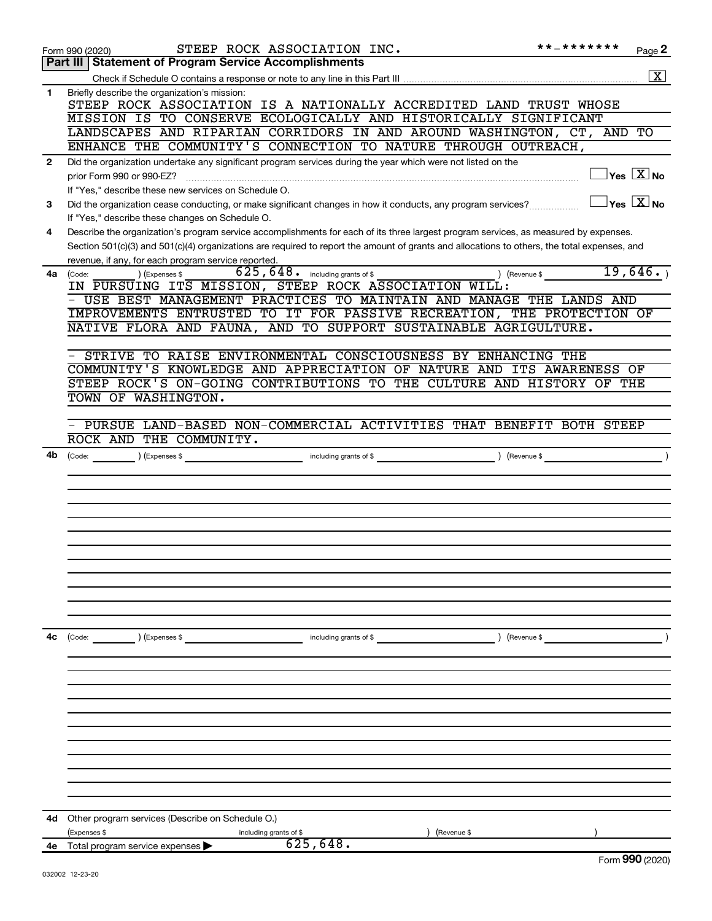Form 990 (2020) STEEP ROCK ASSOCIATION INC. **-******* Page 2

## Part III Statement of Program Service Accomplishments

Check if Schedule O contains a response or note to any line in this Part III [X]

**1** Briefly describe the organization's mission:

STEEP ROCK ASSOCIATION IS A NATIONALLY ACCREDITED LAND TRUST WHOSE MISSION IS TO CONSERVE ECOLOGICALLY AND HISTORICALLY SIGNIFICANT LANDSCAPES AND RIPARIAN CORRIDORS IN AND AROUND WASHINGTON, CT, AND TO ENHANCE THE COMMUNITY'S CONNECTION TO NATURE THROUGH OUTREACH,

**2** Did the organization undertake any significant program services during the year which were not listed on the prior Form 990 or 990-EZ? [ ] Yes [X] No

If "Yes," describe these new services on Schedule O.

**3** Did the organization cease conducting, or make significant changes in how it conducts, any program services? [ ] Yes [X] No

If "Yes," describe these changes on Schedule O.

**4** Describe the organization's program service accomplishments for each of its three largest program services, as measured by expenses. Section 501(c)(3) and 501(c)(4) organizations are required to report the amount of grants and allocations to others, the total expenses, and revenue, if any, for each program service reported.

**4a** (Code: ) (Expenses $ 625,648. including grants of $ ) (Revenue $ 19,646.)

IN PURSUING ITS MISSION, STEEP ROCK ASSOCIATION WILL:

- USE BEST MANAGEMENT PRACTICES TO MAINTAIN AND MANAGE THE LANDS AND IMPROVEMENTS ENTRUSTED TO IT FOR PASSIVE RECREATION, THE PROTECTION OF NATIVE FLORA AND FAUNA, AND TO SUPPORT SUSTAINABLE AGRIGULTURE.

- STRIVE TO RAISE ENVIRONMENTAL CONSCIOUSNESS BY ENHANCING THE COMMUNITY'S KNOWLEDGE AND APPRECIATION OF NATURE AND ITS AWARENESS OF STEEP ROCK'S ON-GOING CONTRIBUTIONS TO THE CULTURE AND HISTORY OF THE TOWN OF WASHINGTON.

- PURSUE LAND-BASED NON-COMMERCIAL ACTIVITIES THAT BENEFIT BOTH STEEP ROCK AND THE COMMUNITY.

**4b** (Code: ) (Expenses $ including grants of $ ) (Revenue $ )

**4c** (Code: ) (Expenses $ including grants of $ ) (Revenue $ )

**4d** Other program services (Describe on Schedule O.)

(Expenses $ including grants of $ ) (Revenue $ )

**4e** Total program service expenses ▶ 625,648.

Form **990** (2020)

032002 12-23-20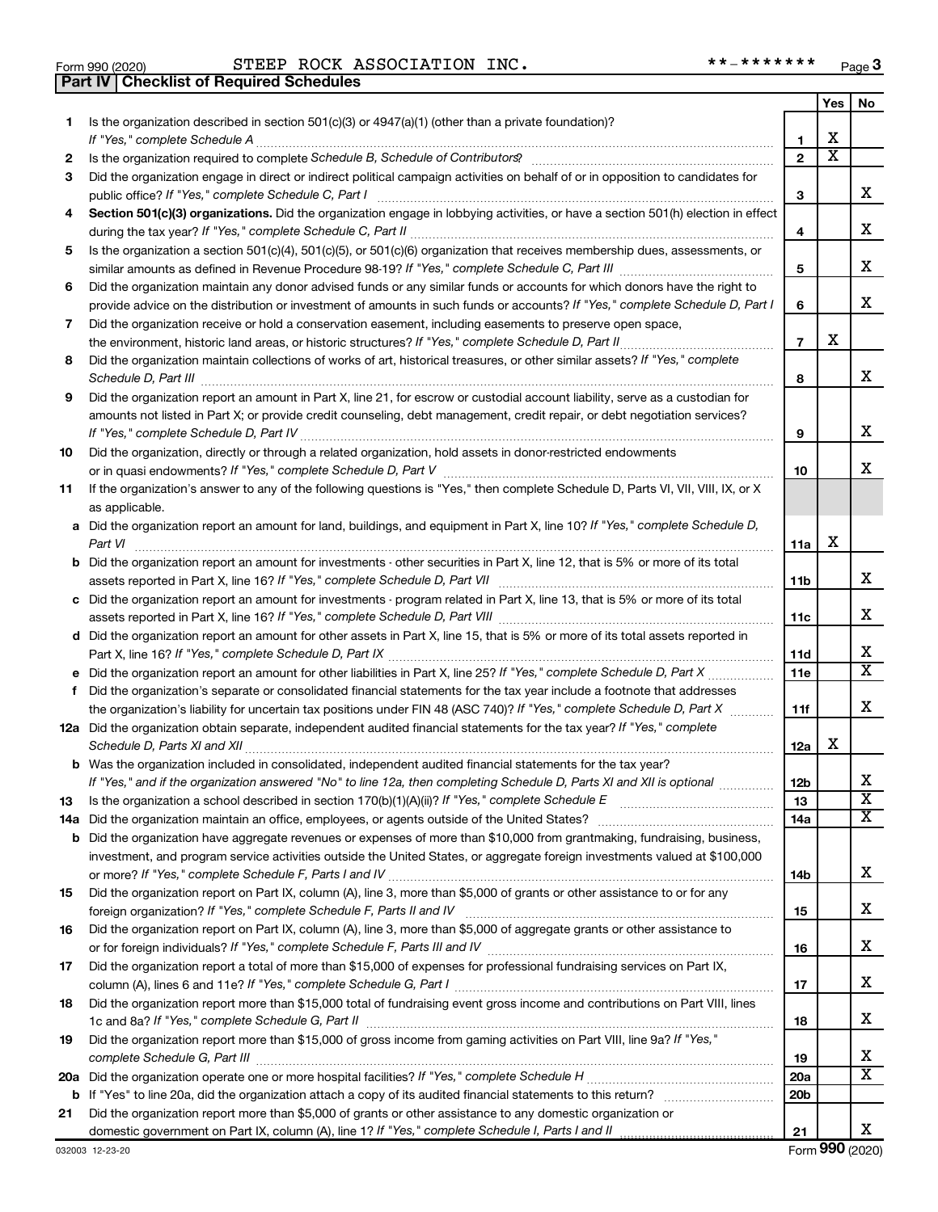Form 990 (2020) STEEP ROCK ASSOCIATION INC. **-******* Page 3

## Part IV Checklist of Required Schedules

| | | | Yes | No |
|---|---|---|---|---|
| 1 | Is the organization described in section 501(c)(3) or 4947(a)(1) (other than a private foundation)? *If "Yes," complete Schedule A* | 1 | X | |
| 2 | Is the organization required to complete *Schedule B, Schedule of Contributors*? | 2 | X | |
| 3 | Did the organization engage in direct or indirect political campaign activities on behalf of or in opposition to candidates for public office? *If "Yes," complete Schedule C, Part I* | 3 | | X |
| 4 | **Section 501(c)(3) organizations.** Did the organization engage in lobbying activities, or have a section 501(h) election in effect during the tax year? *If "Yes," complete Schedule C, Part II* | 4 | | X |
| 5 | Is the organization a section 501(c)(4), 501(c)(5), or 501(c)(6) organization that receives membership dues, assessments, or similar amounts as defined in Revenue Procedure 98-19? *If "Yes," complete Schedule C, Part III* | 5 | | X |
| 6 | Did the organization maintain any donor advised funds or any similar funds or accounts for which donors have the right to provide advice on the distribution or investment of amounts in such funds or accounts? *If "Yes," complete Schedule D, Part I* | 6 | | X |
| 7 | Did the organization receive or hold a conservation easement, including easements to preserve open space, the environment, historic land areas, or historic structures? *If "Yes," complete Schedule D, Part II* | 7 | X | |
| 8 | Did the organization maintain collections of works of art, historical treasures, or other similar assets? *If "Yes," complete Schedule D, Part III* | 8 | | X |
| 9 | Did the organization report an amount in Part X, line 21, for escrow or custodial account liability, serve as a custodian for amounts not listed in Part X; or provide credit counseling, debt management, credit repair, or debt negotiation services? *If "Yes," complete Schedule D, Part IV* | 9 | | X |
| 10 | Did the organization, directly or through a related organization, hold assets in donor-restricted endowments or in quasi endowments? *If "Yes," complete Schedule D, Part V* | 10 | | X |
| 11 | If the organization's answer to any of the following questions is "Yes," then complete Schedule D, Parts VI, VII, VIII, IX, or X as applicable. | | | |
| a | Did the organization report an amount for land, buildings, and equipment in Part X, line 10? *If "Yes," complete Schedule D, Part VI* | 11a | X | |
| b | Did the organization report an amount for investments - other securities in Part X, line 12, that is 5% or more of its total assets reported in Part X, line 16? *If "Yes," complete Schedule D, Part VII* | 11b | | X |
| c | Did the organization report an amount for investments - program related in Part X, line 13, that is 5% or more of its total assets reported in Part X, line 16? *If "Yes," complete Schedule D, Part VIII* | 11c | | X |
| d | Did the organization report an amount for other assets in Part X, line 15, that is 5% or more of its total assets reported in Part X, line 16? *If "Yes," complete Schedule D, Part IX* | 11d | | X |
| e | Did the organization report an amount for other liabilities in Part X, line 25? *If "Yes," complete Schedule D, Part X* | 11e | | X |
| f | Did the organization's separate or consolidated financial statements for the tax year include a footnote that addresses the organization's liability for uncertain tax positions under FIN 48 (ASC 740)? *If "Yes," complete Schedule D, Part X* | 11f | | X |
| 12a | Did the organization obtain separate, independent audited financial statements for the tax year? *If "Yes," complete Schedule D, Parts XI and XII* | 12a | X | |
| b | Was the organization included in consolidated, independent audited financial statements for the tax year? *If "Yes," and if the organization answered "No" to line 12a, then completing Schedule D, Parts XI and XII is optional* | 12b | | X |
| 13 | Is the organization a school described in section 170(b)(1)(A)(ii)? *If "Yes," complete Schedule E* | 13 | | X |
| 14a | Did the organization maintain an office, employees, or agents outside of the United States? | 14a | | X |
| b | Did the organization have aggregate revenues or expenses of more than $10,000 from grantmaking, fundraising, business, investment, and program service activities outside the United States, or aggregate foreign investments valued at $100,000 or more? *If "Yes," complete Schedule F, Parts I and IV* | 14b | | X |
| 15 | Did the organization report on Part IX, column (A), line 3, more than $5,000 of grants or other assistance to or for any foreign organization? *If "Yes," complete Schedule F, Parts II and IV* | 15 | | X |
| 16 | Did the organization report on Part IX, column (A), line 3, more than $5,000 of aggregate grants or other assistance to or for foreign individuals? *If "Yes," complete Schedule F, Parts III and IV* | 16 | | X |
| 17 | Did the organization report a total of more than $15,000 of expenses for professional fundraising services on Part IX, column (A), lines 6 and 11e? *If "Yes," complete Schedule G, Part I* | 17 | | X |
| 18 | Did the organization report more than $15,000 total of fundraising event gross income and contributions on Part VIII, lines 1c and 8a? *If "Yes," complete Schedule G, Part II* | 18 | | X |
| 19 | Did the organization report more than $15,000 of gross income from gaming activities on Part VIII, line 9a? *If "Yes," complete Schedule G, Part III* | 19 | | X |
| 20a | Did the organization operate one or more hospital facilities? *If "Yes," complete Schedule H* | 20a | | X |
| b | If "Yes" to line 20a, did the organization attach a copy of its audited financial statements to this return? | 20b | | |
| 21 | Did the organization report more than $5,000 of grants or other assistance to any domestic organization or domestic government on Part IX, column (A), line 1? *If "Yes," complete Schedule I, Parts I and II* | 21 | | X |

032003 12-23-20 Form 990 (2020)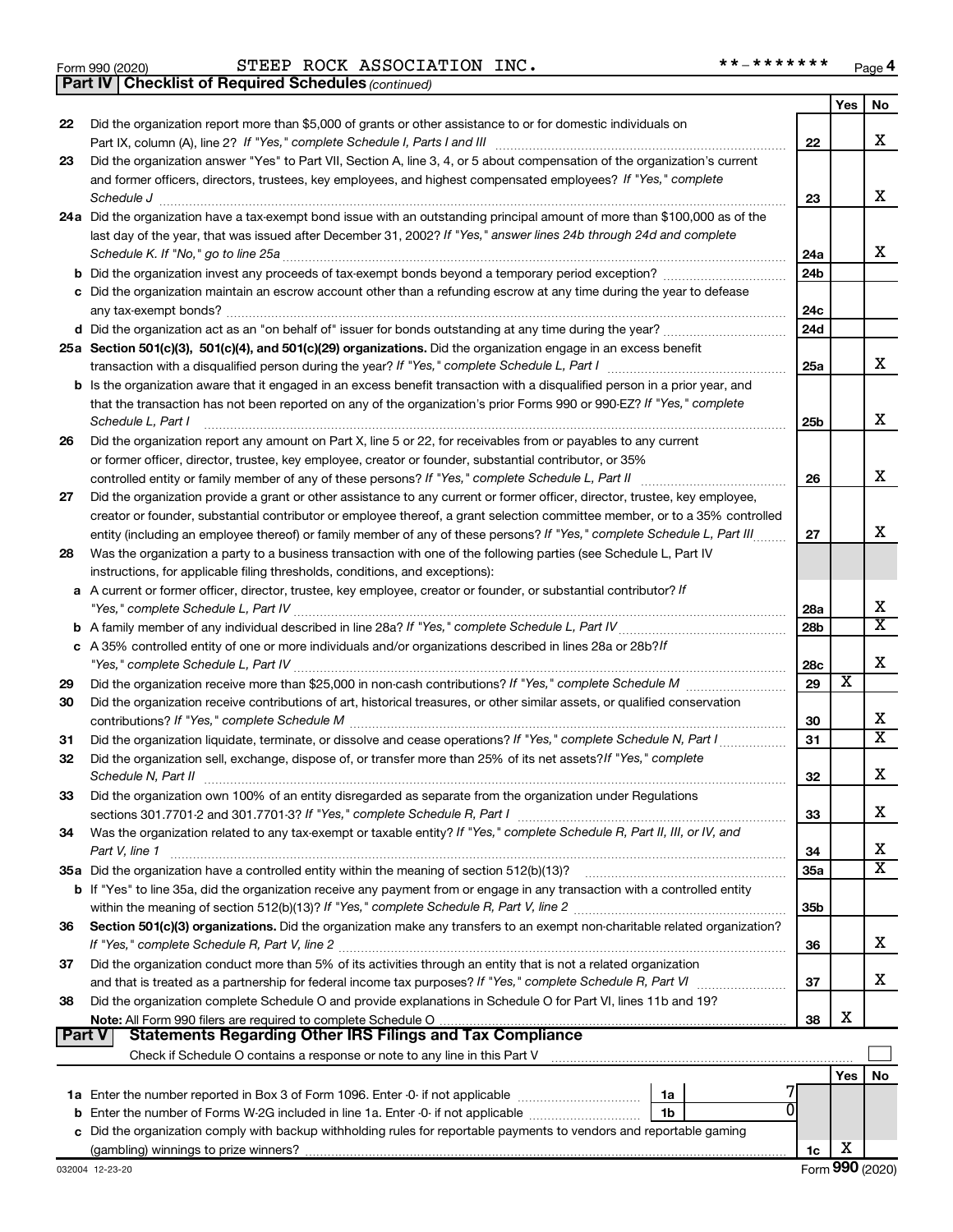Form 990 (2020) STEEP ROCK ASSOCIATION INC. **-******* Page 4

**Part IV | Checklist of Required Schedules** *(continued)*

| | | | Yes | No |
|---|---|---|---|---|
| 22 | Did the organization report more than $5,000 of grants or other assistance to or for domestic individuals on Part IX, column (A), line 2? *If "Yes," complete Schedule I, Parts I and III* | 22 | | X |
| 23 | Did the organization answer "Yes" to Part VII, Section A, line 3, 4, or 5 about compensation of the organization's current and former officers, directors, trustees, key employees, and highest compensated employees? *If "Yes," complete Schedule J* | 23 | | X |
| 24a | Did the organization have a tax-exempt bond issue with an outstanding principal amount of more than $100,000 as of the last day of the year, that was issued after December 31, 2002? *If "Yes," answer lines 24b through 24d and complete Schedule K. If "No," go to line 25a* | 24a | | X |
| b | Did the organization invest any proceeds of tax-exempt bonds beyond a temporary period exception? | 24b | | |
| c | Did the organization maintain an escrow account other than a refunding escrow at any time during the year to defease any tax-exempt bonds? | 24c | | |
| d | Did the organization act as an "on behalf of" issuer for bonds outstanding at any time during the year? | 24d | | |
| 25a | **Section 501(c)(3), 501(c)(4), and 501(c)(29) organizations.** Did the organization engage in an excess benefit transaction with a disqualified person during the year? *If "Yes," complete Schedule L, Part I* | 25a | | X |
| b | Is the organization aware that it engaged in an excess benefit transaction with a disqualified person in a prior year, and that the transaction has not been reported on any of the organization's prior Forms 990 or 990-EZ? *If "Yes," complete Schedule L, Part I* | 25b | | X |
| 26 | Did the organization report any amount on Part X, line 5 or 22, for receivables from or payables to any current or former officer, director, trustee, key employee, creator or founder, substantial contributor, or 35% controlled entity or family member of any of these persons? *If "Yes," complete Schedule L, Part II* | 26 | | X |
| 27 | Did the organization provide a grant or other assistance to any current or former officer, director, trustee, key employee, creator or founder, substantial contributor or employee thereof, a grant selection committee member, or to a 35% controlled entity (including an employee thereof) or family member of any of these persons? *If "Yes," complete Schedule L, Part III* | 27 | | X |
| 28 | Was the organization a party to a business transaction with one of the following parties (see Schedule L, Part IV instructions, for applicable filing thresholds, conditions, and exceptions): | | | |
| a | A current or former officer, director, trustee, key employee, creator or founder, or substantial contributor? *If "Yes," complete Schedule L, Part IV* | 28a | | X |
| b | A family member of any individual described in line 28a? *If "Yes," complete Schedule L, Part IV* | 28b | | X |
| c | A 35% controlled entity of one or more individuals and/or organizations described in lines 28a or 28b? *If "Yes," complete Schedule L, Part IV* | 28c | | X |
| 29 | Did the organization receive more than $25,000 in non-cash contributions? *If "Yes," complete Schedule M* | 29 | X | |
| 30 | Did the organization receive contributions of art, historical treasures, or other similar assets, or qualified conservation contributions? *If "Yes," complete Schedule M* | 30 | | X |
| 31 | Did the organization liquidate, terminate, or dissolve and cease operations? *If "Yes," complete Schedule N, Part I* | 31 | | X |
| 32 | Did the organization sell, exchange, dispose of, or transfer more than 25% of its net assets? *If "Yes," complete Schedule N, Part II* | 32 | | X |
| 33 | Did the organization own 100% of an entity disregarded as separate from the organization under Regulations sections 301.7701-2 and 301.7701-3? *If "Yes," complete Schedule R, Part I* | 33 | | X |
| 34 | Was the organization related to any tax-exempt or taxable entity? *If "Yes," complete Schedule R, Part II, III, or IV, and Part V, line 1* | 34 | | X |
| 35a | Did the organization have a controlled entity within the meaning of section 512(b)(13)? | 35a | | X |
| b | If "Yes" to line 35a, did the organization receive any payment from or engage in any transaction with a controlled entity within the meaning of section 512(b)(13)? *If "Yes," complete Schedule R, Part V, line 2* | 35b | | |
| 36 | **Section 501(c)(3) organizations.** Did the organization make any transfers to an exempt non-charitable related organization? *If "Yes," complete Schedule R, Part V, line 2* | 36 | | X |
| 37 | Did the organization conduct more than 5% of its activities through an entity that is not a related organization and that is treated as a partnership for federal income tax purposes? *If "Yes," complete Schedule R, Part VI* | 37 | | X |
| 38 | Did the organization complete Schedule O and provide explanations in Schedule O for Part VI, lines 11b and 19? **Note:** All Form 990 filers are required to complete Schedule O | 38 | X | |

**Part V | Statements Regarding Other IRS Filings and Tax Compliance**

Check if Schedule O contains a response or note to any line in this Part V ☐

| | | | | Yes | No |
|---|---|---|---|---|---|
| 1a | Enter the number reported in Box 3 of Form 1096. Enter -0- if not applicable | 1a | 7 | | |
| b | Enter the number of Forms W-2G included in line 1a. Enter -0- if not applicable | 1b | 0 | | |
| c | Did the organization comply with backup withholding rules for reportable payments to vendors and reportable gaming (gambling) winnings to prize winners? | 1c | | X | |

032004 12-23-20 Form **990** (2020)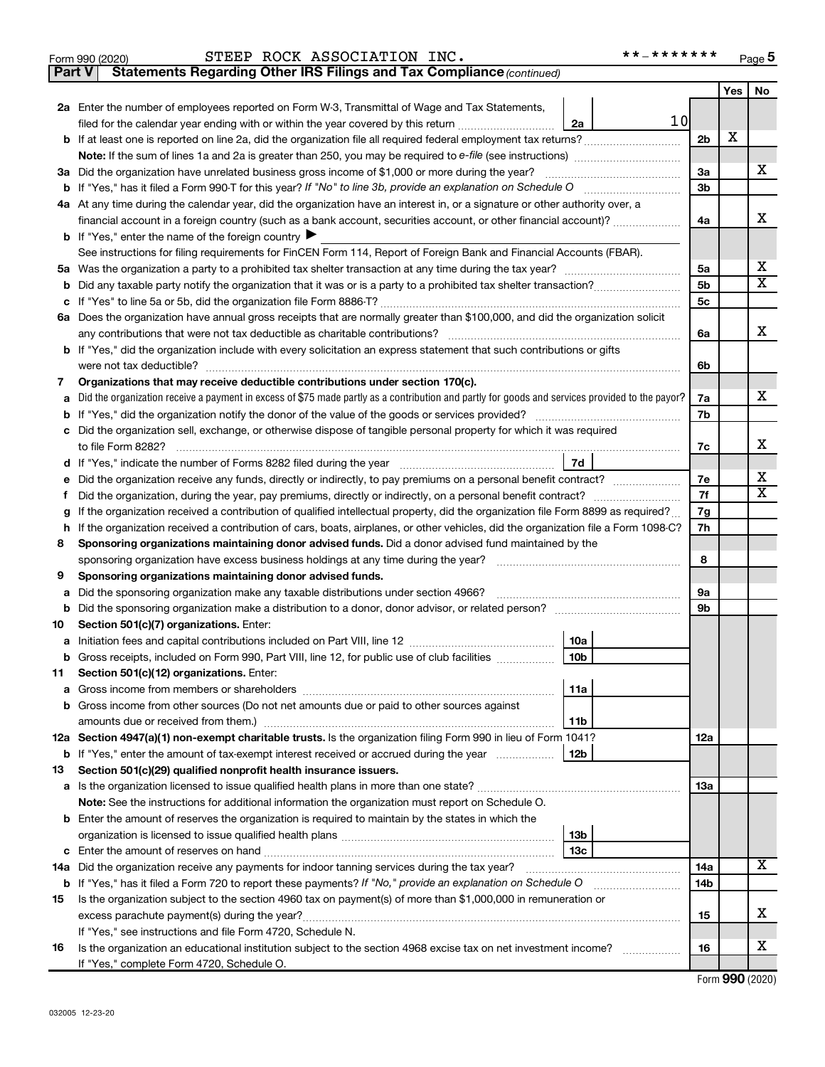Form 990 (2020) STEEP ROCK ASSOCIATION INC. **-******* Page 5

**Part V Statements Regarding Other IRS Filings and Tax Compliance** *(continued)*

| | | | | Yes | No |
|---|---|---|---|---|---|
| **2a** | Enter the number of employees reported on Form W-3, Transmittal of Wage and Tax Statements, filed for the calendar year ending with or within the year covered by this return | 2a | 10 | | |
| **b** | If at least one is reported on line 2a, did the organization file all required federal employment tax returns? | | 2b | X | |
| | **Note:** If the sum of lines 1a and 2a is greater than 250, you may be required to *e-file* (see instructions) | | | | |
| **3a** | Did the organization have unrelated business gross income of $1,000 or more during the year? | | 3a | | X |
| **b** | If "Yes," has it filed a Form 990-T for this year? *If "No" to line 3b, provide an explanation on Schedule O* | | 3b | | |
| **4a** | At any time during the calendar year, did the organization have an interest in, or a signature or other authority over, a financial account in a foreign country (such as a bank account, securities account, or other financial account)? | | 4a | | X |
| **b** | If "Yes," enter the name of the foreign country ▶ | | | | |
| | See instructions for filing requirements for FinCEN Form 114, Report of Foreign Bank and Financial Accounts (FBAR). | | | | |
| **5a** | Was the organization a party to a prohibited tax shelter transaction at any time during the tax year? | | 5a | | X |
| **b** | Did any taxable party notify the organization that it was or is a party to a prohibited tax shelter transaction? | | 5b | | X |
| **c** | If "Yes" to line 5a or 5b, did the organization file Form 8886-T? | | 5c | | |
| **6a** | Does the organization have annual gross receipts that are normally greater than $100,000, and did the organization solicit any contributions that were not tax deductible as charitable contributions? | | 6a | | X |
| **b** | If "Yes," did the organization include with every solicitation an express statement that such contributions or gifts were not tax deductible? | | 6b | | |
| **7** | **Organizations that may receive deductible contributions under section 170(c).** | | | | |
| **a** | Did the organization receive a payment in excess of $75 made partly as a contribution and partly for goods and services provided to the payor? | | 7a | | X |
| **b** | If "Yes," did the organization notify the donor of the value of the goods or services provided? | | 7b | | |
| **c** | Did the organization sell, exchange, or otherwise dispose of tangible personal property for which it was required to file Form 8282? | | 7c | | X |
| **d** | If "Yes," indicate the number of Forms 8282 filed during the year | 7d | | | |
| **e** | Did the organization receive any funds, directly or indirectly, to pay premiums on a personal benefit contract? | | 7e | | X |
| **f** | Did the organization, during the year, pay premiums, directly or indirectly, on a personal benefit contract? | | 7f | | X |
| **g** | If the organization received a contribution of qualified intellectual property, did the organization file Form 8899 as required? | | 7g | | |
| **h** | If the organization received a contribution of cars, boats, airplanes, or other vehicles, did the organization file a Form 1098-C? | | 7h | | |
| **8** | **Sponsoring organizations maintaining donor advised funds.** Did a donor advised fund maintained by the sponsoring organization have excess business holdings at any time during the year? | | 8 | | |
| **9** | **Sponsoring organizations maintaining donor advised funds.** | | | | |
| **a** | Did the sponsoring organization make any taxable distributions under section 4966? | | 9a | | |
| **b** | Did the sponsoring organization make a distribution to a donor, donor advisor, or related person? | | 9b | | |
| **10** | **Section 501(c)(7) organizations.** Enter: | | | | |
| **a** | Initiation fees and capital contributions included on Part VIII, line 12 | 10a | | | |
| **b** | Gross receipts, included on Form 990, Part VIII, line 12, for public use of club facilities | 10b | | | |
| **11** | **Section 501(c)(12) organizations.** Enter: | | | | |
| **a** | Gross income from members or shareholders | 11a | | | |
| **b** | Gross income from other sources (Do not net amounts due or paid to other sources against amounts due or received from them.) | 11b | | | |
| **12a** | **Section 4947(a)(1) non-exempt charitable trusts.** Is the organization filing Form 990 in lieu of Form 1041? | | 12a | | |
| **b** | If "Yes," enter the amount of tax-exempt interest received or accrued during the year | 12b | | | |
| **13** | **Section 501(c)(29) qualified nonprofit health insurance issuers.** | | | | |
| **a** | Is the organization licensed to issue qualified health plans in more than one state? | | 13a | | |
| | **Note:** See the instructions for additional information the organization must report on Schedule O. | | | | |
| **b** | Enter the amount of reserves the organization is required to maintain by the states in which the organization is licensed to issue qualified health plans | 13b | | | |
| **c** | Enter the amount of reserves on hand | 13c | | | |
| **14a** | Did the organization receive any payments for indoor tanning services during the tax year? | | 14a | | X |
| **b** | If "Yes," has it filed a Form 720 to report these payments? *If "No," provide an explanation on Schedule O* | | 14b | | |
| **15** | Is the organization subject to the section 4960 tax on payment(s) of more than $1,000,000 in remuneration or excess parachute payment(s) during the year? | | 15 | | X |
| | If "Yes," see instructions and file Form 4720, Schedule N. | | | | |
| **16** | Is the organization an educational institution subject to the section 4968 excise tax on net investment income? | | 16 | | X |
| | If "Yes," complete Form 4720, Schedule O. | | | | |

Form **990** (2020)

032005 12-23-20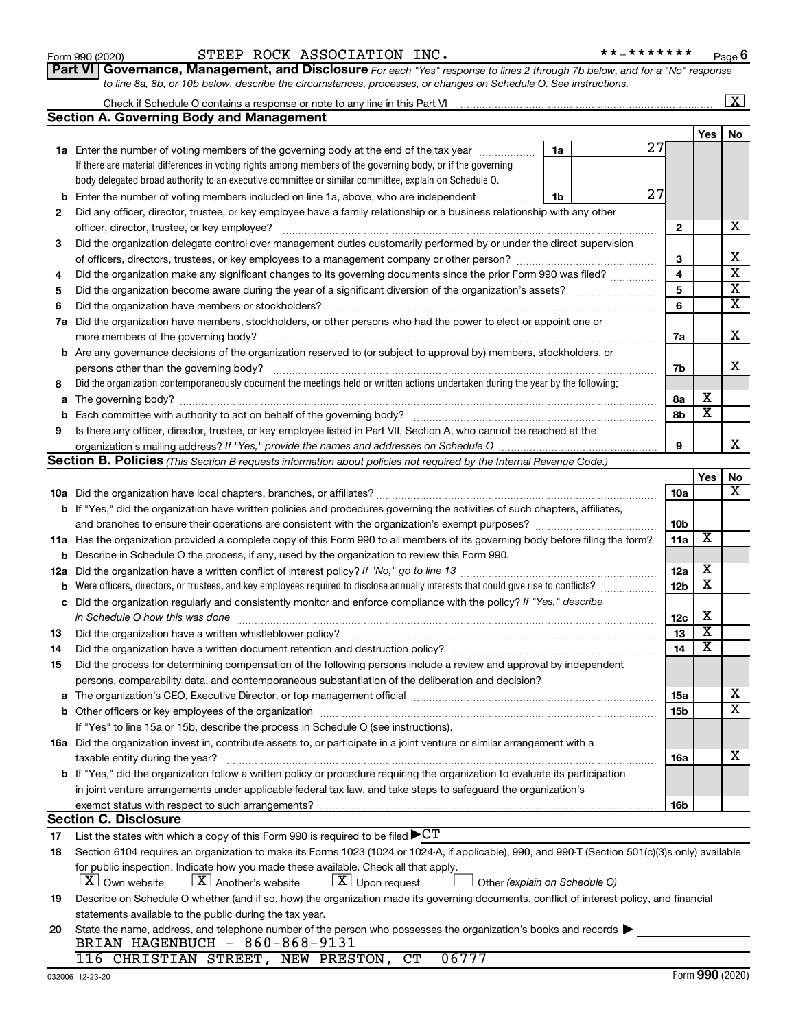Form 990 (2020) STEEP ROCK ASSOCIATION INC. **-******* Page 6

**Part VI Governance, Management, and Disclosure** *For each "Yes" response to lines 2 through 7b below, and for a "No" response to line 8a, 8b, or 10b below, describe the circumstances, processes, or changes on Schedule O. See instructions.*

Check if Schedule O contains a response or note to any line in this Part VI ... [X]

## Section A. Governing Body and Management

| | | | | Yes | No |
|---|---|---|---|---|---|
| **1a** | Enter the number of voting members of the governing body at the end of the tax year ... **1a** 27 | | | | |
| | If there are material differences in voting rights among members of the governing body, or if the governing body delegated broad authority to an executive committee or similar committee, explain on Schedule O. | | | | |
| **b** | Enter the number of voting members included on line 1a, above, who are independent ... **1b** 27 | | | | |
| **2** | Did any officer, director, trustee, or key employee have a family relationship or a business relationship with any other officer, director, trustee, or key employee? | | **2** | | X |
| **3** | Did the organization delegate control over management duties customarily performed by or under the direct supervision of officers, directors, trustees, or key employees to a management company or other person? | | **3** | | X |
| **4** | Did the organization make any significant changes to its governing documents since the prior Form 990 was filed? | | **4** | | X |
| **5** | Did the organization become aware during the year of a significant diversion of the organization's assets? | | **5** | | X |
| **6** | Did the organization have members or stockholders? | | **6** | | X |
| **7a** | Did the organization have members, stockholders, or other persons who had the power to elect or appoint one or more members of the governing body? | | **7a** | | X |
| **b** | Are any governance decisions of the organization reserved to (or subject to approval by) members, stockholders, or persons other than the governing body? | | **7b** | | X |
| **8** | Did the organization contemporaneously document the meetings held or written actions undertaken during the year by the following: | | | | |
| **a** | The governing body? | | **8a** | X | |
| **b** | Each committee with authority to act on behalf of the governing body? | | **8b** | X | |
| **9** | Is there any officer, director, trustee, or key employee listed in Part VII, Section A, who cannot be reached at the organization's mailing address? *If "Yes," provide the names and addresses on Schedule O* | | **9** | | X |

## Section B. Policies *(This Section B requests information about policies not required by the Internal Revenue Code.)*

| | | | Yes | No |
|---|---|---|---|---|
| **10a** | Did the organization have local chapters, branches, or affiliates? | **10a** | | X |
| **b** | If "Yes," did the organization have written policies and procedures governing the activities of such chapters, affiliates, and branches to ensure their operations are consistent with the organization's exempt purposes? | **10b** | | |
| **11a** | Has the organization provided a complete copy of this Form 990 to all members of its governing body before filing the form? | **11a** | X | |
| **b** | Describe in Schedule O the process, if any, used by the organization to review this Form 990. | | | |
| **12a** | Did the organization have a written conflict of interest policy? *If "No," go to line 13* | **12a** | X | |
| **b** | Were officers, directors, or trustees, and key employees required to disclose annually interests that could give rise to conflicts? | **12b** | X | |
| **c** | Did the organization regularly and consistently monitor and enforce compliance with the policy? *If "Yes," describe in Schedule O how this was done* | **12c** | X | |
| **13** | Did the organization have a written whistleblower policy? | **13** | X | |
| **14** | Did the organization have a written document retention and destruction policy? | **14** | X | |
| **15** | Did the process for determining compensation of the following persons include a review and approval by independent persons, comparability data, and contemporaneous substantiation of the deliberation and decision? | | | |
| **a** | The organization's CEO, Executive Director, or top management official | **15a** | | X |
| **b** | Other officers or key employees of the organization | **15b** | | X |
| | If "Yes" to line 15a or 15b, describe the process in Schedule O (see instructions). | | | |
| **16a** | Did the organization invest in, contribute assets to, or participate in a joint venture or similar arrangement with a taxable entity during the year? | **16a** | | X |
| **b** | If "Yes," did the organization follow a written policy or procedure requiring the organization to evaluate its participation in joint venture arrangements under applicable federal tax law, and take steps to safeguard the organization's exempt status with respect to such arrangements? | **16b** | | |

## Section C. Disclosure

**17** List the states with which a copy of this Form 990 is required to be filed ▶ CT

**18** Section 6104 requires an organization to make its Forms 1023 (1024 or 1024-A, if applicable), 990, and 990-T (Section 501(c)(3)s only) available for public inspection. Indicate how you made these available. Check all that apply.

[X] Own website [X] Another's website [X] Upon request [ ] Other *(explain on Schedule O)*

**19** Describe on Schedule O whether (and if so, how) the organization made its governing documents, conflict of interest policy, and financial statements available to the public during the tax year.

**20** State the name, address, and telephone number of the person who possesses the organization's books and records ▶

BRIAN HAGENBUCH - 860-868-9131
116 CHRISTIAN STREET, NEW PRESTON, CT 06777

032006 12-23-20 Form **990** (2020)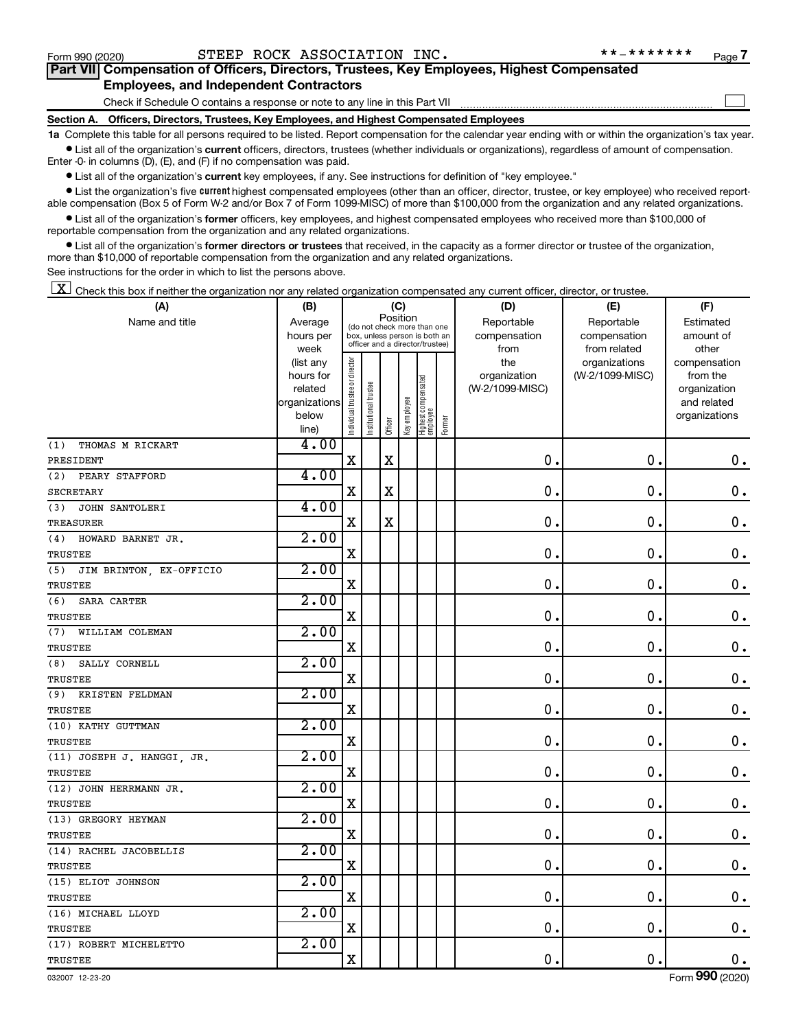Form 990 (2020) STEEP ROCK ASSOCIATION INC. **-******* Page 7

## Part VII Compensation of Officers, Directors, Trustees, Key Employees, Highest Compensated Employees, and Independent Contractors

Check if Schedule O contains a response or note to any line in this Part VII ☐

### Section A. Officers, Directors, Trustees, Key Employees, and Highest Compensated Employees

**1a** Complete this table for all persons required to be listed. Report compensation for the calendar year ending with or within the organization's tax year.

- List all of the organization's **current** officers, directors, trustees (whether individuals or organizations), regardless of amount of compensation. Enter -0- in columns (D), (E), and (F) if no compensation was paid.
- List all of the organization's **current** key employees, if any. See instructions for definition of "key employee."
- List the organization's five **current** highest compensated employees (other than an officer, director, trustee, or key employee) who received reportable compensation (Box 5 of Form W-2 and/or Box 7 of Form 1099-MISC) of more than $100,000 from the organization and any related organizations.
- List all of the organization's **former** officers, key employees, and highest compensated employees who received more than $100,000 of reportable compensation from the organization and any related organizations.
- List all of the organization's **former directors or trustees** that received, in the capacity as a former director or trustee of the organization, more than $10,000 of reportable compensation from the organization and any related organizations.

See instructions for the order in which to list the persons above.

☒ Check this box if neither the organization nor any related organization compensated any current officer, director, or trustee.

| (A) Name and title | (B) Average hours per week (list any hours for related organizations below line) | (C) Position: Individual trustee or director | Institutional trustee | Officer | Key employee | Highest compensated employee | Former | (D) Reportable compensation from the organization (W-2/1099-MISC) | (E) Reportable compensation from related organizations (W-2/1099-MISC) | (F) Estimated amount of other compensation from the organization and related organizations |
|---|---|---|---|---|---|---|---|---|---|---|
| (1) THOMAS M RICKART<br>PRESIDENT | 4.00 | X | | X | | | | 0. | 0. | 0. |
| (2) PEARY STAFFORD<br>SECRETARY | 4.00 | X | | X | | | | 0. | 0. | 0. |
| (3) JOHN SANTOLERI<br>TREASURER | 4.00 | X | | X | | | | 0. | 0. | 0. |
| (4) HOWARD BARNET JR.<br>TRUSTEE | 2.00 | X | | | | | | 0. | 0. | 0. |
| (5) JIM BRINTON, EX-OFFICIO<br>TRUSTEE | 2.00 | X | | | | | | 0. | 0. | 0. |
| (6) SARA CARTER<br>TRUSTEE | 2.00 | X | | | | | | 0. | 0. | 0. |
| (7) WILLIAM COLEMAN<br>TRUSTEE | 2.00 | X | | | | | | 0. | 0. | 0. |
| (8) SALLY CORNELL<br>TRUSTEE | 2.00 | X | | | | | | 0. | 0. | 0. |
| (9) KRISTEN FELDMAN<br>TRUSTEE | 2.00 | X | | | | | | 0. | 0. | 0. |
| (10) KATHY GUTTMAN<br>TRUSTEE | 2.00 | X | | | | | | 0. | 0. | 0. |
| (11) JOSEPH J. HANGGI, JR.<br>TRUSTEE | 2.00 | X | | | | | | 0. | 0. | 0. |
| (12) JOHN HERRMANN JR.<br>TRUSTEE | 2.00 | X | | | | | | 0. | 0. | 0. |
| (13) GREGORY HEYMAN<br>TRUSTEE | 2.00 | X | | | | | | 0. | 0. | 0. |
| (14) RACHEL JACOBELLIS<br>TRUSTEE | 2.00 | X | | | | | | 0. | 0. | 0. |
| (15) ELIOT JOHNSON<br>TRUSTEE | 2.00 | X | | | | | | 0. | 0. | 0. |
| (16) MICHAEL LLOYD<br>TRUSTEE | 2.00 | X | | | | | | 0. | 0. | 0. |
| (17) ROBERT MICHELETTO<br>TRUSTEE | 2.00 | X | | | | | | 0. | 0. | 0. |

032007 12-23-20 Form 990 (2020)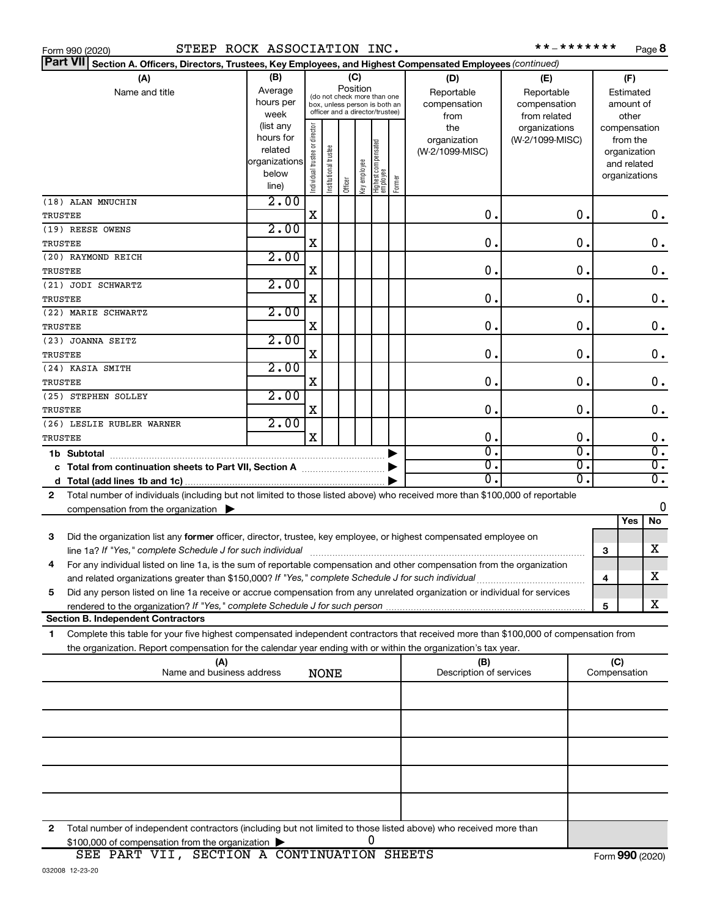Form 990 (2020) STEEP ROCK ASSOCIATION INC. **-******* Page 8

**Part VII** **Section A. Officers, Directors, Trustees, Key Employees, and Highest Compensated Employees** *(continued)*

| (A) Name and title | (B) Average hours per week (list any hours for related organizations below line) | (C) Position: Individual trustee or director | Institutional trustee | Officer | Key employee | Highest compensated employee | Former | (D) Reportable compensation from the organization (W-2/1099-MISC) | (E) Reportable compensation from related organizations (W-2/1099-MISC) | (F) Estimated amount of other compensation from the organization and related organizations |
|---|---|---|---|---|---|---|---|---|---|---|
| (18) ALAN MNUCHIN TRUSTEE | 2.00 | X | | | | | | 0. | 0. | 0. |
| (19) REESE OWENS TRUSTEE | 2.00 | X | | | | | | 0. | 0. | 0. |
| (20) RAYMOND REICH TRUSTEE | 2.00 | X | | | | | | 0. | 0. | 0. |
| (21) JODI SCHWARTZ TRUSTEE | 2.00 | X | | | | | | 0. | 0. | 0. |
| (22) MARIE SCHWARTZ TRUSTEE | 2.00 | X | | | | | | 0. | 0. | 0. |
| (23) JOANNA SEITZ TRUSTEE | 2.00 | X | | | | | | 0. | 0. | 0. |
| (24) KASIA SMITH TRUSTEE | 2.00 | X | | | | | | 0. | 0. | 0. |
| (25) STEPHEN SOLLEY TRUSTEE | 2.00 | X | | | | | | 0. | 0. | 0. |
| (26) LESLIE RUBLER WARNER TRUSTEE | 2.00 | X | | | | | | 0. | 0. | 0. |
| **1b Subtotal** | | | | | | | | 0. | 0. | 0. |
| **c Total from continuation sheets to Part VII, Section A** | | | | | | | | 0. | 0. | 0. |
| **d Total (add lines 1b and 1c)** | | | | | | | | 0. | 0. | 0. |

**2** Total number of individuals (including but not limited to those listed above) who received more than $100,000 of reportable compensation from the organization ▶ 0

| | | Yes | No |
|---|---|---|---|
| **3** Did the organization list any **former** officer, director, trustee, key employee, or highest compensated employee on line 1a? *If "Yes," complete Schedule J for such individual* | 3 | | X |
| **4** For any individual listed on line 1a, is the sum of reportable compensation and other compensation from the organization and related organizations greater than $150,000? *If "Yes," complete Schedule J for such individual* | 4 | | X |
| **5** Did any person listed on line 1a receive or accrue compensation from any unrelated organization or individual for services rendered to the organization? *If "Yes," complete Schedule J for such person* | 5 | | X |

**Section B. Independent Contractors**

**1** Complete this table for your five highest compensated independent contractors that received more than $100,000 of compensation from the organization. Report compensation for the calendar year ending with or within the organization's tax year.

| (A) Name and business address NONE | (B) Description of services | (C) Compensation |
|---|---|---|
| | | |
| | | |
| | | |
| | | |
| | | |

**2** Total number of independent contractors (including but not limited to those listed above) who received more than $100,000 of compensation from the organization ▶ 0

SEE PART VII, SECTION A CONTINUATION SHEETS

032008 12-23-20

Form **990** (2020)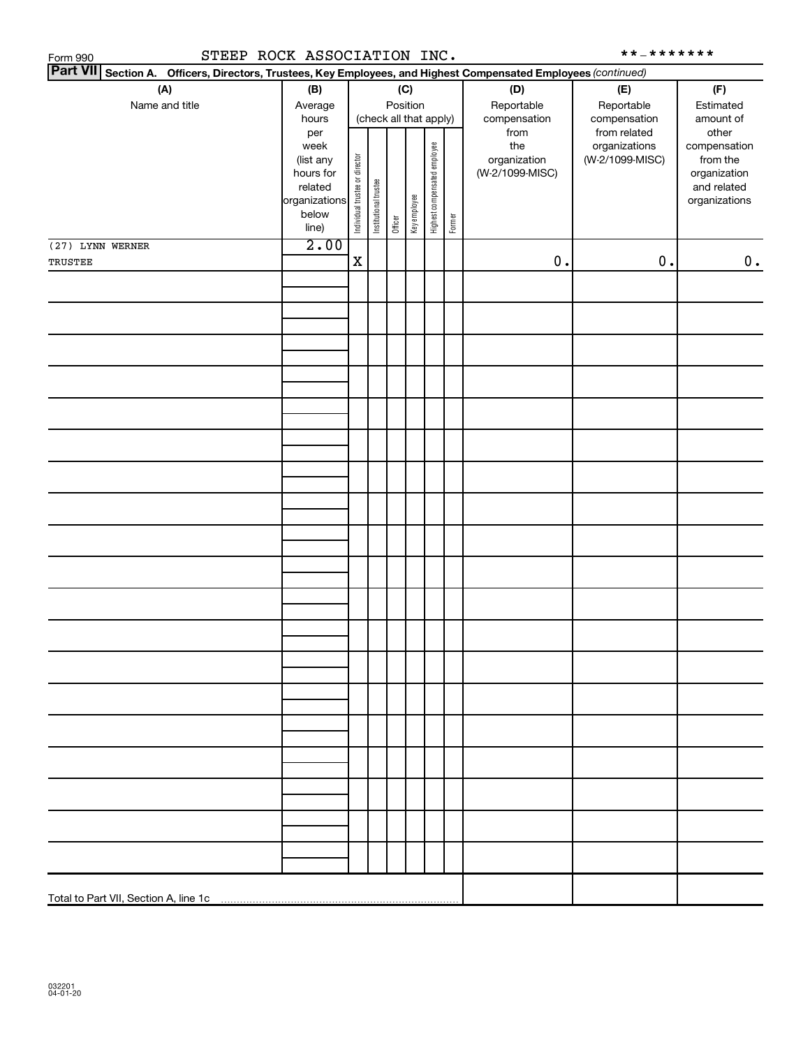Form 990 STEEP ROCK ASSOCIATION INC. **-*******

**Part VII** **Section A. Officers, Directors, Trustees, Key Employees, and Highest Compensated Employees** *(continued)*

| (A) Name and title | (B) Average hours per week (list any hours for related organizations below line) | (C) Position (check all that apply) | | | | | | (D) Reportable compensation from the organization (W-2/1099-MISC) | (E) Reportable compensation from related organizations (W-2/1099-MISC) | (F) Estimated amount of other compensation from the organization and related organizations |
|---|---|---|---|---|---|---|---|---|---|---|
| | | Individual trustee or director | Institutional trustee | Officer | Key employee | Highest compensated employee | Former | | | |
| (27) LYNN WERNER<br>TRUSTEE | 2.00 | X | | | | | | 0. | 0. | 0. |
| | | | | | | | | | | |
| Total to Part VII, Section A, line 1c | | | | | | | | | | |

032201
04-01-20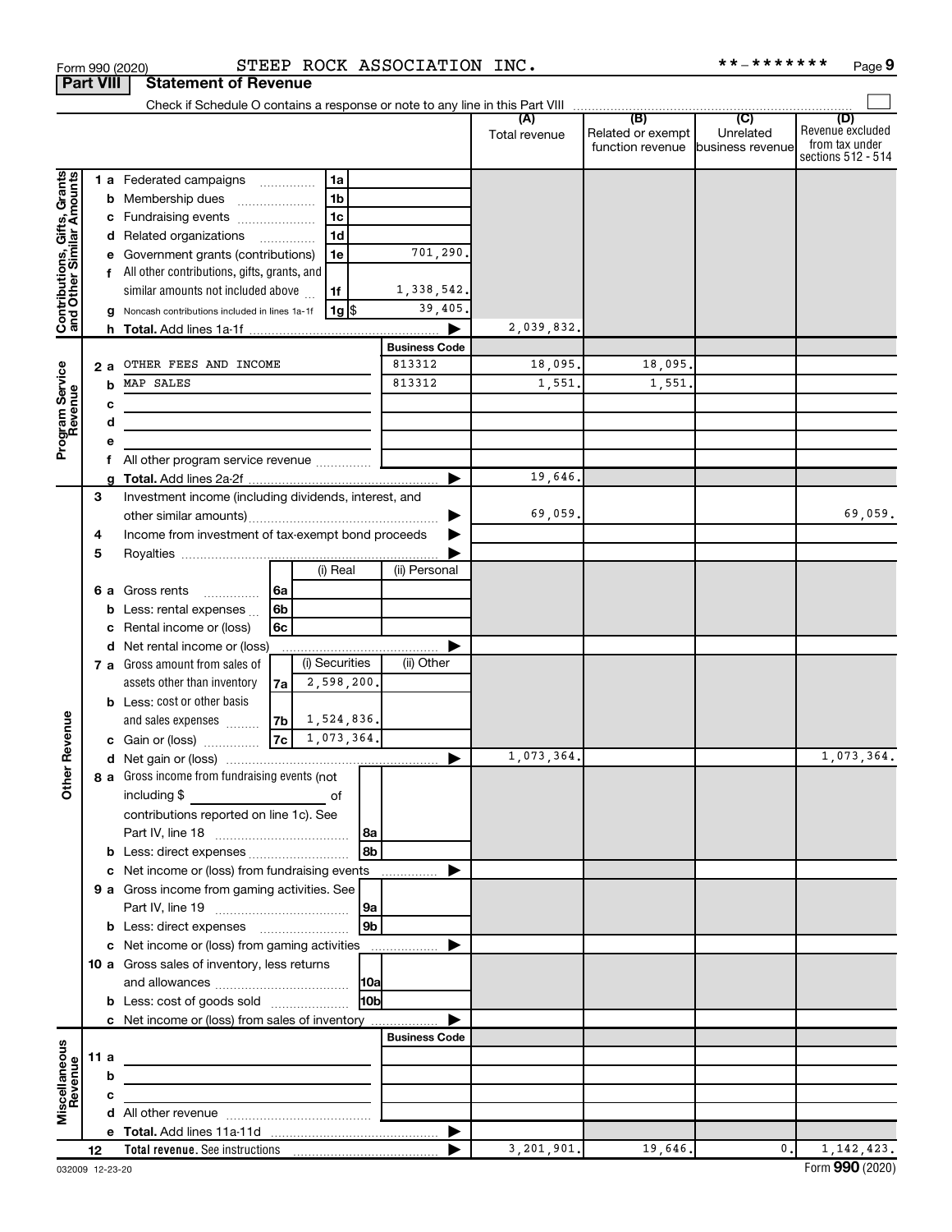Form 990 (2020) STEEP ROCK ASSOCIATION INC. **-******* Page 9

**Part VIII** **Statement of Revenue**

Check if Schedule O contains a response or note to any line in this Part VIII

| | | | (A) Total revenue | (B) Related or exempt function revenue | (C) Unrelated business revenue | (D) Revenue excluded from tax under sections 512 - 514 |
|---|---|---|---|---|---|---|
| **Contributions, Gifts, Grants and Other Similar Amounts** | 1 a Federated campaigns | 1a | | | | |
| | b Membership dues | 1b | | | | |
| | c Fundraising events | 1c | | | | |
| | d Related organizations | 1d | | | | |
| | e Government grants (contributions) | 1e 701,290. | | | | |
| | f All other contributions, gifts, grants, and similar amounts not included above | 1f 1,338,542. | | | | |
| | g Noncash contributions included in lines 1a-1f | 1g $ 39,405. | | | | |
| | h **Total.** Add lines 1a-1f | | 2,039,832. | | | |
| | | **Business Code** | | | | |
| **Program Service Revenue** | 2 a OTHER FEES AND INCOME | 813312 | 18,095. | 18,095. | | |
| | b MAP SALES | 813312 | 1,551. | 1,551. | | |
| | c | | | | | |
| | d | | | | | |
| | e | | | | | |
| | f All other program service revenue | | | | | |
| | g **Total.** Add lines 2a-2f | | 19,646. | | | |
| **Other Revenue** | 3 Investment income (including dividends, interest, and other similar amounts) | | 69,059. | | | 69,059. |
| | 4 Income from investment of tax-exempt bond proceeds | | | | | |
| | 5 Royalties | | | | | |
| | | (i) Real / (ii) Personal | | | | |
| | 6 a Gross rents | 6a | | | | |
| | b Less: rental expenses | 6b | | | | |
| | c Rental income or (loss) | 6c | | | | |
| | d Net rental income or (loss) | | | | | |
| | | (i) Securities / (ii) Other | | | | |
| | 7 a Gross amount from sales of assets other than inventory | 7a 2,598,200. | | | | |
| | b Less: cost or other basis and sales expenses | 7b 1,524,836. | | | | |
| | c Gain or (loss) | 7c 1,073,364. | | | | |
| | d Net gain or (loss) | | 1,073,364. | | | 1,073,364. |
| | 8 a Gross income from fundraising events (not including $ ___ of contributions reported on line 1c). See Part IV, line 18 | 8a | | | | |
| | b Less: direct expenses | 8b | | | | |
| | c Net income or (loss) from fundraising events | | | | | |
| | 9 a Gross income from gaming activities. See Part IV, line 19 | 9a | | | | |
| | b Less: direct expenses | 9b | | | | |
| | c Net income or (loss) from gaming activities | | | | | |
| | 10 a Gross sales of inventory, less returns and allowances | 10a | | | | |
| | b Less: cost of goods sold | 10b | | | | |
| | c Net income or (loss) from sales of inventory | | | | | |
| | | **Business Code** | | | | |
| **Miscellaneous Revenue** | 11 a | | | | | |
| | b | | | | | |
| | c | | | | | |
| | d All other revenue | | | | | |
| | e **Total.** Add lines 11a-11d | | | | | |
| | 12 **Total revenue.** See instructions | | 3,201,901. | 19,646. | 0. | 1,142,423. |

032009 12-23-20 Form **990** (2020)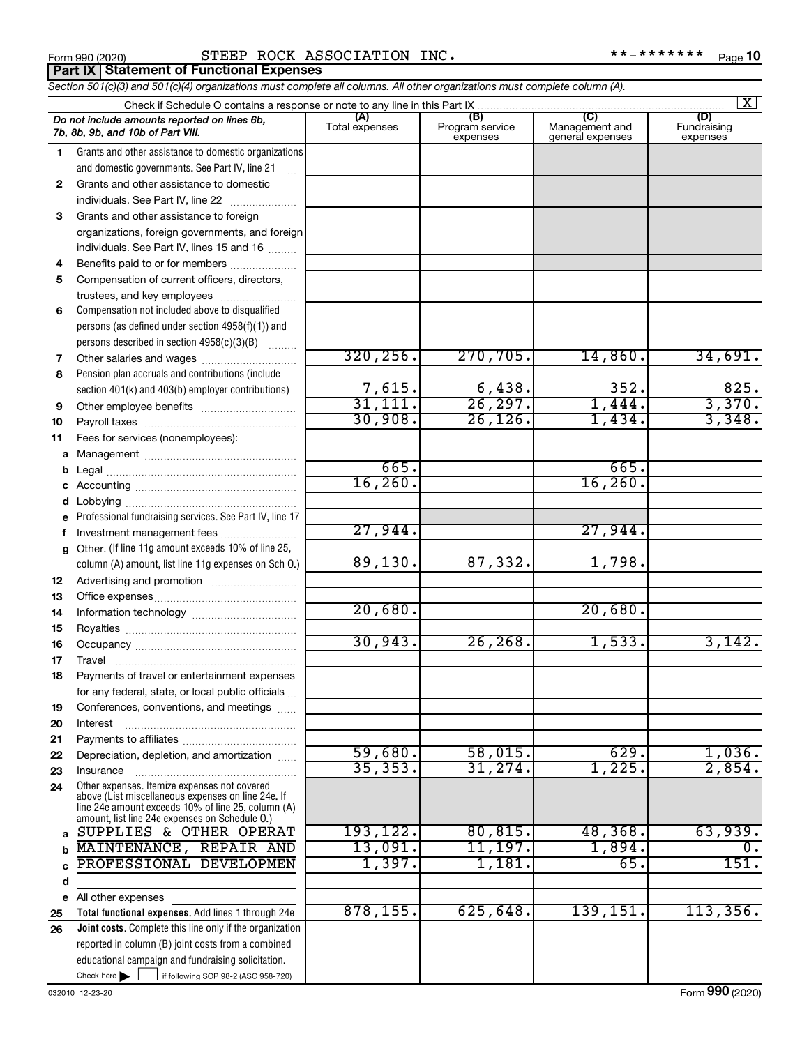Form 990 (2020) STEEP ROCK ASSOCIATION INC. **-******* Page 10

**Part IX | Statement of Functional Expenses**

*Section 501(c)(3) and 501(c)(4) organizations must complete all columns. All other organizations must complete column (A).*

Check if Schedule O contains a response or note to any line in this Part IX [X]

| | *Do not include amounts reported on lines 6b, 7b, 8b, 9b, and 10b of Part VIII.* | (A) Total expenses | (B) Program service expenses | (C) Management and general expenses | (D) Fundraising expenses |
|---|---|---|---|---|---|
| 1 | Grants and other assistance to domestic organizations and domestic governments. See Part IV, line 21 | | | | |
| 2 | Grants and other assistance to domestic individuals. See Part IV, line 22 | | | | |
| 3 | Grants and other assistance to foreign organizations, foreign governments, and foreign individuals. See Part IV, lines 15 and 16 | | | | |
| 4 | Benefits paid to or for members | | | | |
| 5 | Compensation of current officers, directors, trustees, and key employees | | | | |
| 6 | Compensation not included above to disqualified persons (as defined under section 4958(f)(1)) and persons described in section 4958(c)(3)(B) | | | | |
| 7 | Other salaries and wages | 320,256. | 270,705. | 14,860. | 34,691. |
| 8 | Pension plan accruals and contributions (include section 401(k) and 403(b) employer contributions) | 7,615. | 6,438. | 352. | 825. |
| 9 | Other employee benefits | 31,111. | 26,297. | 1,444. | 3,370. |
| 10 | Payroll taxes | 30,908. | 26,126. | 1,434. | 3,348. |
| 11 | Fees for services (nonemployees): | | | | |
| a | Management | | | | |
| b | Legal | 665. | | 665. | |
| c | Accounting | 16,260. | | 16,260. | |
| d | Lobbying | | | | |
| e | Professional fundraising services. See Part IV, line 17 | | | | |
| f | Investment management fees | 27,944. | | 27,944. | |
| g | Other. (If line 11g amount exceeds 10% of line 25, column (A) amount, list line 11g expenses on Sch O.) | 89,130. | 87,332. | 1,798. | |
| 12 | Advertising and promotion | | | | |
| 13 | Office expenses | | | | |
| 14 | Information technology | 20,680. | | 20,680. | |
| 15 | Royalties | | | | |
| 16 | Occupancy | 30,943. | 26,268. | 1,533. | 3,142. |
| 17 | Travel | | | | |
| 18 | Payments of travel or entertainment expenses for any federal, state, or local public officials | | | | |
| 19 | Conferences, conventions, and meetings | | | | |
| 20 | Interest | | | | |
| 21 | Payments to affiliates | | | | |
| 22 | Depreciation, depletion, and amortization | 59,680. | 58,015. | 629. | 1,036. |
| 23 | Insurance | 35,353. | 31,274. | 1,225. | 2,854. |
| 24 | Other expenses. Itemize expenses not covered above (List miscellaneous expenses on line 24e. If line 24e amount exceeds 10% of line 25, column (A) amount, list line 24e expenses on Schedule O.) | | | | |
| a | SUPPLIES & OTHER OPERAT | 193,122. | 80,815. | 48,368. | 63,939. |
| b | MAINTENANCE, REPAIR AND | 13,091. | 11,197. | 1,894. | 0. |
| c | PROFESSIONAL DEVELOPMEN | 1,397. | 1,181. | 65. | 151. |
| d | | | | | |
| e | All other expenses | | | | |
| 25 | **Total functional expenses.** Add lines 1 through 24e | 878,155. | 625,648. | 139,151. | 113,356. |
| 26 | **Joint costs.** Complete this line only if the organization reported in column (B) joint costs from a combined educational campaign and fundraising solicitation. Check here [ ] if following SOP 98-2 (ASC 958-720) | | | | |

032010 12-23-20 Form **990** (2020)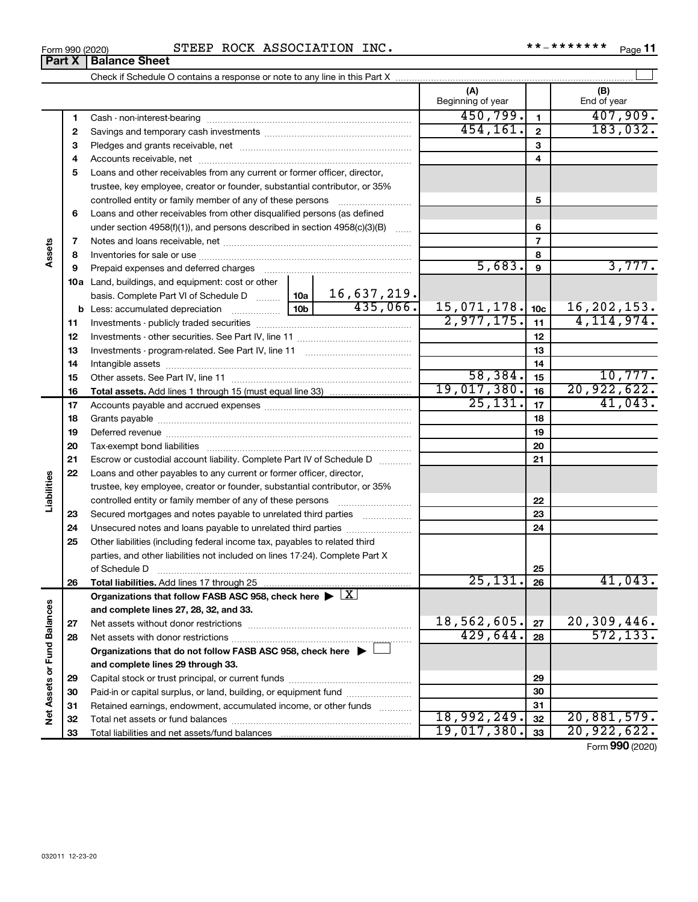Form 990 (2020) STEEP ROCK ASSOCIATION INC. **-******* Page 11

## Part X | Balance Sheet

Check if Schedule O contains a response or note to any line in this Part X

| | | | | (A) Beginning of year | | (B) End of year |
|---|---|---|---|---|---|---|
| Assets | 1 | Cash - non-interest-bearing | | 450,799. | 1 | 407,909. |
| | 2 | Savings and temporary cash investments | | 454,161. | 2 | 183,032. |
| | 3 | Pledges and grants receivable, net | | | 3 | |
| | 4 | Accounts receivable, net | | | 4 | |
| | 5 | Loans and other receivables from any current or former officer, director, trustee, key employee, creator or founder, substantial contributor, or 35% controlled entity or family member of any of these persons | | | 5 | |
| | 6 | Loans and other receivables from other disqualified persons (as defined under section 4958(f)(1)), and persons described in section 4958(c)(3)(B) | | | 6 | |
| | 7 | Notes and loans receivable, net | | | 7 | |
| | 8 | Inventories for sale or use | | | 8 | |
| | 9 | Prepaid expenses and deferred charges | | 5,683. | 9 | 3,777. |
| | 10a | Land, buildings, and equipment: cost or other basis. Complete Part VI of Schedule D | 10a 16,637,219. | | | |
| | b | Less: accumulated depreciation | 10b 435,066. | 15,071,178. | 10c | 16,202,153. |
| | 11 | Investments - publicly traded securities | | 2,977,175. | 11 | 4,114,974. |
| | 12 | Investments - other securities. See Part IV, line 11 | | | 12 | |
| | 13 | Investments - program-related. See Part IV, line 11 | | | 13 | |
| | 14 | Intangible assets | | | 14 | |
| | 15 | Other assets. See Part IV, line 11 | | 58,384. | 15 | 10,777. |
| | 16 | **Total assets.** Add lines 1 through 15 (must equal line 33) | | 19,017,380. | 16 | 20,922,622. |
| Liabilities | 17 | Accounts payable and accrued expenses | | 25,131. | 17 | 41,043. |
| | 18 | Grants payable | | | 18 | |
| | 19 | Deferred revenue | | | 19 | |
| | 20 | Tax-exempt bond liabilities | | | 20 | |
| | 21 | Escrow or custodial account liability. Complete Part IV of Schedule D | | | 21 | |
| | 22 | Loans and other payables to any current or former officer, director, trustee, key employee, creator or founder, substantial contributor, or 35% controlled entity or family member of any of these persons | | | 22 | |
| | 23 | Secured mortgages and notes payable to unrelated third parties | | | 23 | |
| | 24 | Unsecured notes and loans payable to unrelated third parties | | | 24 | |
| | 25 | Other liabilities (including federal income tax, payables to related third parties, and other liabilities not included on lines 17-24). Complete Part X of Schedule D | | | 25 | |
| | 26 | **Total liabilities.** Add lines 17 through 25 | | 25,131. | 26 | 41,043. |
| Net Assets or Fund Balances | | **Organizations that follow FASB ASC 958, check here** ▶ [X] **and complete lines 27, 28, 32, and 33.** | | | | |
| | 27 | Net assets without donor restrictions | | 18,562,605. | 27 | 20,309,446. |
| | 28 | Net assets with donor restrictions | | 429,644. | 28 | 572,133. |
| | | **Organizations that do not follow FASB ASC 958, check here** ▶ [ ] **and complete lines 29 through 33.** | | | | |
| | 29 | Capital stock or trust principal, or current funds | | | 29 | |
| | 30 | Paid-in or capital surplus, or land, building, or equipment fund | | | 30 | |
| | 31 | Retained earnings, endowment, accumulated income, or other funds | | | 31 | |
| | 32 | Total net assets or fund balances | | 18,992,249. | 32 | 20,881,579. |
| | 33 | Total liabilities and net assets/fund balances | | 19,017,380. | 33 | 20,922,622. |

Form **990** (2020)

032011 12-23-20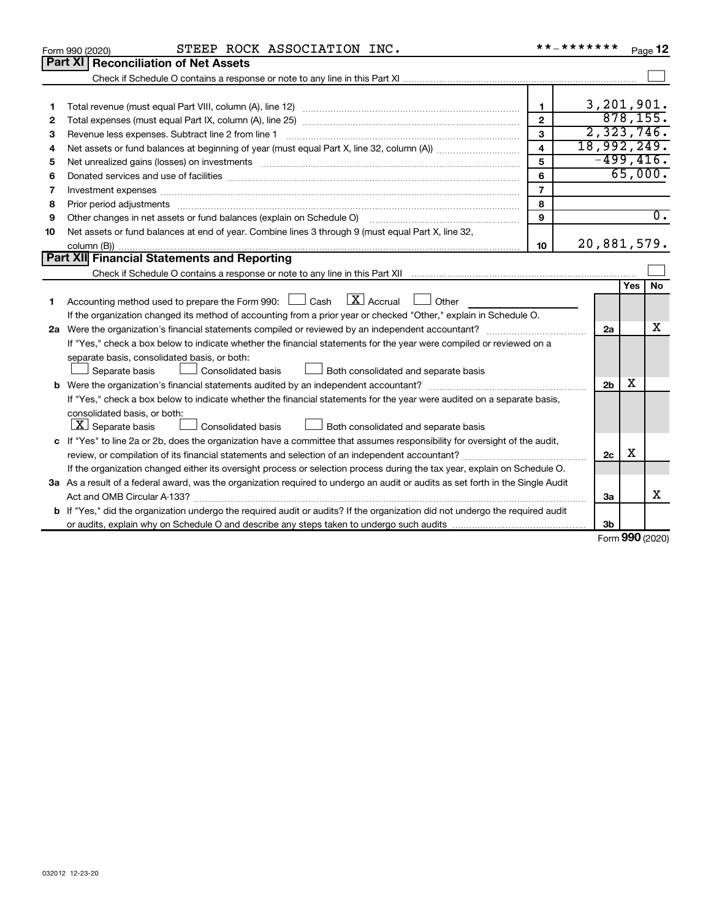Form 990 (2020) STEEP ROCK ASSOCIATION INC. **-******* Page 12

## Part XI Reconciliation of Net Assets

Check if Schedule O contains a response or note to any line in this Part XI ☐

| | | | |
|---|---|---|---|
| 1 | Total revenue (must equal Part VIII, column (A), line 12) | 1 | 3,201,901. |
| 2 | Total expenses (must equal Part IX, column (A), line 25) | 2 | 878,155. |
| 3 | Revenue less expenses. Subtract line 2 from line 1 | 3 | 2,323,746. |
| 4 | Net assets or fund balances at beginning of year (must equal Part X, line 32, column (A)) | 4 | 18,992,249. |
| 5 | Net unrealized gains (losses) on investments | 5 | -499,416. |
| 6 | Donated services and use of facilities | 6 | 65,000. |
| 7 | Investment expenses | 7 | |
| 8 | Prior period adjustments | 8 | |
| 9 | Other changes in net assets or fund balances (explain on Schedule O) | 9 | 0. |
| 10 | Net assets or fund balances at end of year. Combine lines 3 through 9 (must equal Part X, line 32, column (B)) | 10 | 20,881,579. |

## Part XII Financial Statements and Reporting

Check if Schedule O contains a response or note to any line in this Part XII ☐

| | | | Yes | No |
|---|---|---|---|---|
| 1 | Accounting method used to prepare the Form 990: ☐ Cash ☒ Accrual ☐ Other<br>If the organization changed its method of accounting from a prior year or checked "Other," explain in Schedule O. | | | |
| 2a | Were the organization's financial statements compiled or reviewed by an independent accountant? | 2a | | X |
| | If "Yes," check a box below to indicate whether the financial statements for the year were compiled or reviewed on a separate basis, consolidated basis, or both:<br>☐ Separate basis ☐ Consolidated basis ☐ Both consolidated and separate basis | | | |
| b | Were the organization's financial statements audited by an independent accountant? | 2b | X | |
| | If "Yes," check a box below to indicate whether the financial statements for the year were audited on a separate basis, consolidated basis, or both:<br>☒ Separate basis ☐ Consolidated basis ☐ Both consolidated and separate basis | | | |
| c | If "Yes" to line 2a or 2b, does the organization have a committee that assumes responsibility for oversight of the audit, review, or compilation of its financial statements and selection of an independent accountant? | 2c | X | |
| | If the organization changed either its oversight process or selection process during the tax year, explain on Schedule O. | | | |
| 3a | As a result of a federal award, was the organization required to undergo an audit or audits as set forth in the Single Audit Act and OMB Circular A-133? | 3a | | X |
| b | If "Yes," did the organization undergo the required audit or audits? If the organization did not undergo the required audit or audits, explain why on Schedule O and describe any steps taken to undergo such audits | 3b | | |

Form **990** (2020)

032012 12-23-20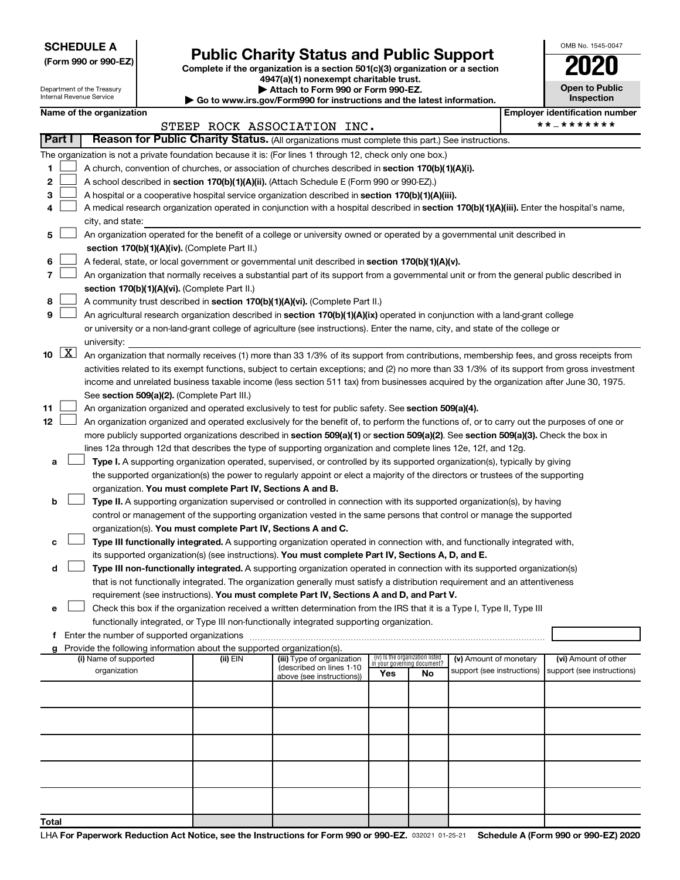**SCHEDULE A**
**(Form 990 or 990-EZ)**

Department of the Treasury
Internal Revenue Service

# Public Charity Status and Public Support

**Complete if the organization is a section 501(c)(3) organization or a section 4947(a)(1) nonexempt charitable trust.**
**▶ Attach to Form 990 or Form 990-EZ.**
**▶ Go to www.irs.gov/Form990 for instructions and the latest information.**

OMB No. 1545-0047

**2020**

**Open to Public Inspection**

**Name of the organization**
STEEP ROCK ASSOCIATION INC.

**Employer identification number**
**-*******

**Part I** **Reason for Public Charity Status.** (All organizations must complete this part.) See instructions.

The organization is not a private foundation because it is: (For lines 1 through 12, check only one box.)

1 ☐ A church, convention of churches, or association of churches described in **section 170(b)(1)(A)(i).**

2 ☐ A school described in **section 170(b)(1)(A)(ii).** (Attach Schedule E (Form 990 or 990-EZ).)

3 ☐ A hospital or a cooperative hospital service organization described in **section 170(b)(1)(A)(iii).**

4 ☐ A medical research organization operated in conjunction with a hospital described in **section 170(b)(1)(A)(iii).** Enter the hospital's name, city, and state:

5 ☐ An organization operated for the benefit of a college or university owned or operated by a governmental unit described in **section 170(b)(1)(A)(iv).** (Complete Part II.)

6 ☐ A federal, state, or local government or governmental unit described in **section 170(b)(1)(A)(v).**

7 ☐ An organization that normally receives a substantial part of its support from a governmental unit or from the general public described in **section 170(b)(1)(A)(vi).** (Complete Part II.)

8 ☐ A community trust described in **section 170(b)(1)(A)(vi).** (Complete Part II.)

9 ☐ An agricultural research organization described in **section 170(b)(1)(A)(ix)** operated in conjunction with a land-grant college or university or a non-land-grant college of agriculture (see instructions). Enter the name, city, and state of the college or university:

10 ☒ An organization that normally receives (1) more than 33 1/3% of its support from contributions, membership fees, and gross receipts from activities related to its exempt functions, subject to certain exceptions; and (2) no more than 33 1/3% of its support from gross investment income and unrelated business taxable income (less section 511 tax) from businesses acquired by the organization after June 30, 1975. See **section 509(a)(2).** (Complete Part III.)

11 ☐ An organization organized and operated exclusively to test for public safety. See **section 509(a)(4).**

12 ☐ An organization organized and operated exclusively for the benefit of, to perform the functions of, or to carry out the purposes of one or more publicly supported organizations described in **section 509(a)(1)** or **section 509(a)(2)**. See **section 509(a)(3).** Check the box in lines 12a through 12d that describes the type of supporting organization and complete lines 12e, 12f, and 12g.

a ☐ **Type I.** A supporting organization operated, supervised, or controlled by its supported organization(s), typically by giving the supported organization(s) the power to regularly appoint or elect a majority of the directors or trustees of the supporting organization. **You must complete Part IV, Sections A and B.**

b ☐ **Type II.** A supporting organization supervised or controlled in connection with its supported organization(s), by having control or management of the supporting organization vested in the same persons that control or manage the supported organization(s). **You must complete Part IV, Sections A and C.**

c ☐ **Type III functionally integrated.** A supporting organization operated in connection with, and functionally integrated with, its supported organization(s) (see instructions). **You must complete Part IV, Sections A, D, and E.**

d ☐ **Type III non-functionally integrated.** A supporting organization operated in connection with its supported organization(s) that is not functionally integrated. The organization generally must satisfy a distribution requirement and an attentiveness requirement (see instructions). **You must complete Part IV, Sections A and D, and Part V.**

e ☐ Check this box if the organization received a written determination from the IRS that it is a Type I, Type II, Type III functionally integrated, or Type III non-functionally integrated supporting organization.

f Enter the number of supported organizations

g Provide the following information about the supported organization(s).

| (i) Name of supported organization | (ii) EIN | (iii) Type of organization (described on lines 1-10 above (see instructions)) | (iv) Is the organization listed in your governing document? Yes | No | (v) Amount of monetary support (see instructions) | (vi) Amount of other support (see instructions) |
|---|---|---|---|---|---|---|
| | | | | | | |
| | | | | | | |
| | | | | | | |
| | | | | | | |
| | | | | | | |
| **Total** | | | | | | |

LHA **For Paperwork Reduction Act Notice, see the Instructions for Form 990 or 990-EZ.** 032021 01-25-21 **Schedule A (Form 990 or 990-EZ) 2020**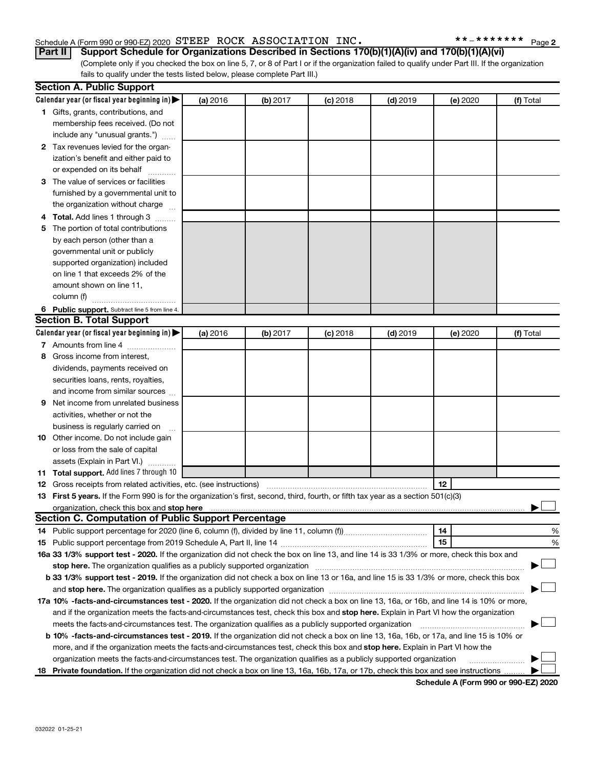Schedule A (Form 990 or 990-EZ) 2020 STEEP ROCK ASSOCIATION INC. **-******* Page 2

**Part II — Support Schedule for Organizations Described in Sections 170(b)(1)(A)(iv) and 170(b)(1)(A)(vi)**

(Complete only if you checked the box on line 5, 7, or 8 of Part I or if the organization failed to qualify under Part III. If the organization fails to qualify under the tests listed below, please complete Part III.)

## Section A. Public Support

| Calendar year (or fiscal year beginning in) ▶ | (a) 2016 | (b) 2017 | (c) 2018 | (d) 2019 | (e) 2020 | (f) Total |
|---|---|---|---|---|---|---|
| **1** Gifts, grants, contributions, and membership fees received. (Do not include any "unusual grants.") | | | | | | |
| **2** Tax revenues levied for the organization's benefit and either paid to or expended on its behalf | | | | | | |
| **3** The value of services or facilities furnished by a governmental unit to the organization without charge | | | | | | |
| **4 Total.** Add lines 1 through 3 | | | | | | |
| **5** The portion of total contributions by each person (other than a governmental unit or publicly supported organization) included on line 1 that exceeds 2% of the amount shown on line 11, column (f) | | | | | | |
| **6 Public support.** Subtract line 5 from line 4. | | | | | | |

## Section B. Total Support

| Calendar year (or fiscal year beginning in) ▶ | (a) 2016 | (b) 2017 | (c) 2018 | (d) 2019 | (e) 2020 | (f) Total |
|---|---|---|---|---|---|---|
| **7** Amounts from line 4 | | | | | | |
| **8** Gross income from interest, dividends, payments received on securities loans, rents, royalties, and income from similar sources | | | | | | |
| **9** Net income from unrelated business activities, whether or not the business is regularly carried on | | | | | | |
| **10** Other income. Do not include gain or loss from the sale of capital assets (Explain in Part VI.) | | | | | | |
| **11 Total support.** Add lines 7 through 10 | | | | | | |

**12** Gross receipts from related activities, etc. (see instructions) **12**

**13 First 5 years.** If the Form 990 is for the organization's first, second, third, fourth, or fifth tax year as a section 501(c)(3) organization, check this box and **stop here** ▶ ☐

## Section C. Computation of Public Support Percentage

**14** Public support percentage for 2020 (line 6, column (f), divided by line 11, column (f)) **14** %

**15** Public support percentage from 2019 Schedule A, Part II, line 14 **15** %

**16a 33 1/3% support test - 2020.** If the organization did not check the box on line 13, and line 14 is 33 1/3% or more, check this box and **stop here.** The organization qualifies as a publicly supported organization ▶ ☐

**b 33 1/3% support test - 2019.** If the organization did not check a box on line 13 or 16a, and line 15 is 33 1/3% or more, check this box and **stop here.** The organization qualifies as a publicly supported organization ▶ ☐

**17a 10% -facts-and-circumstances test - 2020.** If the organization did not check a box on line 13, 16a, or 16b, and line 14 is 10% or more, and if the organization meets the facts-and-circumstances test, check this box and **stop here.** Explain in Part VI how the organization meets the facts-and-circumstances test. The organization qualifies as a publicly supported organization ▶ ☐

**b 10% -facts-and-circumstances test - 2019.** If the organization did not check a box on line 13, 16a, 16b, or 17a, and line 15 is 10% or more, and if the organization meets the facts-and-circumstances test, check this box and **stop here.** Explain in Part VI how the organization meets the facts-and-circumstances test. The organization qualifies as a publicly supported organization ▶ ☐

**18 Private foundation.** If the organization did not check a box on line 13, 16a, 16b, 17a, or 17b, check this box and see instructions ▶ ☐

**Schedule A (Form 990 or 990-EZ) 2020**

032022 01-25-21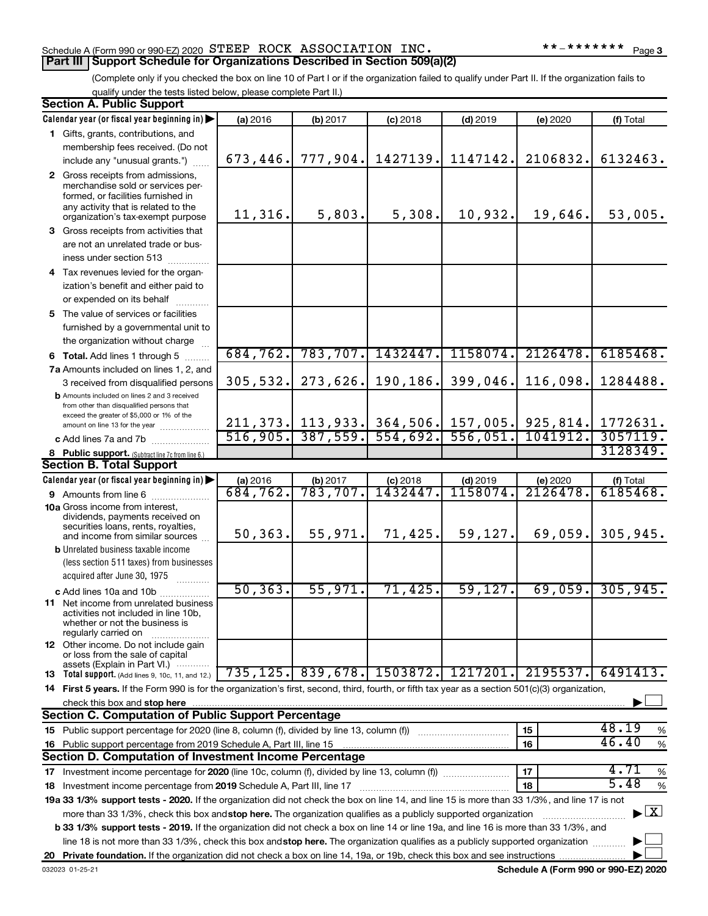Schedule A (Form 990 or 990-EZ) 2020 STEEP ROCK ASSOCIATION INC. **-******* Page 3

## Part III Support Schedule for Organizations Described in Section 509(a)(2)

(Complete only if you checked the box on line 10 of Part I or if the organization failed to qualify under Part II. If the organization fails to qualify under the tests listed below, please complete Part II.)

### Section A. Public Support

| Calendar year (or fiscal year beginning in) | (a) 2016 | (b) 2017 | (c) 2018 | (d) 2019 | (e) 2020 | (f) Total |
|---|---|---|---|---|---|---|
| 1 Gifts, grants, contributions, and membership fees received. (Do not include any "unusual grants.") | 673,446. | 777,904. | 1427139. | 1147142. | 2106832. | 6132463. |
| 2 Gross receipts from admissions, merchandise sold or services performed, or facilities furnished in any activity that is related to the organization's tax-exempt purpose | 11,316. | 5,803. | 5,308. | 10,932. | 19,646. | 53,005. |
| 3 Gross receipts from activities that are not an unrelated trade or business under section 513 | | | | | | |
| 4 Tax revenues levied for the organization's benefit and either paid to or expended on its behalf | | | | | | |
| 5 The value of services or facilities furnished by a governmental unit to the organization without charge | | | | | | |
| 6 **Total.** Add lines 1 through 5 | 684,762. | 783,707. | 1432447. | 1158074. | 2126478. | 6185468. |
| 7a Amounts included on lines 1, 2, and 3 received from disqualified persons | 305,532. | 273,626. | 190,186. | 399,046. | 116,098. | 1284488. |
| b Amounts included on lines 2 and 3 received from other than disqualified persons that exceed the greater of $5,000 or 1% of the amount on line 13 for the year | 211,373. | 113,933. | 364,506. | 157,005. | 925,814. | 1772631. |
| c Add lines 7a and 7b | 516,905. | 387,559. | 554,692. | 556,051. | 1041912. | 3057119. |
| 8 **Public support.** (Subtract line 7c from line 6.) | | | | | | 3128349. |

### Section B. Total Support

| Calendar year (or fiscal year beginning in) | (a) 2016 | (b) 2017 | (c) 2018 | (d) 2019 | (e) 2020 | (f) Total |
|---|---|---|---|---|---|---|
| 9 Amounts from line 6 | 684,762. | 783,707. | 1432447. | 1158074. | 2126478. | 6185468. |
| 10a Gross income from interest, dividends, payments received on securities loans, rents, royalties, and income from similar sources | 50,363. | 55,971. | 71,425. | 59,127. | 69,059. | 305,945. |
| b Unrelated business taxable income (less section 511 taxes) from businesses acquired after June 30, 1975 | | | | | | |
| c Add lines 10a and 10b | 50,363. | 55,971. | 71,425. | 59,127. | 69,059. | 305,945. |
| 11 Net income from unrelated business activities not included in line 10b, whether or not the business is regularly carried on | | | | | | |
| 12 Other income. Do not include gain or loss from the sale of capital assets (Explain in Part VI.) | | | | | | |
| 13 **Total support.** (Add lines 9, 10c, 11, and 12.) | 735,125. | 839,678. | 1503872. | 1217201. | 2195537. | 6491413. |

14 **First 5 years.** If the Form 990 is for the organization's first, second, third, fourth, or fifth tax year as a section 501(c)(3) organization, check this box and **stop here** ☐

### Section C. Computation of Public Support Percentage

| | | |
|---|---|---|
| 15 Public support percentage for 2020 (line 8, column (f), divided by line 13, column (f)) | 15 | 48.19 % |
| 16 Public support percentage from 2019 Schedule A, Part III, line 15 | 16 | 46.40 % |

### Section D. Computation of Investment Income Percentage

| | | |
|---|---|---|
| 17 Investment income percentage for **2020** (line 10c, column (f), divided by line 13, column (f)) | 17 | 4.71 % |
| 18 Investment income percentage from **2019** Schedule A, Part III, line 17 | 18 | 5.48 % |

**19a 33 1/3% support tests - 2020.** If the organization did not check the box on line 14, and line 15 is more than 33 1/3%, and line 17 is not more than 33 1/3%, check this box and **stop here.** The organization qualifies as a publicly supported organization ☒

**b 33 1/3% support tests - 2019.** If the organization did not check a box on line 14 or line 19a, and line 16 is more than 33 1/3%, and line 18 is not more than 33 1/3%, check this box and **stop here.** The organization qualifies as a publicly supported organization ☐

**20 Private foundation.** If the organization did not check a box on line 14, 19a, or 19b, check this box and see instructions ☐

032023 01-25-21 **Schedule A (Form 990 or 990-EZ) 2020**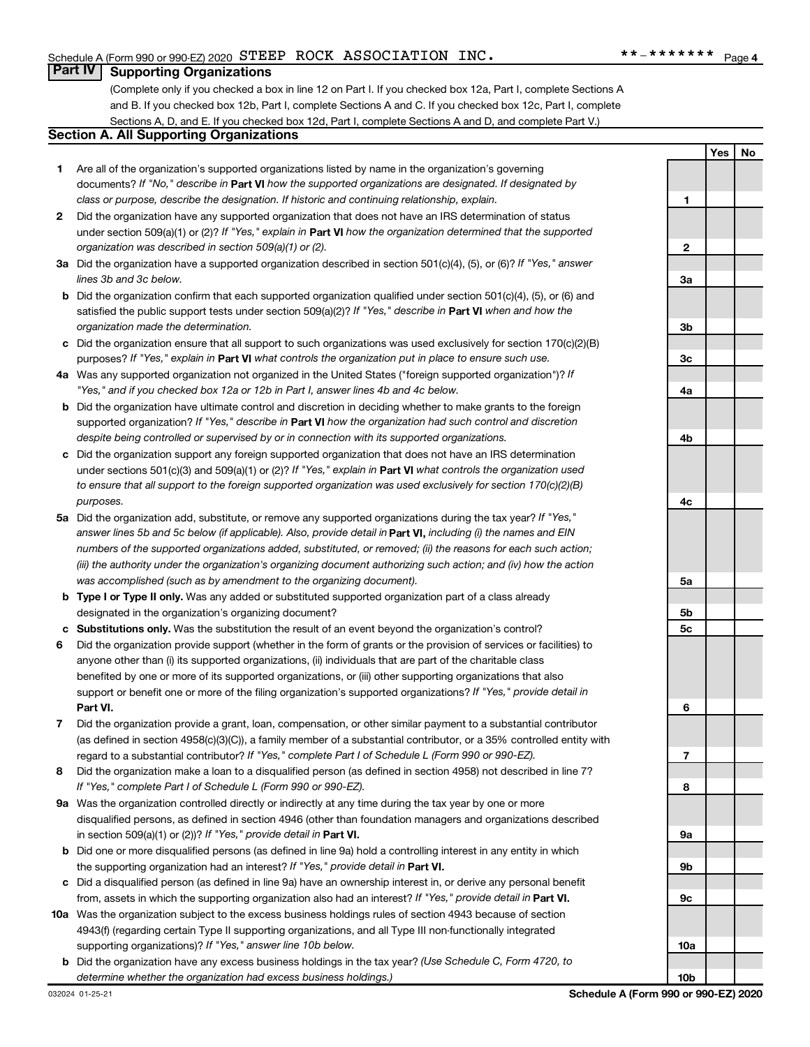Schedule A (Form 990 or 990-EZ) 2020 STEEP ROCK ASSOCIATION INC. **-******* Page 4

## Part IV Supporting Organizations

(Complete only if you checked a box in line 12 on Part I. If you checked box 12a, Part I, complete Sections A and B. If you checked box 12b, Part I, complete Sections A and C. If you checked box 12c, Part I, complete Sections A, D, and E. If you checked box 12d, Part I, complete Sections A and D, and complete Part V.)

### Section A. All Supporting Organizations

| | | | Yes | No |
|---|---|---|---|---|
| **1** | Are all of the organization's supported organizations listed by name in the organization's governing documents? *If "No," describe in* **Part VI** *how the supported organizations are designated. If designated by class or purpose, describe the designation. If historic and continuing relationship, explain.* | 1 | | |
| **2** | Did the organization have any supported organization that does not have an IRS determination of status under section 509(a)(1) or (2)? *If "Yes," explain in* **Part VI** *how the organization determined that the supported organization was described in section 509(a)(1) or (2).* | 2 | | |
| **3a** | Did the organization have a supported organization described in section 501(c)(4), (5), or (6)? *If "Yes," answer lines 3b and 3c below.* | 3a | | |
| **b** | Did the organization confirm that each supported organization qualified under section 501(c)(4), (5), or (6) and satisfied the public support tests under section 509(a)(2)? *If "Yes," describe in* **Part VI** *when and how the organization made the determination.* | 3b | | |
| **c** | Did the organization ensure that all support to such organizations was used exclusively for section 170(c)(2)(B) purposes? *If "Yes," explain in* **Part VI** *what controls the organization put in place to ensure such use.* | 3c | | |
| **4a** | Was any supported organization not organized in the United States ("foreign supported organization")? *If "Yes," and if you checked box 12a or 12b in Part I, answer lines 4b and 4c below.* | 4a | | |
| **b** | Did the organization have ultimate control and discretion in deciding whether to make grants to the foreign supported organization? *If "Yes," describe in* **Part VI** *how the organization had such control and discretion despite being controlled or supervised by or in connection with its supported organizations.* | 4b | | |
| **c** | Did the organization support any foreign supported organization that does not have an IRS determination under sections 501(c)(3) and 509(a)(1) or (2)? *If "Yes," explain in* **Part VI** *what controls the organization used to ensure that all support to the foreign supported organization was used exclusively for section 170(c)(2)(B) purposes.* | 4c | | |
| **5a** | Did the organization add, substitute, or remove any supported organizations during the tax year? *If "Yes," answer lines 5b and 5c below (if applicable). Also, provide detail in* **Part VI,** *including (i) the names and EIN numbers of the supported organizations added, substituted, or removed; (ii) the reasons for each such action; (iii) the authority under the organization's organizing document authorizing such action; and (iv) how the action was accomplished (such as by amendment to the organizing document).* | 5a | | |
| **b** | **Type I or Type II only.** Was any added or substituted supported organization part of a class already designated in the organization's organizing document? | 5b | | |
| **c** | **Substitutions only.** Was the substitution the result of an event beyond the organization's control? | 5c | | |
| **6** | Did the organization provide support (whether in the form of grants or the provision of services or facilities) to anyone other than (i) its supported organizations, (ii) individuals that are part of the charitable class benefited by one or more of its supported organizations, or (iii) other supporting organizations that also support or benefit one or more of the filing organization's supported organizations? *If "Yes," provide detail in* **Part VI.** | 6 | | |
| **7** | Did the organization provide a grant, loan, compensation, or other similar payment to a substantial contributor (as defined in section 4958(c)(3)(C)), a family member of a substantial contributor, or a 35% controlled entity with regard to a substantial contributor? *If "Yes," complete Part I of Schedule L (Form 990 or 990-EZ).* | 7 | | |
| **8** | Did the organization make a loan to a disqualified person (as defined in section 4958) not described in line 7? *If "Yes," complete Part I of Schedule L (Form 990 or 990-EZ).* | 8 | | |
| **9a** | Was the organization controlled directly or indirectly at any time during the tax year by one or more disqualified persons, as defined in section 4946 (other than foundation managers and organizations described in section 509(a)(1) or (2))? *If "Yes," provide detail in* **Part VI.** | 9a | | |
| **b** | Did one or more disqualified persons (as defined in line 9a) hold a controlling interest in any entity in which the supporting organization had an interest? *If "Yes," provide detail in* **Part VI.** | 9b | | |
| **c** | Did a disqualified person (as defined in line 9a) have an ownership interest in, or derive any personal benefit from, assets in which the supporting organization also had an interest? *If "Yes," provide detail in* **Part VI.** | 9c | | |
| **10a** | Was the organization subject to the excess business holdings rules of section 4943 because of section 4943(f) (regarding certain Type II supporting organizations, and all Type III non-functionally integrated supporting organizations)? *If "Yes," answer line 10b below.* | 10a | | |
| **b** | Did the organization have any excess business holdings in the tax year? *(Use Schedule C, Form 4720, to determine whether the organization had excess business holdings.)* | 10b | | |

032024 01-25-21 **Schedule A (Form 990 or 990-EZ) 2020**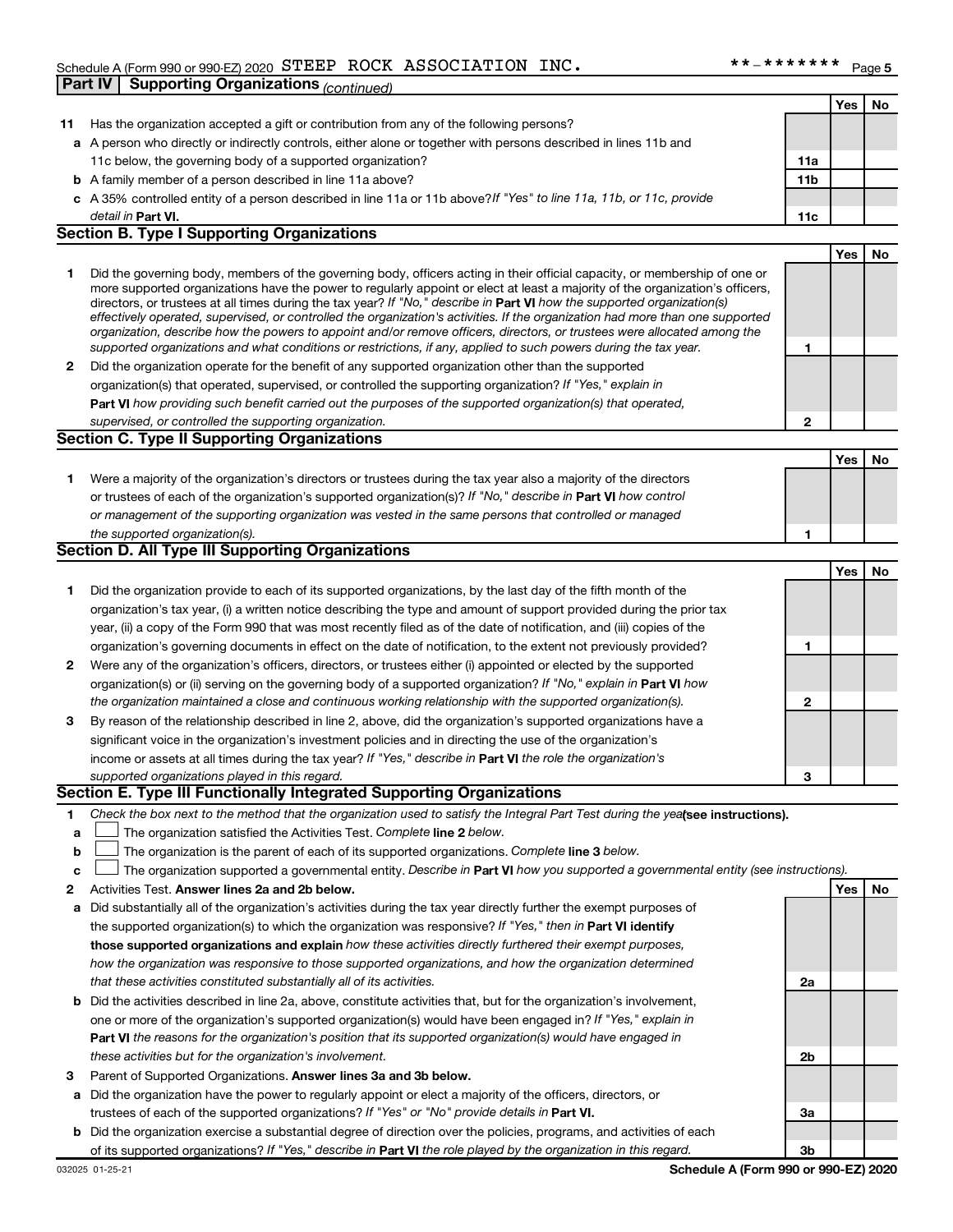Schedule A (Form 990 or 990-EZ) 2020 STEEP ROCK ASSOCIATION INC. **-******* Page 5

## Part IV Supporting Organizations *(continued)*

| | | | Yes | No |
|---|---|---|---|---|
| **11** | Has the organization accepted a gift or contribution from any of the following persons? | | | |
| **a** | A person who directly or indirectly controls, either alone or together with persons described in lines 11b and 11c below, the governing body of a supported organization? | **11a** | | |
| **b** | A family member of a person described in line 11a above? | **11b** | | |
| **c** | A 35% controlled entity of a person described in line 11a or 11b above? *If "Yes" to line 11a, 11b, or 11c, provide detail in* **Part VI.** | **11c** | | |

### Section B. Type I Supporting Organizations

| | | | Yes | No |
|---|---|---|---|---|
| **1** | Did the governing body, members of the governing body, officers acting in their official capacity, or membership of one or more supported organizations have the power to regularly appoint or elect at least a majority of the organization's officers, directors, or trustees at all times during the tax year? *If "No," describe in* **Part VI** *how the supported organization(s) effectively operated, supervised, or controlled the organization's activities. If the organization had more than one supported organization, describe how the powers to appoint and/or remove officers, directors, or trustees were allocated among the supported organizations and what conditions or restrictions, if any, applied to such powers during the tax year.* | **1** | | |
| **2** | Did the organization operate for the benefit of any supported organization other than the supported organization(s) that operated, supervised, or controlled the supporting organization? *If "Yes," explain in* **Part VI** *how providing such benefit carried out the purposes of the supported organization(s) that operated, supervised, or controlled the supporting organization.* | **2** | | |

### Section C. Type II Supporting Organizations

| | | | Yes | No |
|---|---|---|---|---|
| **1** | Were a majority of the organization's directors or trustees during the tax year also a majority of the directors or trustees of each of the organization's supported organization(s)? *If "No," describe in* **Part VI** *how control or management of the supporting organization was vested in the same persons that controlled or managed the supported organization(s).* | **1** | | |

### Section D. All Type III Supporting Organizations

| | | | Yes | No |
|---|---|---|---|---|
| **1** | Did the organization provide to each of its supported organizations, by the last day of the fifth month of the organization's tax year, (i) a written notice describing the type and amount of support provided during the prior tax year, (ii) a copy of the Form 990 that was most recently filed as of the date of notification, and (iii) copies of the organization's governing documents in effect on the date of notification, to the extent not previously provided? | **1** | | |
| **2** | Were any of the organization's officers, directors, or trustees either (i) appointed or elected by the supported organization(s) or (ii) serving on the governing body of a supported organization? *If "No," explain in* **Part VI** *how the organization maintained a close and continuous working relationship with the supported organization(s).* | **2** | | |
| **3** | By reason of the relationship described in line 2, above, did the organization's supported organizations have a significant voice in the organization's investment policies and in directing the use of the organization's income or assets at all times during the tax year? *If "Yes," describe in* **Part VI** *the role the organization's supported organizations played in this regard.* | **3** | | |

### Section E. Type III Functionally Integrated Supporting Organizations

**1** *Check the box next to the method that the organization used to satisfy the Integral Part Test during the year* **(see instructions).**

- **a** ☐ The organization satisfied the Activities Test. *Complete* **line 2** *below.*
- **b** ☐ The organization is the parent of each of its supported organizations. *Complete* **line 3** *below.*
- **c** ☐ The organization supported a governmental entity. *Describe in* **Part VI** *how you supported a governmental entity (see instructions).*

| | | | Yes | No |
|---|---|---|---|---|
| **2** | Activities Test. **Answer lines 2a and 2b below.** | | | |
| **a** | Did substantially all of the organization's activities during the tax year directly further the exempt purposes of the supported organization(s) to which the organization was responsive? *If "Yes," then in* **Part VI identify those supported organizations and explain** *how these activities directly furthered their exempt purposes, how the organization was responsive to those supported organizations, and how the organization determined that these activities constituted substantially all of its activities.* | **2a** | | |
| **b** | Did the activities described in line 2a, above, constitute activities that, but for the organization's involvement, one or more of the organization's supported organization(s) would have been engaged in? *If "Yes," explain in* **Part VI** *the reasons for the organization's position that its supported organization(s) would have engaged in these activities but for the organization's involvement.* | **2b** | | |
| **3** | Parent of Supported Organizations. **Answer lines 3a and 3b below.** | | | |
| **a** | Did the organization have the power to regularly appoint or elect a majority of the officers, directors, or trustees of each of the supported organizations? *If "Yes" or "No" provide details in* **Part VI.** | **3a** | | |
| **b** | Did the organization exercise a substantial degree of direction over the policies, programs, and activities of each of its supported organizations? *If "Yes," describe in* **Part VI** *the role played by the organization in this regard.* | **3b** | | |

032025 01-25-21 **Schedule A (Form 990 or 990-EZ) 2020**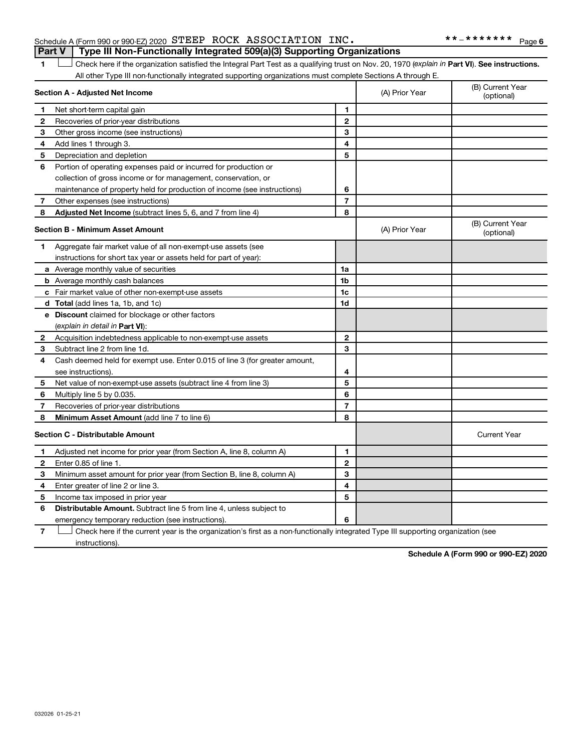Schedule A (Form 990 or 990-EZ) 2020 STEEP ROCK ASSOCIATION INC. **-******* Page 6

## Part V | Type III Non-Functionally Integrated 509(a)(3) Supporting Organizations

1 ☐ Check here if the organization satisfied the Integral Part Test as a qualifying trust on Nov. 20, 1970 (*explain in* **Part VI**). **See instructions.** All other Type III non-functionally integrated supporting organizations must complete Sections A through E.

| **Section A - Adjusted Net Income** | | | (A) Prior Year | (B) Current Year (optional) |
|---|---|---|---|---|
| 1 | Net short-term capital gain | 1 | | |
| 2 | Recoveries of prior-year distributions | 2 | | |
| 3 | Other gross income (see instructions) | 3 | | |
| 4 | Add lines 1 through 3. | 4 | | |
| 5 | Depreciation and depletion | 5 | | |
| 6 | Portion of operating expenses paid or incurred for production or collection of gross income or for management, conservation, or maintenance of property held for production of income (see instructions) | 6 | | |
| 7 | Other expenses (see instructions) | 7 | | |
| 8 | **Adjusted Net Income** (subtract lines 5, 6, and 7 from line 4) | 8 | | |

| **Section B - Minimum Asset Amount** | | | (A) Prior Year | (B) Current Year (optional) |
|---|---|---|---|---|
| 1 | Aggregate fair market value of all non-exempt-use assets (see instructions for short tax year or assets held for part of year): | | | |
| a | Average monthly value of securities | 1a | | |
| b | Average monthly cash balances | 1b | | |
| c | Fair market value of other non-exempt-use assets | 1c | | |
| d | **Total** (add lines 1a, 1b, and 1c) | 1d | | |
| e | **Discount** claimed for blockage or other factors (*explain in detail in* **Part VI**): | | | |
| 2 | Acquisition indebtedness applicable to non-exempt-use assets | 2 | | |
| 3 | Subtract line 2 from line 1d. | 3 | | |
| 4 | Cash deemed held for exempt use. Enter 0.015 of line 3 (for greater amount, see instructions). | 4 | | |
| 5 | Net value of non-exempt-use assets (subtract line 4 from line 3) | 5 | | |
| 6 | Multiply line 5 by 0.035. | 6 | | |
| 7 | Recoveries of prior-year distributions | 7 | | |
| 8 | **Minimum Asset Amount** (add line 7 to line 6) | 8 | | |

| **Section C - Distributable Amount** | | | | Current Year |
|---|---|---|---|---|
| 1 | Adjusted net income for prior year (from Section A, line 8, column A) | 1 | | |
| 2 | Enter 0.85 of line 1. | 2 | | |
| 3 | Minimum asset amount for prior year (from Section B, line 8, column A) | 3 | | |
| 4 | Enter greater of line 2 or line 3. | 4 | | |
| 5 | Income tax imposed in prior year | 5 | | |
| 6 | **Distributable Amount.** Subtract line 5 from line 4, unless subject to emergency temporary reduction (see instructions). | 6 | | |

7 ☐ Check here if the current year is the organization's first as a non-functionally integrated Type III supporting organization (see instructions).

**Schedule A (Form 990 or 990-EZ) 2020**

032026 01-25-21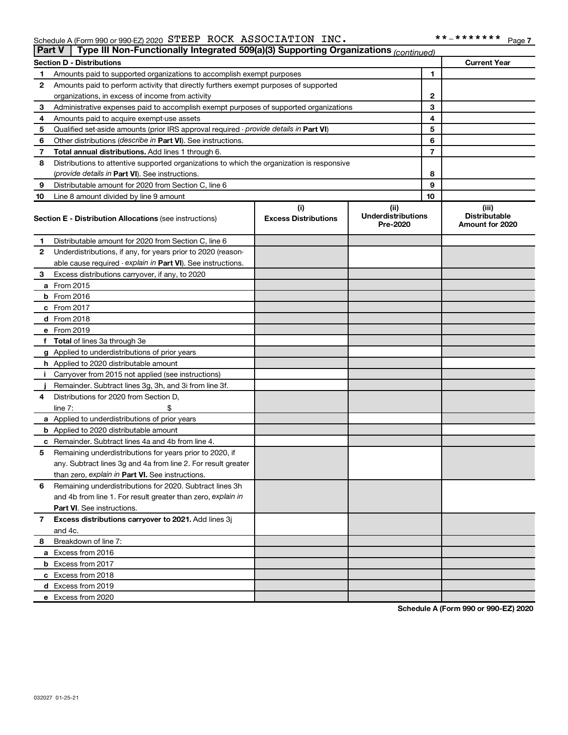Schedule A (Form 990 or 990-EZ) 2020 STEEP ROCK ASSOCIATION INC. **-******* Page 7

## Part V — Type III Non-Functionally Integrated 509(a)(3) Supporting Organizations *(continued)*

| Section D - Distributions | | | Current Year |
|---|---|---|---|
| 1 | Amounts paid to supported organizations to accomplish exempt purposes | 1 | |
| 2 | Amounts paid to perform activity that directly furthers exempt purposes of supported organizations, in excess of income from activity | 2 | |
| 3 | Administrative expenses paid to accomplish exempt purposes of supported organizations | 3 | |
| 4 | Amounts paid to acquire exempt-use assets | 4 | |
| 5 | Qualified set-aside amounts (prior IRS approval required - *provide details in* **Part VI**) | 5 | |
| 6 | Other distributions (*describe in* **Part VI**). See instructions. | 6 | |
| 7 | **Total annual distributions.** Add lines 1 through 6. | 7 | |
| 8 | Distributions to attentive supported organizations to which the organization is responsive (*provide details in* **Part VI**). See instructions. | 8 | |
| 9 | Distributable amount for 2020 from Section C, line 6 | 9 | |
| 10 | Line 8 amount divided by line 9 amount | 10 | |

| Section E - Distribution Allocations (see instructions) | (i) Excess Distributions | (ii) Underdistributions Pre-2020 | (iii) Distributable Amount for 2020 |
|---|---|---|---|
| **1** Distributable amount for 2020 from Section C, line 6 | | | |
| **2** Underdistributions, if any, for years prior to 2020 (reasonable cause required - *explain in* **Part VI**). See instructions. | | | |
| **3** Excess distributions carryover, if any, to 2020 | | | |
| **a** From 2015 | | | |
| **b** From 2016 | | | |
| **c** From 2017 | | | |
| **d** From 2018 | | | |
| **e** From 2019 | | | |
| **f** **Total** of lines 3a through 3e | | | |
| **g** Applied to underdistributions of prior years | | | |
| **h** Applied to 2020 distributable amount | | | |
| **i** Carryover from 2015 not applied (see instructions) | | | |
| **j** Remainder. Subtract lines 3g, 3h, and 3i from line 3f. | | | |
| **4** Distributions for 2020 from Section D, line 7: $ | | | |
| **a** Applied to underdistributions of prior years | | | |
| **b** Applied to 2020 distributable amount | | | |
| **c** Remainder. Subtract lines 4a and 4b from line 4. | | | |
| **5** Remaining underdistributions for years prior to 2020, if any. Subtract lines 3g and 4a from line 2. For result greater than zero, *explain in* **Part VI.** See instructions. | | | |
| **6** Remaining underdistributions for 2020. Subtract lines 3h and 4b from line 1. For result greater than zero, *explain in* **Part VI**. See instructions. | | | |
| **7** **Excess distributions carryover to 2021.** Add lines 3j and 4c. | | | |
| **8** Breakdown of line 7: | | | |
| **a** Excess from 2016 | | | |
| **b** Excess from 2017 | | | |
| **c** Excess from 2018 | | | |
| **d** Excess from 2019 | | | |
| **e** Excess from 2020 | | | |

**Schedule A (Form 990 or 990-EZ) 2020**

032027 01-25-21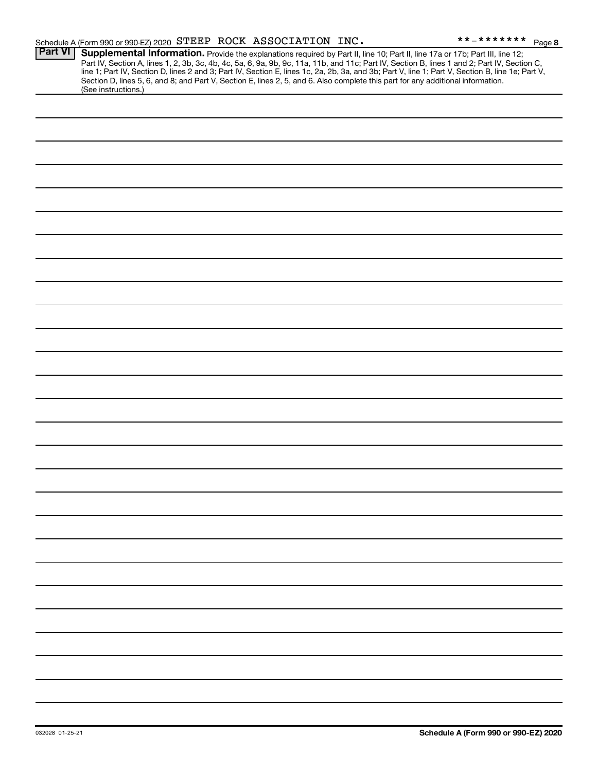Schedule A (Form 990 or 990-EZ) 2020 STEEP ROCK ASSOCIATION INC. **-******* Page 8

**Part VI** **Supplemental Information.** Provide the explanations required by Part II, line 10; Part II, line 17a or 17b; Part III, line 12; Part IV, Section A, lines 1, 2, 3b, 3c, 4b, 4c, 5a, 6, 9a, 9b, 9c, 11a, 11b, and 11c; Part IV, Section B, lines 1 and 2; Part IV, Section C, line 1; Part IV, Section D, lines 2 and 3; Part IV, Section E, lines 1c, 2a, 2b, 3a, and 3b; Part V, line 1; Part V, Section B, line 1e; Part V, Section D, lines 5, 6, and 8; and Part V, Section E, lines 2, 5, and 6. Also complete this part for any additional information. (See instructions.)

032028 01-25-21 **Schedule A (Form 990 or 990-EZ) 2020**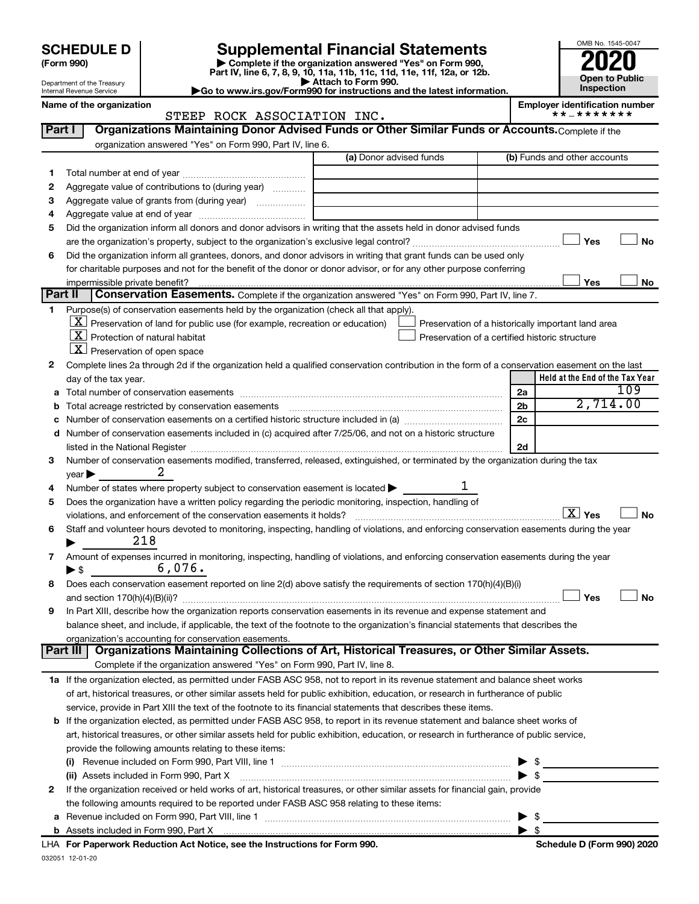# SCHEDULE D (Form 990)

Department of the Treasury
Internal Revenue Service

## Supplemental Financial Statements

▶ Complete if the organization answered "Yes" on Form 990, Part IV, line 6, 7, 8, 9, 10, 11a, 11b, 11c, 11d, 11e, 11f, 12a, or 12b.
▶ Attach to Form 990.
▶Go to www.irs.gov/Form990 for instructions and the latest information.

OMB No. 1545-0047

**2020**

**Open to Public Inspection**

Name of the organization: STEEP ROCK ASSOCIATION INC.

Employer identification number: **-*******

### Part I — Organizations Maintaining Donor Advised Funds or Other Similar Funds or Accounts.
Complete if the organization answered "Yes" on Form 990, Part IV, line 6.

| | | (a) Donor advised funds | (b) Funds and other accounts |
|---|---|---|---|
| 1 | Total number at end of year | | |
| 2 | Aggregate value of contributions to (during year) | | |
| 3 | Aggregate value of grants from (during year) | | |
| 4 | Aggregate value at end of year | | |

5 Did the organization inform all donors and donor advisors in writing that the assets held in donor advised funds are the organization's property, subject to the organization's exclusive legal control? ☐ Yes ☐ No

6 Did the organization inform all grantees, donors, and donor advisors in writing that grant funds can be used only for charitable purposes and not for the benefit of the donor or donor advisor, or for any other purpose conferring impermissible private benefit? ☐ Yes ☐ No

### Part II — Conservation Easements.
Complete if the organization answered "Yes" on Form 990, Part IV, line 7.

1 Purpose(s) of conservation easements held by the organization (check all that apply).

- [X] Preservation of land for public use (for example, recreation or education)
- [X] Protection of natural habitat
- [X] Preservation of open space
- [ ] Preservation of a historically important land area
- [ ] Preservation of a certified historic structure

2 Complete lines 2a through 2d if the organization held a qualified conservation contribution in the form of a conservation easement on the last day of the tax year.

| | | | Held at the End of the Tax Year |
|---|---|---|---|
| a | Total number of conservation easements | 2a | 109 |
| b | Total acreage restricted by conservation easements | 2b | 2,714.00 |
| c | Number of conservation easements on a certified historic structure included in (a) | 2c | |
| d | Number of conservation easements included in (c) acquired after 7/25/06, and not on a historic structure listed in the National Register | 2d | |

3 Number of conservation easements modified, transferred, released, extinguished, or terminated by the organization during the tax year ▶ 2

4 Number of states where property subject to conservation easement is located ▶ 1

5 Does the organization have a written policy regarding the periodic monitoring, inspection, handling of violations, and enforcement of the conservation easements it holds? [X] Yes ☐ No

6 Staff and volunteer hours devoted to monitoring, inspecting, handling of violations, and enforcing conservation easements during the year ▶ 218

7 Amount of expenses incurred in monitoring, inspecting, handling of violations, and enforcing conservation easements during the year ▶ $ 6,076.

8 Does each conservation easement reported on line 2(d) above satisfy the requirements of section 170(h)(4)(B)(i) and section 170(h)(4)(B)(ii)? ☐ Yes ☐ No

9 In Part XIII, describe how the organization reports conservation easements in its revenue and expense statement and balance sheet, and include, if applicable, the text of the footnote to the organization's financial statements that describes the organization's accounting for conservation easements.

### Part III — Organizations Maintaining Collections of Art, Historical Treasures, or Other Similar Assets.
Complete if the organization answered "Yes" on Form 990, Part IV, line 8.

1a If the organization elected, as permitted under FASB ASC 958, not to report in its revenue statement and balance sheet works of art, historical treasures, or other similar assets held for public exhibition, education, or research in furtherance of public service, provide in Part XIII the text of the footnote to its financial statements that describes these items.

b If the organization elected, as permitted under FASB ASC 958, to report in its revenue statement and balance sheet works of art, historical treasures, or other similar assets held for public exhibition, education, or research in furtherance of public service, provide the following amounts relating to these items:

(i) Revenue included on Form 990, Part VIII, line 1 ▶ $

(ii) Assets included in Form 990, Part X ▶ $

2 If the organization received or held works of art, historical treasures, or other similar assets for financial gain, provide the following amounts required to be reported under FASB ASC 958 relating to these items:

a Revenue included on Form 990, Part VIII, line 1 ▶ $

b Assets included in Form 990, Part X ▶ $

LHA For Paperwork Reduction Act Notice, see the Instructions for Form 990. Schedule D (Form 990) 2020

032051 12-01-20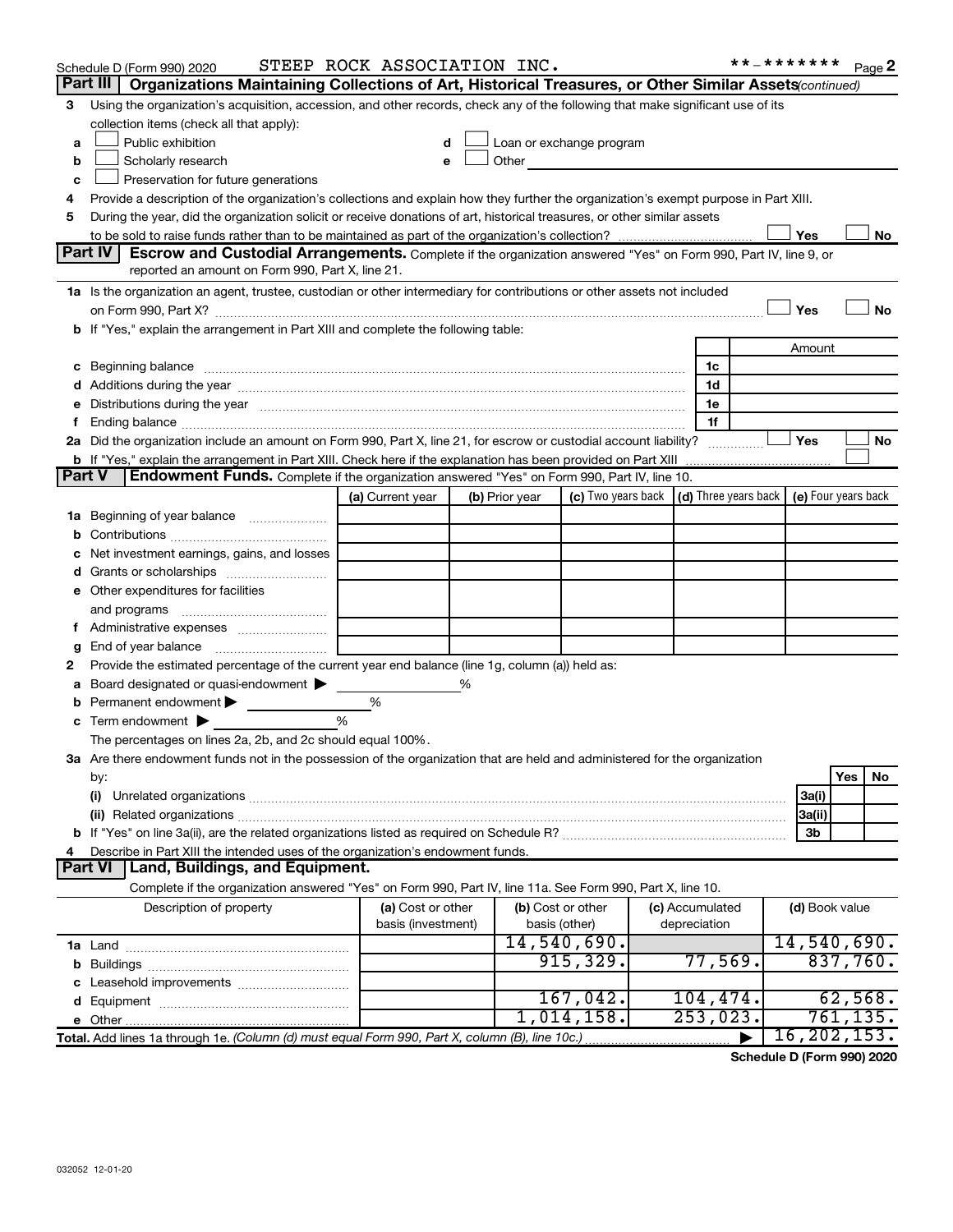Schedule D (Form 990) 2020 STEEP ROCK ASSOCIATION INC. **-******* Page 2

## Part III Organizations Maintaining Collections of Art, Historical Treasures, or Other Similar Assets *(continued)*

3 Using the organization's acquisition, accession, and other records, check any of the following that make significant use of its collection items (check all that apply):

a ☐ Public exhibition
b ☐ Scholarly research
c ☐ Preservation for future generations
d ☐ Loan or exchange program
e ☐ Other

4 Provide a description of the organization's collections and explain how they further the organization's exempt purpose in Part XIII.

5 During the year, did the organization solicit or receive donations of art, historical treasures, or other similar assets to be sold to raise funds rather than to be maintained as part of the organization's collection? ☐ Yes ☐ No

## Part IV Escrow and Custodial Arrangements.

Complete if the organization answered "Yes" on Form 990, Part IV, line 9, or reported an amount on Form 990, Part X, line 21.

1a Is the organization an agent, trustee, custodian or other intermediary for contributions or other assets not included on Form 990, Part X? ☐ Yes ☐ No

b If "Yes," explain the arrangement in Part XIII and complete the following table:

| | | Amount |
|---|---|---|
| c Beginning balance | 1c | |
| d Additions during the year | 1d | |
| e Distributions during the year | 1e | |
| f Ending balance | 1f | |

2a Did the organization include an amount on Form 990, Part X, line 21, for escrow or custodial account liability? ☐ Yes ☐ No

b If "Yes," explain the arrangement in Part XIII. Check here if the explanation has been provided on Part XIII ☐

## Part V Endowment Funds.

Complete if the organization answered "Yes" on Form 990, Part IV, line 10.

| | (a) Current year | (b) Prior year | (c) Two years back | (d) Three years back | (e) Four years back |
|---|---|---|---|---|---|
| 1a Beginning of year balance | | | | | |
| b Contributions | | | | | |
| c Net investment earnings, gains, and losses | | | | | |
| d Grants or scholarships | | | | | |
| e Other expenditures for facilities and programs | | | | | |
| f Administrative expenses | | | | | |
| g End of year balance | | | | | |

2 Provide the estimated percentage of the current year end balance (line 1g, column (a)) held as:

a Board designated or quasi-endowment ▶ ______ %
b Permanent endowment ▶ ______ %
c Term endowment ▶ ______ %

The percentages on lines 2a, 2b, and 2c should equal 100%.

3a Are there endowment funds not in the possession of the organization that are held and administered for the organization by:

| | | Yes | No |
|---|---|---|---|
| (i) Unrelated organizations | 3a(i) | | |
| (ii) Related organizations | 3a(ii) | | |
| b If "Yes" on line 3a(ii), are the related organizations listed as required on Schedule R? | 3b | | |

4 Describe in Part XIII the intended uses of the organization's endowment funds.

## Part VI Land, Buildings, and Equipment.

Complete if the organization answered "Yes" on Form 990, Part IV, line 11a. See Form 990, Part X, line 10.

| Description of property | (a) Cost or other basis (investment) | (b) Cost or other basis (other) | (c) Accumulated depreciation | (d) Book value |
|---|---|---|---|---|
| 1a Land | | 14,540,690. | | 14,540,690. |
| b Buildings | | 915,329. | 77,569. | 837,760. |
| c Leasehold improvements | | | | |
| d Equipment | | 167,042. | 104,474. | 62,568. |
| e Other | | 1,014,158. | 253,023. | 761,135. |
| **Total.** Add lines 1a through 1e. *(Column (d) must equal Form 990, Part X, column (B), line 10c.)* | | | ▶ | 16,202,153. |

**Schedule D (Form 990) 2020**

032052 12-01-20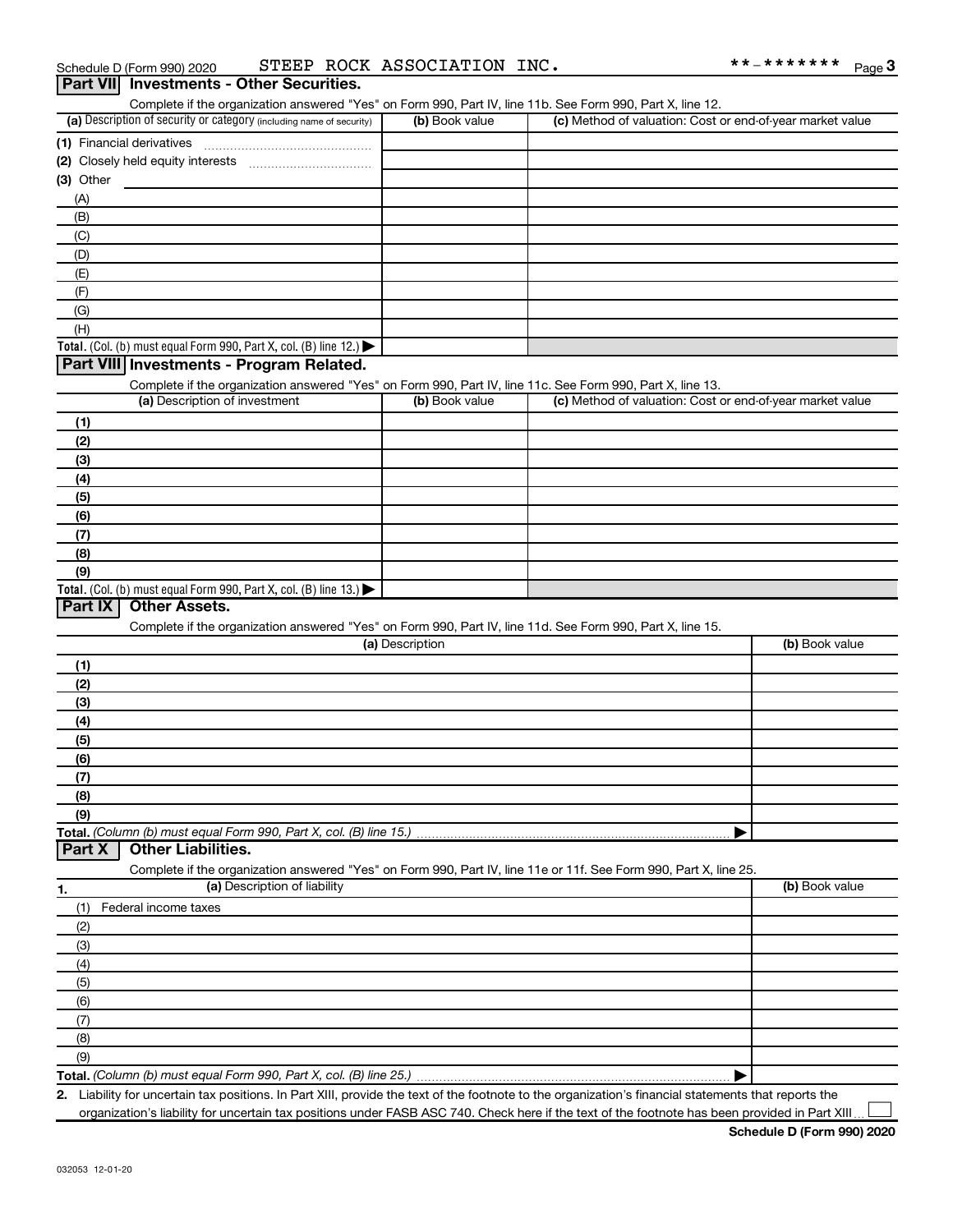Schedule D (Form 990) 2020 STEEP ROCK ASSOCIATION INC. **-******* 

## Part VII Investments - Other Securities.

Complete if the organization answered "Yes" on Form 990, Part IV, line 11b. See Form 990, Part X, line 12.

| (a) Description of security or category (including name of security) | (b) Book value | (c) Method of valuation: Cost or end-of-year market value |
|---|---|---|
| (1) Financial derivatives | | |
| (2) Closely held equity interests | | |
| (3) Other | | |
| (A) | | |
| (B) | | |
| (C) | | |
| (D) | | |
| (E) | | |
| (F) | | |
| (G) | | |
| (H) | | |
| **Total.** (Col. (b) must equal Form 990, Part X, col. (B) line 12.) ▶ | | |

## Part VIII Investments - Program Related.

Complete if the organization answered "Yes" on Form 990, Part IV, line 11c. See Form 990, Part X, line 13.

| (a) Description of investment | (b) Book value | (c) Method of valuation: Cost or end-of-year market value |
|---|---|---|
| (1) | | |
| (2) | | |
| (3) | | |
| (4) | | |
| (5) | | |
| (6) | | |
| (7) | | |
| (8) | | |
| (9) | | |
| **Total.** (Col. (b) must equal Form 990, Part X, col. (B) line 13.) ▶ | | |

## Part IX Other Assets.

Complete if the organization answered "Yes" on Form 990, Part IV, line 11d. See Form 990, Part X, line 15.

| (a) Description | (b) Book value |
|---|---|
| (1) | |
| (2) | |
| (3) | |
| (4) | |
| (5) | |
| (6) | |
| (7) | |
| (8) | |
| (9) | |
| **Total.** *(Column (b) must equal Form 990, Part X, col. (B) line 15.)* ▶ | |

## Part X Other Liabilities.

Complete if the organization answered "Yes" on Form 990, Part IV, line 11e or 11f. See Form 990, Part X, line 25.

| 1. (a) Description of liability | (b) Book value |
|---|---|
| (1) Federal income taxes | |
| (2) | |
| (3) | |
| (4) | |
| (5) | |
| (6) | |
| (7) | |
| (8) | |
| (9) | |
| **Total.** *(Column (b) must equal Form 990, Part X, col. (B) line 25.)* ▶ | |

2. Liability for uncertain tax positions. In Part XIII, provide the text of the footnote to the organization's financial statements that reports the organization's liability for uncertain tax positions under FASB ASC 740. Check here if the text of the footnote has been provided in Part XIII ☐

Schedule D (Form 990) 2020

032053 12-01-20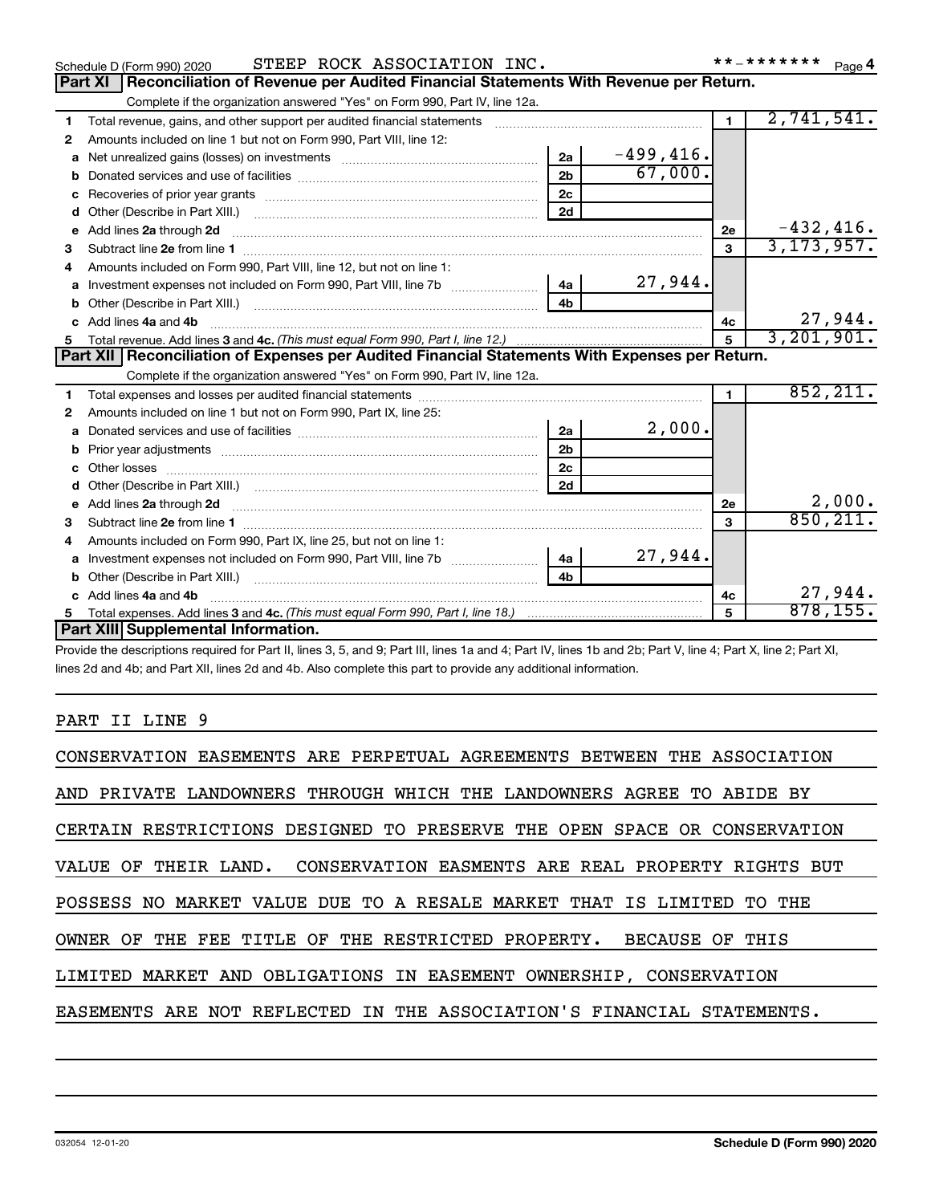Schedule D (Form 990) 2020 STEEP ROCK ASSOCIATION INC. **-******* Page 4

## Part XI Reconciliation of Revenue per Audited Financial Statements With Revenue per Return.

Complete if the organization answered "Yes" on Form 990, Part IV, line 12a.

| | | | | | |
|---|---|---|---|---|---|
| 1 | Total revenue, gains, and other support per audited financial statements | | | 1 | 2,741,541. |
| 2 | Amounts included on line 1 but not on Form 990, Part VIII, line 12: | | | | |
| a | Net unrealized gains (losses) on investments | 2a | -499,416. | | |
| b | Donated services and use of facilities | 2b | 67,000. | | |
| c | Recoveries of prior year grants | 2c | | | |
| d | Other (Describe in Part XIII.) | 2d | | | |
| e | Add lines 2a through 2d | | | 2e | -432,416. |
| 3 | Subtract line 2e from line 1 | | | 3 | 3,173,957. |
| 4 | Amounts included on Form 990, Part VIII, line 12, but not on line 1: | | | | |
| a | Investment expenses not included on Form 990, Part VIII, line 7b | 4a | 27,944. | | |
| b | Other (Describe in Part XIII.) | 4b | | | |
| c | Add lines 4a and 4b | | | 4c | 27,944. |
| 5 | Total revenue. Add lines 3 and 4c. *(This must equal Form 990, Part I, line 12.)* | | | 5 | 3,201,901. |

## Part XII Reconciliation of Expenses per Audited Financial Statements With Expenses per Return.

Complete if the organization answered "Yes" on Form 990, Part IV, line 12a.

| | | | | | |
|---|---|---|---|---|---|
| 1 | Total expenses and losses per audited financial statements | | | 1 | 852,211. |
| 2 | Amounts included on line 1 but not on Form 990, Part IX, line 25: | | | | |
| a | Donated services and use of facilities | 2a | 2,000. | | |
| b | Prior year adjustments | 2b | | | |
| c | Other losses | 2c | | | |
| d | Other (Describe in Part XIII.) | 2d | | | |
| e | Add lines 2a through 2d | | | 2e | 2,000. |
| 3 | Subtract line 2e from line 1 | | | 3 | 850,211. |
| 4 | Amounts included on Form 990, Part IX, line 25, but not on line 1: | | | | |
| a | Investment expenses not included on Form 990, Part VIII, line 7b | 4a | 27,944. | | |
| b | Other (Describe in Part XIII.) | 4b | | | |
| c | Add lines 4a and 4b | | | 4c | 27,944. |
| 5 | Total expenses. Add lines 3 and 4c. *(This must equal Form 990, Part I, line 18.)* | | | 5 | 878,155. |

## Part XIII Supplemental Information.

Provide the descriptions required for Part II, lines 3, 5, and 9; Part III, lines 1a and 4; Part IV, lines 1b and 2b; Part V, line 4; Part X, line 2; Part XI, lines 2d and 4b; and Part XII, lines 2d and 4b. Also complete this part to provide any additional information.

PART II LINE 9

CONSERVATION EASEMENTS ARE PERPETUAL AGREEMENTS BETWEEN THE ASSOCIATION AND PRIVATE LANDOWNERS THROUGH WHICH THE LANDOWNERS AGREE TO ABIDE BY CERTAIN RESTRICTIONS DESIGNED TO PRESERVE THE OPEN SPACE OR CONSERVATION VALUE OF THEIR LAND. CONSERVATION EASMENTS ARE REAL PROPERTY RIGHTS BUT POSSESS NO MARKET VALUE DUE TO A RESALE MARKET THAT IS LIMITED TO THE OWNER OF THE FEE TITLE OF THE RESTRICTED PROPERTY. BECAUSE OF THIS LIMITED MARKET AND OBLIGATIONS IN EASEMENT OWNERSHIP, CONSERVATION EASEMENTS ARE NOT REFLECTED IN THE ASSOCIATION'S FINANCIAL STATEMENTS.

032054 12-01-20 **Schedule D (Form 990) 2020**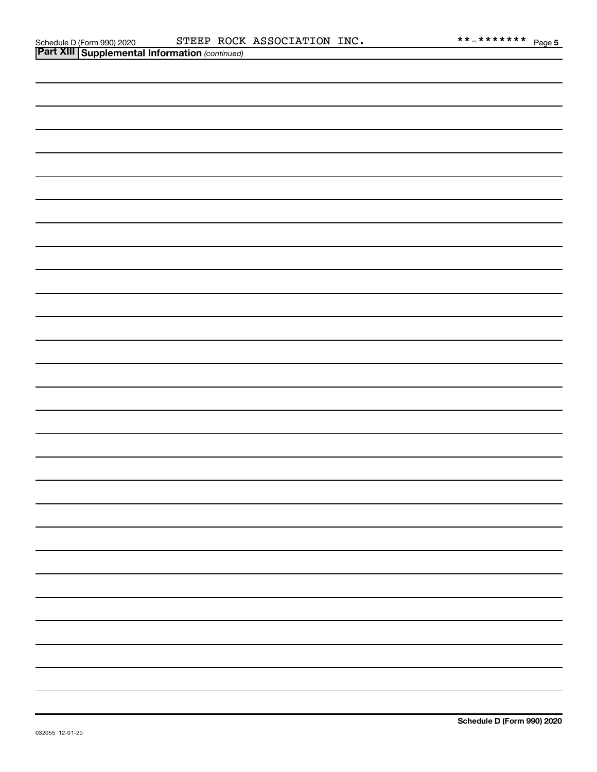## Part XIII Supplemental Information *(continued)*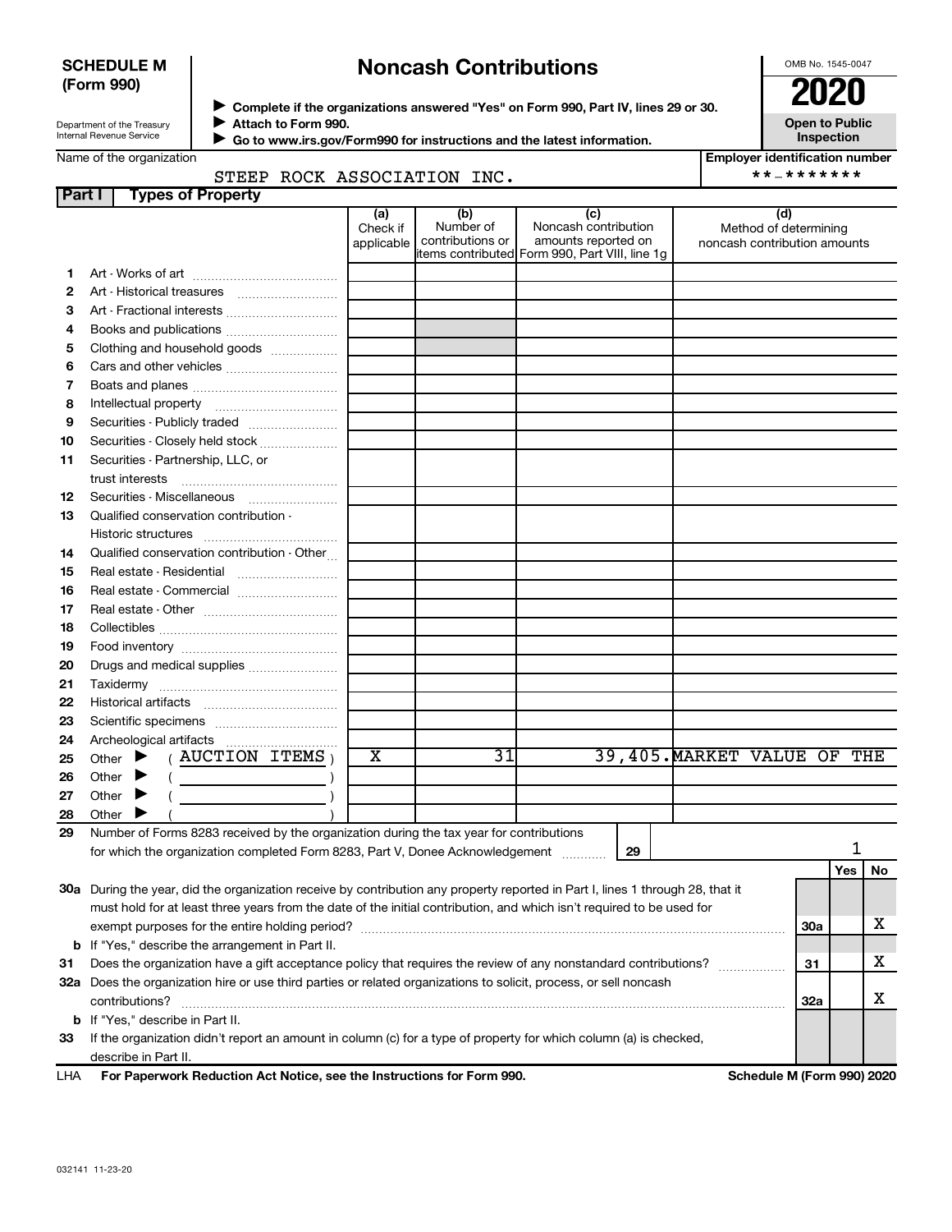**SCHEDULE M (Form 990)**

Department of the Treasury
Internal Revenue Service

# Noncash Contributions

▶ Complete if the organizations answered "Yes" on Form 990, Part IV, lines 29 or 30.
▶ Attach to Form 990.
▶ Go to www.irs.gov/Form990 for instructions and the latest information.

OMB No. 1545-0047

**2020**

**Open to Public Inspection**

Name of the organization: STEEP ROCK ASSOCIATION INC.

Employer identification number: **-*******

**Part I Types of Property**

| | | (a) Check if applicable | (b) Number of contributions or items contributed | (c) Noncash contribution amounts reported on Form 990, Part VIII, line 1g | (d) Method of determining noncash contribution amounts |
|---|---|---|---|---|---|
| 1 | Art - Works of art | | | | |
| 2 | Art - Historical treasures | | | | |
| 3 | Art - Fractional interests | | | | |
| 4 | Books and publications | | | | |
| 5 | Clothing and household goods | | | | |
| 6 | Cars and other vehicles | | | | |
| 7 | Boats and planes | | | | |
| 8 | Intellectual property | | | | |
| 9 | Securities - Publicly traded | | | | |
| 10 | Securities - Closely held stock | | | | |
| 11 | Securities - Partnership, LLC, or trust interests | | | | |
| 12 | Securities - Miscellaneous | | | | |
| 13 | Qualified conservation contribution - Historic structures | | | | |
| 14 | Qualified conservation contribution - Other | | | | |
| 15 | Real estate - Residential | | | | |
| 16 | Real estate - Commercial | | | | |
| 17 | Real estate - Other | | | | |
| 18 | Collectibles | | | | |
| 19 | Food inventory | | | | |
| 20 | Drugs and medical supplies | | | | |
| 21 | Taxidermy | | | | |
| 22 | Historical artifacts | | | | |
| 23 | Scientific specimens | | | | |
| 24 | Archeological artifacts | | | | |
| 25 | Other ▶ ( AUCTION ITEMS ) | X | 31 | 39,405. | MARKET VALUE OF THE |
| 26 | Other ▶ ( ) | | | | |
| 27 | Other ▶ ( ) | | | | |
| 28 | Other ▶ ( ) | | | | |

29 Number of Forms 8283 received by the organization during the tax year for contributions for which the organization completed Form 8283, Part V, Donee Acknowledgement ..... **29** | 1

| | | | Yes | No |
|---|---|---|---|---|
| 30a | During the year, did the organization receive by contribution any property reported in Part I, lines 1 through 28, that it must hold for at least three years from the date of the initial contribution, and which isn't required to be used for exempt purposes for the entire holding period? | 30a | | X |
| b | If "Yes," describe the arrangement in Part II. | | | |
| 31 | Does the organization have a gift acceptance policy that requires the review of any nonstandard contributions? | 31 | | X |
| 32a | Does the organization hire or use third parties or related organizations to solicit, process, or sell noncash contributions? | 32a | | X |
| b | If "Yes," describe in Part II. | | | |
| 33 | If the organization didn't report an amount in column (c) for a type of property for which column (a) is checked, describe in Part II. | | | |

LHA **For Paperwork Reduction Act Notice, see the Instructions for Form 990.** **Schedule M (Form 990) 2020**

032141 11-23-20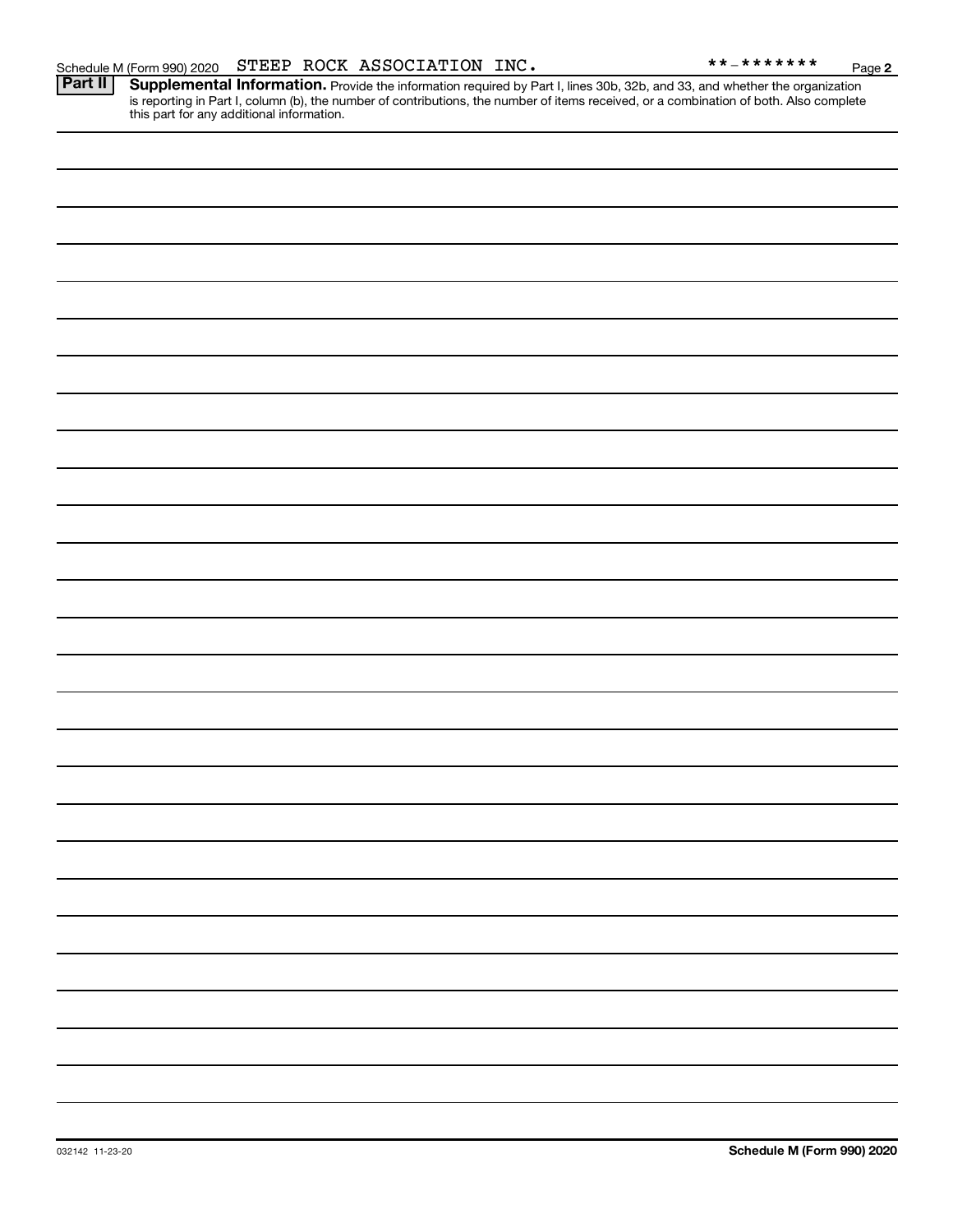Schedule M (Form 990) 2020 STEEP ROCK ASSOCIATION INC. **-******* Page 2

**Part II** **Supplemental Information.** Provide the information required by Part I, lines 30b, 32b, and 33, and whether the organization is reporting in Part I, column (b), the number of contributions, the number of items received, or a combination of both. Also complete this part for any additional information.

032142 11-23-20 **Schedule M (Form 990) 2020**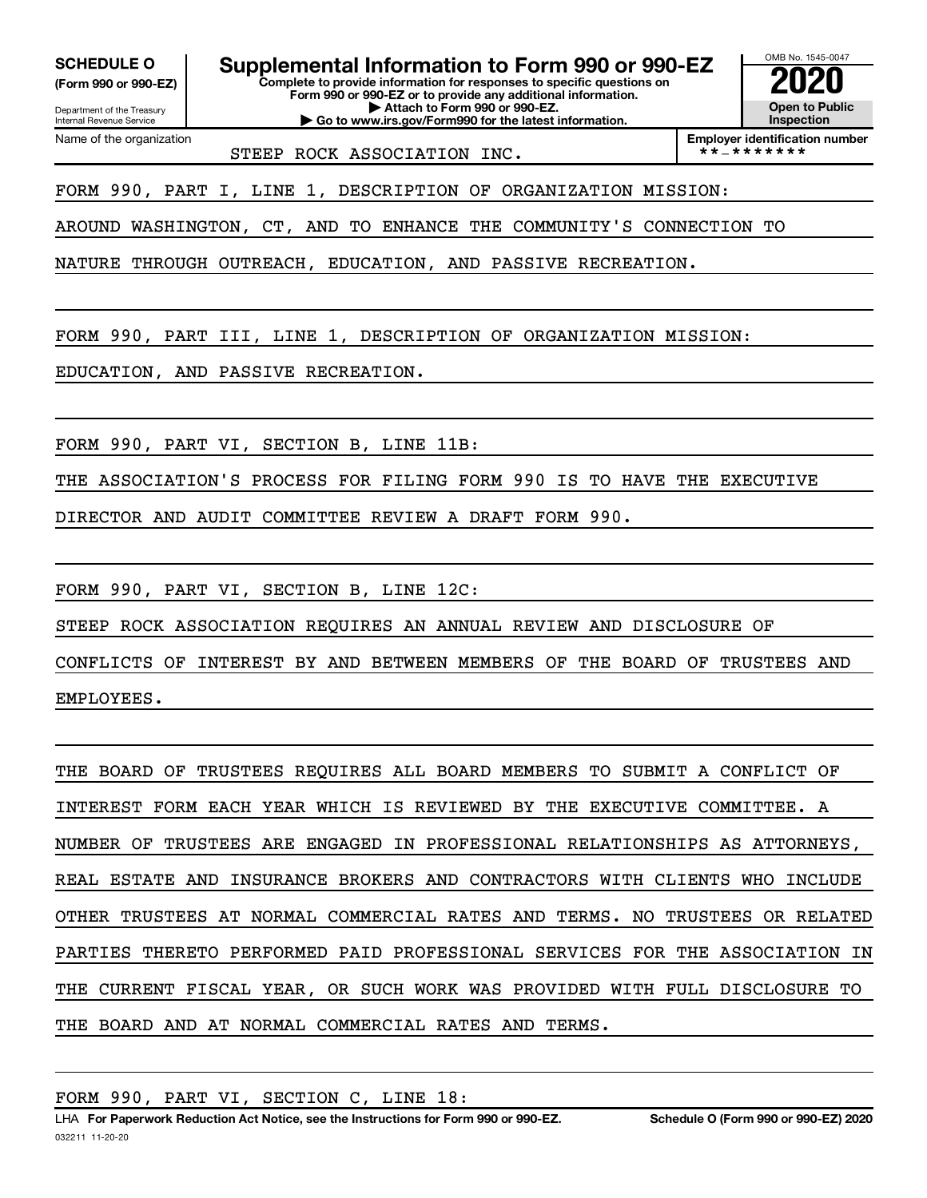**SCHEDULE O** **(Form 990 or 990-EZ)**

Department of the Treasury
Internal Revenue Service

# Supplemental Information to Form 990 or 990-EZ

**Complete to provide information for responses to specific questions on Form 990 or 990-EZ or to provide any additional information.**
**▶ Attach to Form 990 or 990-EZ.**
**▶ Go to www.irs.gov/Form990 for the latest information.**

OMB No. 1545-0047

**2020**

**Open to Public Inspection**

Name of the organization: STEEP ROCK ASSOCIATION INC.

**Employer identification number** **-*******

FORM 990, PART I, LINE 1, DESCRIPTION OF ORGANIZATION MISSION:

AROUND WASHINGTON, CT, AND TO ENHANCE THE COMMUNITY'S CONNECTION TO NATURE THROUGH OUTREACH, EDUCATION, AND PASSIVE RECREATION.

FORM 990, PART III, LINE 1, DESCRIPTION OF ORGANIZATION MISSION:

EDUCATION, AND PASSIVE RECREATION.

FORM 990, PART VI, SECTION B, LINE 11B:

THE ASSOCIATION'S PROCESS FOR FILING FORM 990 IS TO HAVE THE EXECUTIVE DIRECTOR AND AUDIT COMMITTEE REVIEW A DRAFT FORM 990.

FORM 990, PART VI, SECTION B, LINE 12C:

STEEP ROCK ASSOCIATION REQUIRES AN ANNUAL REVIEW AND DISCLOSURE OF CONFLICTS OF INTEREST BY AND BETWEEN MEMBERS OF THE BOARD OF TRUSTEES AND EMPLOYEES.

THE BOARD OF TRUSTEES REQUIRES ALL BOARD MEMBERS TO SUBMIT A CONFLICT OF INTEREST FORM EACH YEAR WHICH IS REVIEWED BY THE EXECUTIVE COMMITTEE. A NUMBER OF TRUSTEES ARE ENGAGED IN PROFESSIONAL RELATIONSHIPS AS ATTORNEYS, REAL ESTATE AND INSURANCE BROKERS AND CONTRACTORS WITH CLIENTS WHO INCLUDE OTHER TRUSTEES AT NORMAL COMMERCIAL RATES AND TERMS. NO TRUSTEES OR RELATED PARTIES THERETO PERFORMED PAID PROFESSIONAL SERVICES FOR THE ASSOCIATION IN THE CURRENT FISCAL YEAR, OR SUCH WORK WAS PROVIDED WITH FULL DISCLOSURE TO THE BOARD AND AT NORMAL COMMERCIAL RATES AND TERMS.

FORM 990, PART VI, SECTION C, LINE 18:

LHA **For Paperwork Reduction Act Notice, see the Instructions for Form 990 or 990-EZ.** **Schedule O (Form 990 or 990-EZ) 2020**

032211 11-20-20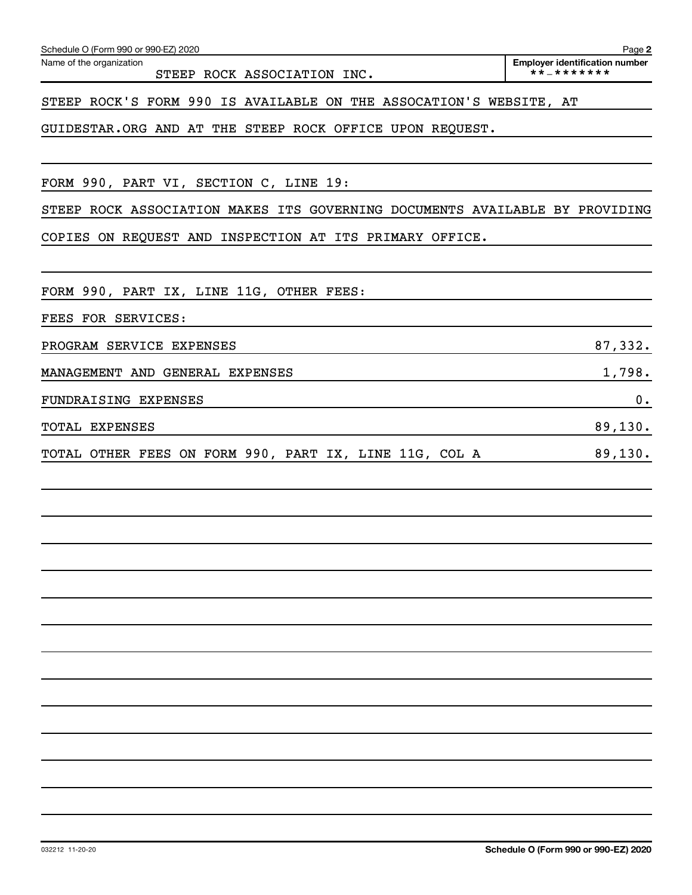Schedule O (Form 990 or 990-EZ) 2020

Name of the organization: STEEP ROCK ASSOCIATION INC.

Employer identification number: **-*******

STEEP ROCK'S FORM 990 IS AVAILABLE ON THE ASSOCATION'S WEBSITE, AT GUIDESTAR.ORG AND AT THE STEEP ROCK OFFICE UPON REQUEST.

FORM 990, PART VI, SECTION C, LINE 19:

STEEP ROCK ASSOCIATION MAKES ITS GOVERNING DOCUMENTS AVAILABLE BY PROVIDING COPIES ON REQUEST AND INSPECTION AT ITS PRIMARY OFFICE.

FORM 990, PART IX, LINE 11G, OTHER FEES:

FEES FOR SERVICES:

| | |
|---|---|
| PROGRAM SERVICE EXPENSES | 87,332. |
| MANAGEMENT AND GENERAL EXPENSES | 1,798. |
| FUNDRAISING EXPENSES | 0. |
| TOTAL EXPENSES | 89,130. |
| TOTAL OTHER FEES ON FORM 990, PART IX, LINE 11G, COL A | 89,130. |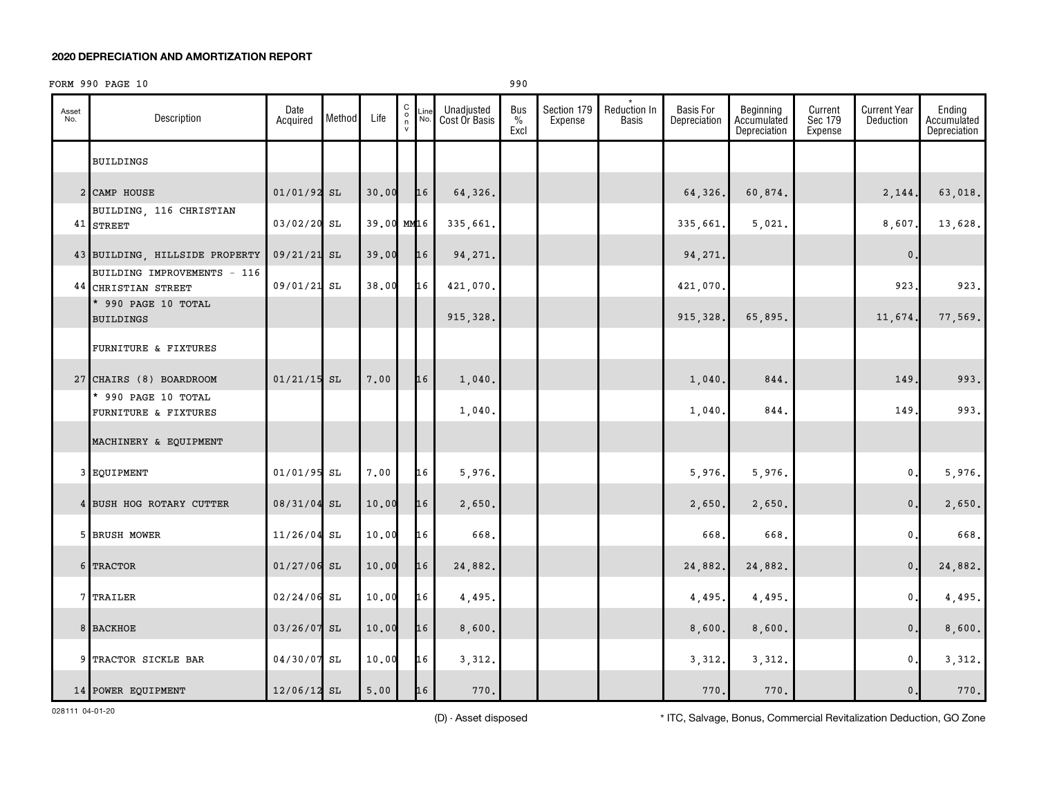## 2020 DEPRECIATION AND AMORTIZATION REPORT

FORM 990 PAGE 10 990

| Asset No. | Description | Date Acquired | Method | Life | C o n v | Line No. | Unadjusted Cost Or Basis | Bus % Excl | Section 179 Expense | * Reduction In Basis | Basis For Depreciation | Beginning Accumulated Depreciation | Current Sec 179 Expense | Current Year Deduction | Ending Accumulated Depreciation |
|---|---|---|---|---|---|---|---|---|---|---|---|---|---|---|---|
| | BUILDINGS | | | | | | | | | | | | | | |
| 2 | CAMP HOUSE | 01/01/92 | SL | 30.00 | | 16 | 64,326. | | | | 64,326. | 60,874. | | 2,144. | 63,018. |
| 41 | BUILDING, 116 CHRISTIAN STREET | 03/02/20 | SL | 39.00 | MM | 16 | 335,661. | | | | 335,661. | 5,021. | | 8,607. | 13,628. |
| 43 | BUILDING, HILLSIDE PROPERTY | 09/21/21 | SL | 39.00 | | 16 | 94,271. | | | | 94,271. | | | 0. | |
| 44 | BUILDING IMPROVEMENTS - 116 CHRISTIAN STREET | 09/01/21 | SL | 38.00 | | 16 | 421,070. | | | | 421,070. | | | 923. | 923. |
| | * 990 PAGE 10 TOTAL BUILDINGS | | | | | | 915,328. | | | | 915,328. | 65,895. | | 11,674. | 77,569. |
| | FURNITURE & FIXTURES | | | | | | | | | | | | | | |
| 27 | CHAIRS (8) BOARDROOM | 01/21/15 | SL | 7.00 | | 16 | 1,040. | | | | 1,040. | 844. | | 149. | 993. |
| | * 990 PAGE 10 TOTAL FURNITURE & FIXTURES | | | | | | 1,040. | | | | 1,040. | 844. | | 149. | 993. |
| | MACHINERY & EQUIPMENT | | | | | | | | | | | | | | |
| 3 | EQUIPMENT | 01/01/95 | SL | 7.00 | | 16 | 5,976. | | | | 5,976. | 5,976. | | 0. | 5,976. |
| 4 | BUSH HOG ROTARY CUTTER | 08/31/04 | SL | 10.00 | | 16 | 2,650. | | | | 2,650. | 2,650. | | 0. | 2,650. |
| 5 | BRUSH MOWER | 11/26/04 | SL | 10.00 | | 16 | 668. | | | | 668. | 668. | | 0. | 668. |
| 6 | TRACTOR | 01/27/06 | SL | 10.00 | | 16 | 24,882. | | | | 24,882. | 24,882. | | 0. | 24,882. |
| 7 | TRAILER | 02/24/06 | SL | 10.00 | | 16 | 4,495. | | | | 4,495. | 4,495. | | 0. | 4,495. |
| 8 | BACKHOE | 03/26/07 | SL | 10.00 | | 16 | 8,600. | | | | 8,600. | 8,600. | | 0. | 8,600. |
| 9 | TRACTOR SICKLE BAR | 04/30/07 | SL | 10.00 | | 16 | 3,312. | | | | 3,312. | 3,312. | | 0. | 3,312. |
| 14 | POWER EQUIPMENT | 12/06/12 | SL | 5.00 | | 16 | 770. | | | | 770. | 770. | | 0. | 770. |

028111 04-01-20

(D) - Asset disposed

* ITC, Salvage, Bonus, Commercial Revitalization Deduction, GO Zone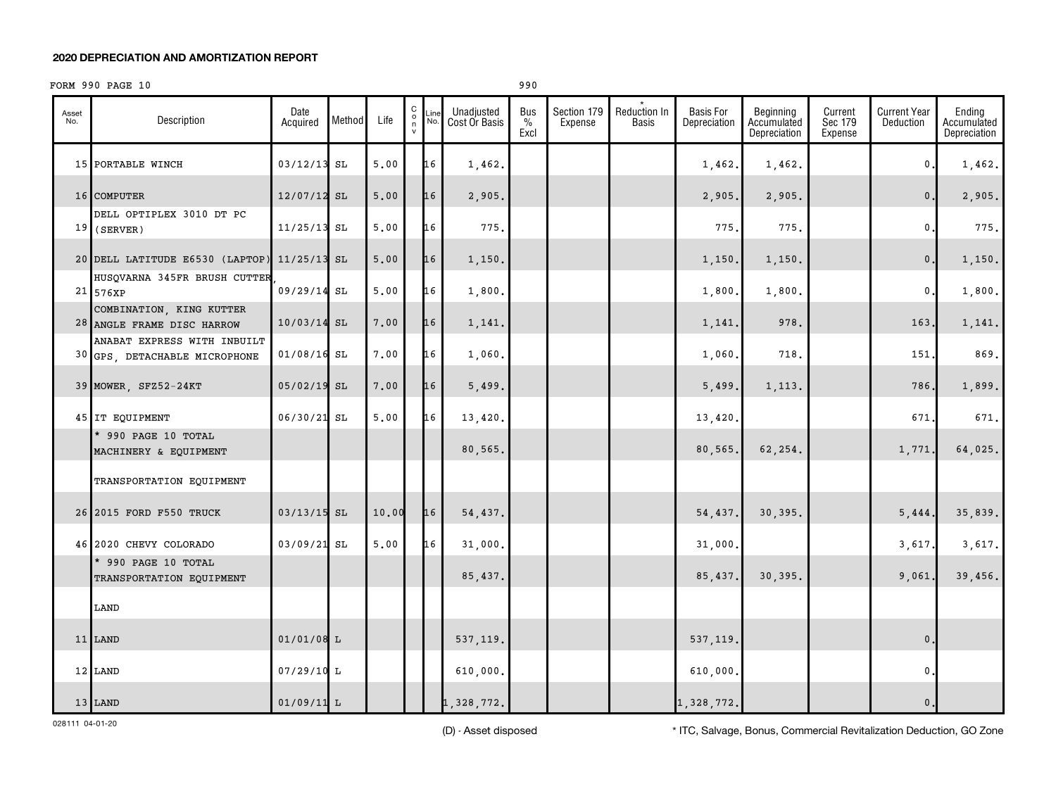## 2020 DEPRECIATION AND AMORTIZATION REPORT

FORM 990 PAGE 10 990

| Asset No. | Description | Date Acquired | Method | Life | C o n v | Line No. | Unadjusted Cost Or Basis | Bus % Excl | Section 179 Expense | * Reduction In Basis | Basis For Depreciation | Beginning Accumulated Depreciation | Current Sec 179 Expense | Current Year Deduction | Ending Accumulated Depreciation |
|---|---|---|---|---|---|---|---|---|---|---|---|---|---|---|---|
| 15 | PORTABLE WINCH | 03/12/13 | SL | 5.00 | | 16 | 1,462. | | | | 1,462. | 1,462. | | 0. | 1,462. |
| 16 | COMPUTER | 12/07/12 | SL | 5.00 | | 16 | 2,905. | | | | 2,905. | 2,905. | | 0. | 2,905. |
| 19 | DELL OPTIPLEX 3010 DT PC (SERVER) | 11/25/13 | SL | 5.00 | | 16 | 775. | | | | 775. | 775. | | 0. | 775. |
| 20 | DELL LATITUDE E6530 (LAPTOP) | 11/25/13 | SL | 5.00 | | 16 | 1,150. | | | | 1,150. | 1,150. | | 0. | 1,150. |
| 21 | HUSQVARNA 345FR BRUSH CUTTER, 576XP | 09/29/14 | SL | 5.00 | | 16 | 1,800. | | | | 1,800. | 1,800. | | 0. | 1,800. |
| 28 | COMBINATION, KING KUTTER ANGLE FRAME DISC HARROW | 10/03/14 | SL | 7.00 | | 16 | 1,141. | | | | 1,141. | 978. | | 163. | 1,141. |
| 30 | ANABAT EXPRESS WITH INBUILT GPS, DETACHABLE MICROPHONE | 01/08/16 | SL | 7.00 | | 16 | 1,060. | | | | 1,060. | 718. | | 151. | 869. |
| 39 | MOWER, SFZ52-24KT | 05/02/19 | SL | 7.00 | | 16 | 5,499. | | | | 5,499. | 1,113. | | 786. | 1,899. |
| 45 | IT EQUIPMENT | 06/30/21 | SL | 5.00 | | 16 | 13,420. | | | | 13,420. | | | 671. | 671. |
| | * 990 PAGE 10 TOTAL MACHINERY & EQUIPMENT | | | | | | 80,565. | | | | 80,565. | 62,254. | | 1,771. | 64,025. |
| | TRANSPORTATION EQUIPMENT | | | | | | | | | | | | | | |
| 26 | 2015 FORD F550 TRUCK | 03/13/15 | SL | 10.00 | | 16 | 54,437. | | | | 54,437. | 30,395. | | 5,444. | 35,839. |
| 46 | 2020 CHEVY COLORADO | 03/09/21 | SL | 5.00 | | 16 | 31,000. | | | | 31,000. | | | 3,617. | 3,617. |
| | * 990 PAGE 10 TOTAL TRANSPORTATION EQUIPMENT | | | | | | 85,437. | | | | 85,437. | 30,395. | | 9,061. | 39,456. |
| | LAND | | | | | | | | | | | | | | |
| 11 | LAND | 01/01/08 | L | | | | 537,119. | | | | 537,119. | | | 0. | |
| 12 | LAND | 07/29/10 | L | | | | 610,000. | | | | 610,000. | | | 0. | |
| 13 | LAND | 01/09/11 | L | | | | 1,328,772. | | | | 1,328,772. | | | 0. | |

028111 04-01-20

(D) - Asset disposed

* ITC, Salvage, Bonus, Commercial Revitalization Deduction, GO Zone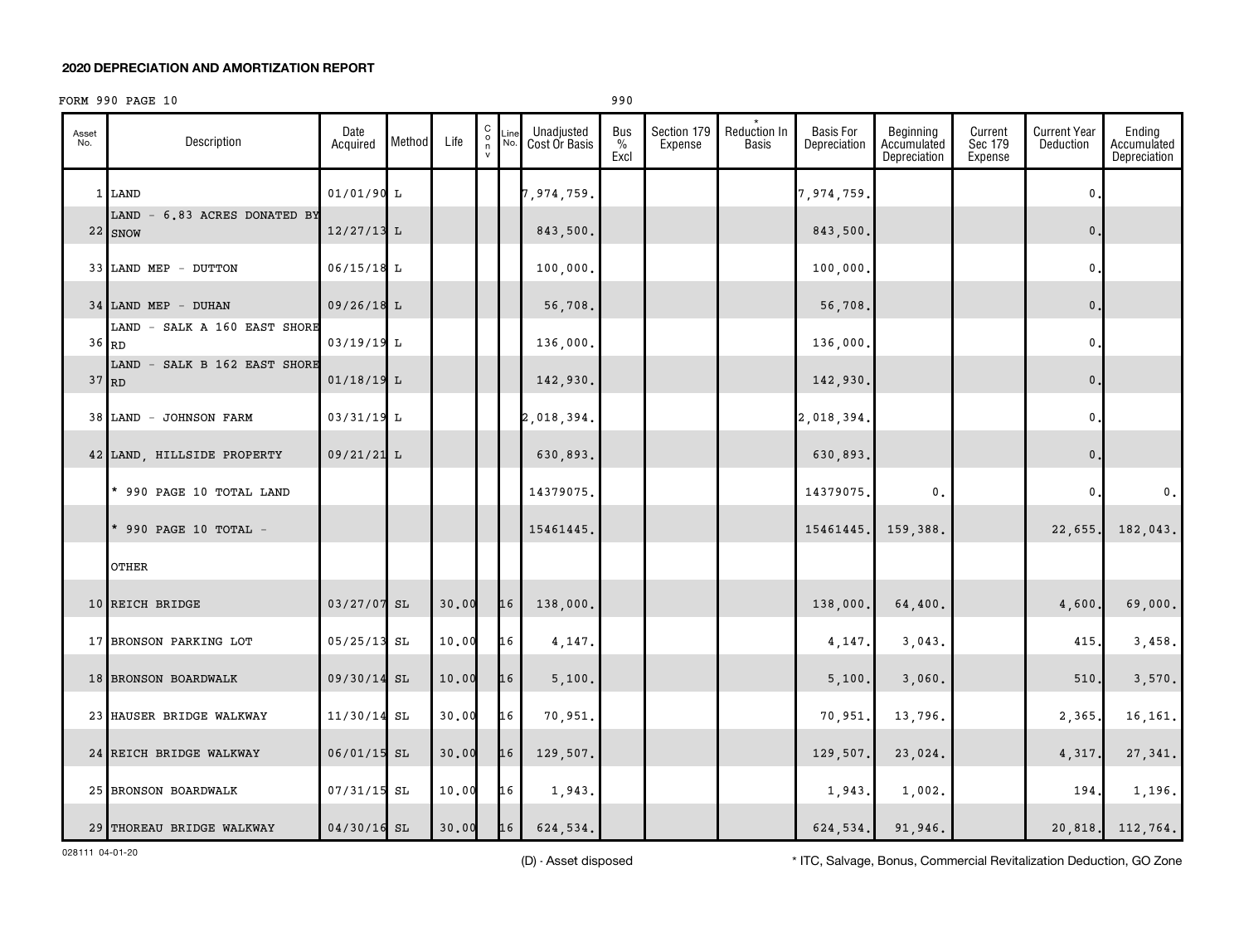## 2020 DEPRECIATION AND AMORTIZATION REPORT

FORM 990 PAGE 10 990

| Asset No. | Description | Date Acquired | Method | Life | C o n v | Line No. | Unadjusted Cost Or Basis | Bus % Excl | Section 179 Expense | * Reduction In Basis | Basis For Depreciation | Beginning Accumulated Depreciation | Current Sec 179 Expense | Current Year Deduction | Ending Accumulated Depreciation |
|---|---|---|---|---|---|---|---|---|---|---|---|---|---|---|---|
| 1 | LAND | 01/01/90 | L | | | | 7,974,759. | | | | 7,974,759. | | | 0. | |
| 22 | LAND - 6.83 ACRES DONATED BY SNOW | 12/27/13 | L | | | | 843,500. | | | | 843,500. | | | 0. | |
| 33 | LAND MEP - DUTTON | 06/15/18 | L | | | | 100,000. | | | | 100,000. | | | 0. | |
| 34 | LAND MEP - DUHAN | 09/26/18 | L | | | | 56,708. | | | | 56,708. | | | 0. | |
| 36 | LAND - SALK A 160 EAST SHORE RD | 03/19/19 | L | | | | 136,000. | | | | 136,000. | | | 0. | |
| 37 | LAND - SALK B 162 EAST SHORE RD | 01/18/19 | L | | | | 142,930. | | | | 142,930. | | | 0. | |
| 38 | LAND - JOHNSON FARM | 03/31/19 | L | | | | 2,018,394. | | | | 2,018,394. | | | 0. | |
| 42 | LAND, HILLSIDE PROPERTY | 09/21/21 | L | | | | 630,893. | | | | 630,893. | | | 0. | |
| | * 990 PAGE 10 TOTAL LAND | | | | | | 14379075. | | | | 14379075. | 0. | | 0. | 0. |
| | * 990 PAGE 10 TOTAL - | | | | | | 15461445. | | | | 15461445. | 159,388. | | 22,655. | 182,043. |
| | OTHER | | | | | | | | | | | | | | |
| 10 | REICH BRIDGE | 03/27/07 | SL | 30.00 | | 16 | 138,000. | | | | 138,000. | 64,400. | | 4,600. | 69,000. |
| 17 | BRONSON PARKING LOT | 05/25/13 | SL | 10.00 | | 16 | 4,147. | | | | 4,147. | 3,043. | | 415. | 3,458. |
| 18 | BRONSON BOARDWALK | 09/30/14 | SL | 10.00 | | 16 | 5,100. | | | | 5,100. | 3,060. | | 510. | 3,570. |
| 23 | HAUSER BRIDGE WALKWAY | 11/30/14 | SL | 30.00 | | 16 | 70,951. | | | | 70,951. | 13,796. | | 2,365. | 16,161. |
| 24 | REICH BRIDGE WALKWAY | 06/01/15 | SL | 30.00 | | 16 | 129,507. | | | | 129,507. | 23,024. | | 4,317. | 27,341. |
| 25 | BRONSON BOARDWALK | 07/31/15 | SL | 10.00 | | 16 | 1,943. | | | | 1,943. | 1,002. | | 194. | 1,196. |
| 29 | THOREAU BRIDGE WALKWAY | 04/30/16 | SL | 30.00 | | 16 | 624,534. | | | | 624,534. | 91,946. | | 20,818. | 112,764. |

028111 04-01-20

(D) - Asset disposed

* ITC, Salvage, Bonus, Commercial Revitalization Deduction, GO Zone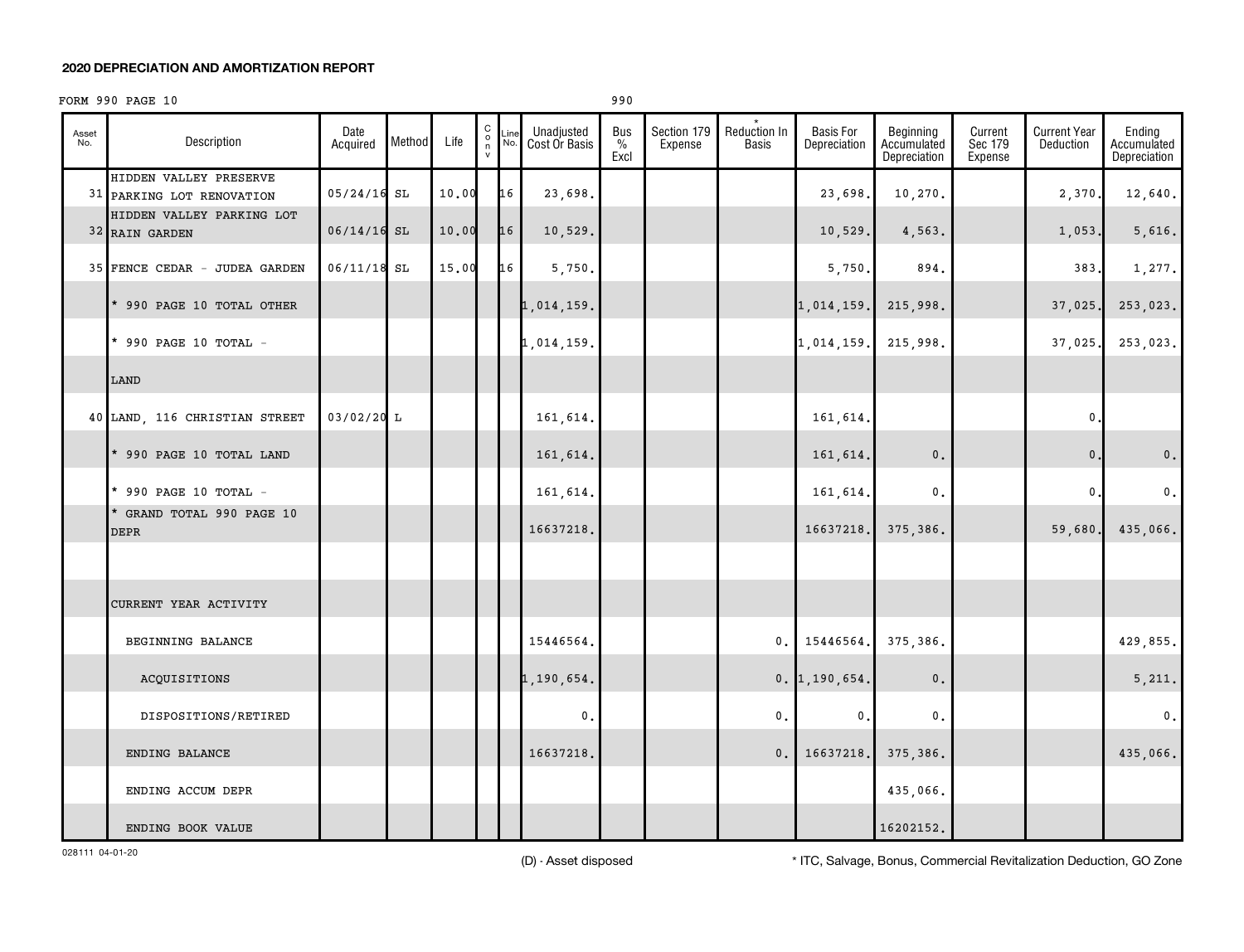**2020 DEPRECIATION AND AMORTIZATION REPORT**

FORM 990 PAGE 10 990

| Asset No. | Description | Date Acquired | Method | Life | C o n v | Line No. | Unadjusted Cost Or Basis | Bus % Excl | Section 179 Expense | * Reduction In Basis | Basis For Depreciation | Beginning Accumulated Depreciation | Current Sec 179 Expense | Current Year Deduction | Ending Accumulated Depreciation |
|---|---|---|---|---|---|---|---|---|---|---|---|---|---|---|---|
| 31 | HIDDEN VALLEY PRESERVE PARKING LOT RENOVATION | 05/24/16 | SL | 10.00 | | 16 | 23,698. | | | | 23,698. | 10,270. | | 2,370. | 12,640. |
| 32 | HIDDEN VALLEY PARKING LOT RAIN GARDEN | 06/14/16 | SL | 10.00 | | 16 | 10,529. | | | | 10,529. | 4,563. | | 1,053. | 5,616. |
| 35 | FENCE CEDAR - JUDEA GARDEN | 06/11/18 | SL | 15.00 | | 16 | 5,750. | | | | 5,750. | 894. | | 383. | 1,277. |
| | * 990 PAGE 10 TOTAL OTHER | | | | | | 1,014,159. | | | | 1,014,159. | 215,998. | | 37,025. | 253,023. |
| | * 990 PAGE 10 TOTAL - | | | | | | 1,014,159. | | | | 1,014,159. | 215,998. | | 37,025. | 253,023. |
| | LAND | | | | | | | | | | | | | | |
| 40 | LAND, 116 CHRISTIAN STREET | 03/02/20 | L | | | | 161,614. | | | | 161,614. | | | 0. | |
| | * 990 PAGE 10 TOTAL LAND | | | | | | 161,614. | | | | 161,614. | 0. | | 0. | 0. |
| | * 990 PAGE 10 TOTAL - | | | | | | 161,614. | | | | 161,614. | 0. | | 0. | 0. |
| | * GRAND TOTAL 990 PAGE 10 DEPR | | | | | | 16637218. | | | | 16637218. | 375,386. | | 59,680. | 435,066. |
| | | | | | | | | | | | | | | | |
| | CURRENT YEAR ACTIVITY | | | | | | | | | | | | | | |
| | BEGINNING BALANCE | | | | | | 15446564. | | | 0. | 15446564. | 375,386. | | | 429,855. |
| | ACQUISITIONS | | | | | | 1,190,654. | | | 0. | 1,190,654. | 0. | | | 5,211. |
| | DISPOSITIONS/RETIRED | | | | | | 0. | | | 0. | 0. | 0. | | | 0. |
| | ENDING BALANCE | | | | | | 16637218. | | | 0. | 16637218. | 375,386. | | | 435,066. |
| | ENDING ACCUM DEPR | | | | | | | | | | | 435,066. | | | |
| | ENDING BOOK VALUE | | | | | | | | | | | 16202152. | | | |

028111 04-01-20

(D) - Asset disposed

* ITC, Salvage, Bonus, Commercial Revitalization Deduction, GO Zone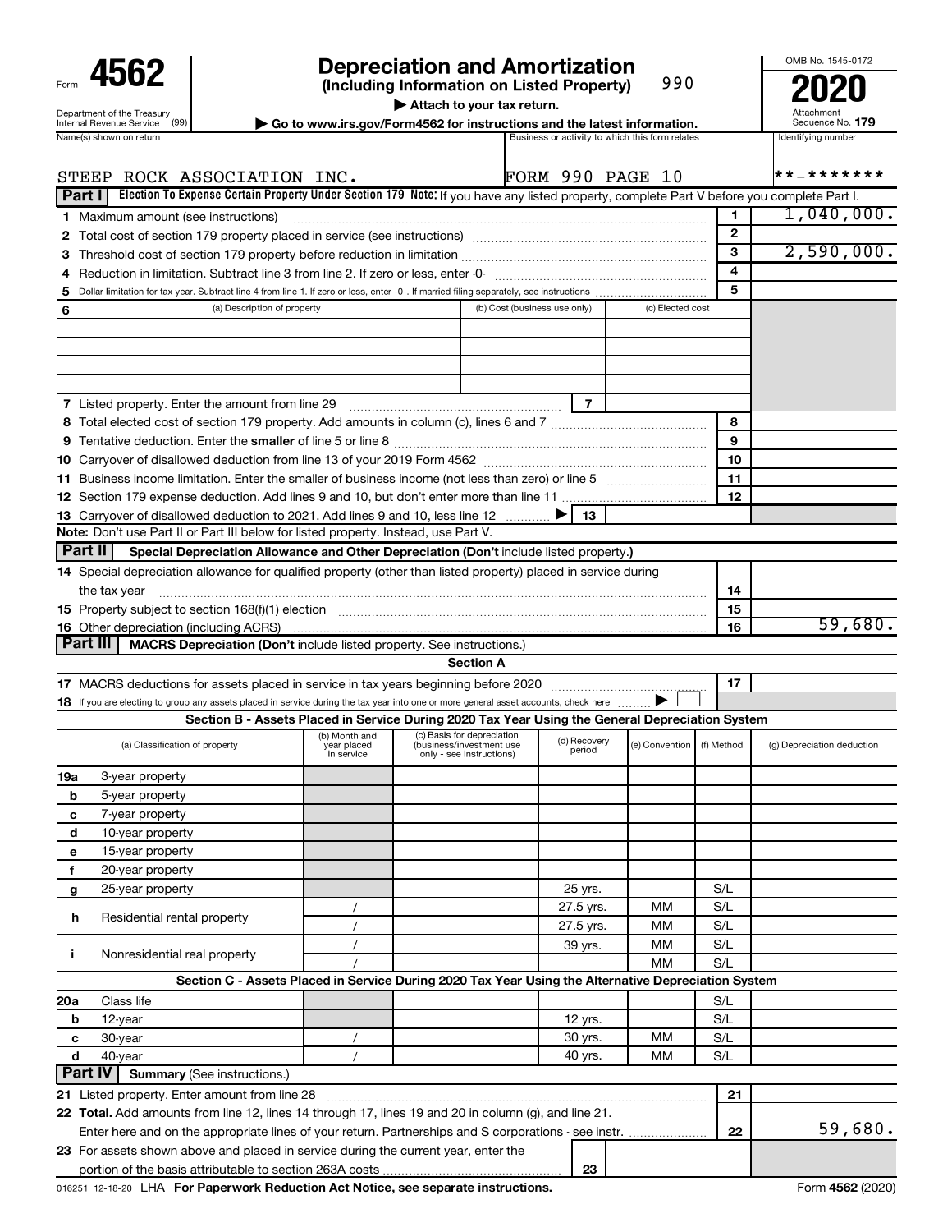Form **4562**

Department of the Treasury
Internal Revenue Service (99)

# Depreciation and Amortization
**(Including Information on Listed Property)** 990

▶ Attach to your tax return.

▶ Go to www.irs.gov/Form4562 for instructions and the latest information.

OMB No. 1545-0172

**2020**

Attachment Sequence No. **179**

| Name(s) shown on return | Business or activity to which this form relates | Identifying number |
|---|---|---|
| STEEP ROCK ASSOCIATION INC. | FORM 990 PAGE 10 | **-******* |

**Part I** Election To Expense Certain Property Under Section 179 **Note:** If you have any listed property, complete Part V before you complete Part I.

| | | | |
|---|---|---|---|
| 1 | Maximum amount (see instructions) | 1 | 1,040,000. |
| 2 | Total cost of section 179 property placed in service (see instructions) | 2 | |
| 3 | Threshold cost of section 179 property before reduction in limitation | 3 | 2,590,000. |
| 4 | Reduction in limitation. Subtract line 3 from line 2. If zero or less, enter -0- | 4 | |
| 5 | Dollar limitation for tax year. Subtract line 4 from line 1. If zero or less, enter -0-. If married filing separately, see instructions | 5 | |

| 6 (a) Description of property | (b) Cost (business use only) | (c) Elected cost |
|---|---|---|
| | | |
| | | |
| | | |
| | | |

| | | | |
|---|---|---|---|
| 7 | Listed property. Enter the amount from line 29 | 7 | |
| 8 | Total elected cost of section 179 property. Add amounts in column (c), lines 6 and 7 | 8 | |
| 9 | Tentative deduction. Enter the **smaller** of line 5 or line 8 | 9 | |
| 10 | Carryover of disallowed deduction from line 13 of your 2019 Form 4562 | 10 | |
| 11 | Business income limitation. Enter the smaller of business income (not less than zero) or line 5 | 11 | |
| 12 | Section 179 expense deduction. Add lines 9 and 10, but don't enter more than line 11 | 12 | |
| 13 | Carryover of disallowed deduction to 2021. Add lines 9 and 10, less line 12 ▶ | 13 | |

**Note:** Don't use Part II or Part III below for listed property. Instead, use Part V.

**Part II** Special Depreciation Allowance and Other Depreciation (Don't include listed property.)

| | | | |
|---|---|---|---|
| 14 | Special depreciation allowance for qualified property (other than listed property) placed in service during the tax year | 14 | |
| 15 | Property subject to section 168(f)(1) election | 15 | |
| 16 | Other depreciation (including ACRS) | 16 | 59,680. |

**Part III** MACRS Depreciation (Don't include listed property. See instructions.)

**Section A**

| | | | |
|---|---|---|---|
| 17 | MACRS deductions for assets placed in service in tax years beginning before 2020 | 17 | |
| 18 | If you are electing to group any assets placed in service during the tax year into one or more general asset accounts, check here ▶ ☐ | | |

**Section B - Assets Placed in Service During 2020 Tax Year Using the General Depreciation System**

| (a) Classification of property | (b) Month and year placed in service | (c) Basis for depreciation (business/investment use only - see instructions) | (d) Recovery period | (e) Convention | (f) Method | (g) Depreciation deduction |
|---|---|---|---|---|---|---|
| 19a 3-year property | | | | | | |
| b 5-year property | | | | | | |
| c 7-year property | | | | | | |
| d 10-year property | | | | | | |
| e 15-year property | | | | | | |
| f 20-year property | | | | | | |
| g 25-year property | | | 25 yrs. | | S/L | |
| h Residential rental property | / | | 27.5 yrs. | MM | S/L | |
| | / | | 27.5 yrs. | MM | S/L | |
| i Nonresidential real property | / | | 39 yrs. | MM | S/L | |
| | / | | | MM | S/L | |

**Section C - Assets Placed in Service During 2020 Tax Year Using the Alternative Depreciation System**

| | | | | | | |
|---|---|---|---|---|---|---|
| 20a Class life | | | | | S/L | |
| b 12-year | | | 12 yrs. | | S/L | |
| c 30-year | / | | 30 yrs. | MM | S/L | |
| d 40-year | / | | 40 yrs. | MM | S/L | |

**Part IV** Summary (See instructions.)

| | | | |
|---|---|---|---|
| 21 | Listed property. Enter amount from line 28 | 21 | |
| 22 | **Total.** Add amounts from line 12, lines 14 through 17, lines 19 and 20 in column (g), and line 21. Enter here and on the appropriate lines of your return. Partnerships and S corporations - see instr. | 22 | 59,680. |
| 23 | For assets shown above and placed in service during the current year, enter the portion of the basis attributable to section 263A costs | 23 | |

016251 12-18-20 LHA **For Paperwork Reduction Act Notice, see separate instructions.** Form **4562** (2020)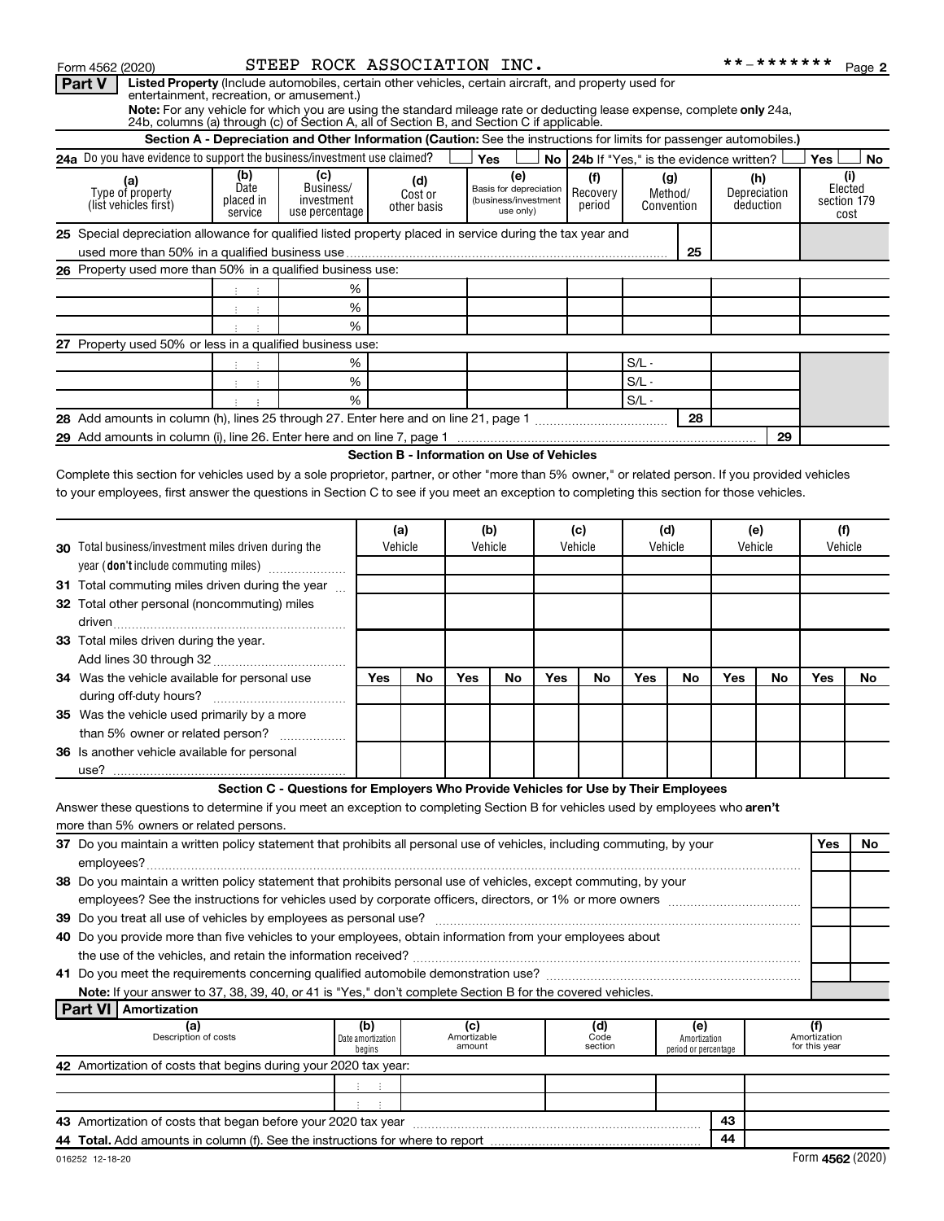Form 4562 (2020) STEEP ROCK ASSOCIATION INC. **-******* Page 2

**Part V** **Listed Property** (Include automobiles, certain other vehicles, certain aircraft, and property used for entertainment, recreation, or amusement.)

**Note:** For any vehicle for which you are using the standard mileage rate or deducting lease expense, complete **only** 24a, 24b, columns (a) through (c) of Section A, all of Section B, and Section C if applicable.

**Section A - Depreciation and Other Information (Caution:** See the instructions for limits for passenger automobiles.**)**

**24a** Do you have evidence to support the business/investment use claimed? Yes No **24b** If "Yes," is the evidence written? Yes No

| (a) Type of property (list vehicles first) | (b) Date placed in service | (c) Business/ investment use percentage | (d) Cost or other basis | (e) Basis for depreciation (business/investment use only) | (f) Recovery period | (g) Method/ Convention | (h) Depreciation deduction | (i) Elected section 179 cost |
|---|---|---|---|---|---|---|---|---|
| **25** Special depreciation allowance for qualified listed property placed in service during the tax year and used more than 50% in a qualified business use | | | | | | 25 | | |
| **26** Property used more than 50% in a qualified business use: | | | | | | | | |
| | | % | | | | | | |
| | | % | | | | | | |
| | | % | | | | | | |
| **27** Property used 50% or less in a qualified business use: | | | | | | | | |
| | | % | | | | S/L - | | |
| | | % | | | | S/L - | | |
| | | % | | | | S/L - | | |
| **28** Add amounts in column (h), lines 25 through 27. Enter here and on line 21, page 1 | | | | | | 28 | | |
| **29** Add amounts in column (i), line 26. Enter here and on line 7, page 1 | | | | | | | 29 | |

**Section B - Information on Use of Vehicles**

Complete this section for vehicles used by a sole proprietor, partner, or other "more than 5% owner," or related person. If you provided vehicles to your employees, first answer the questions in Section C to see if you meet an exception to completing this section for those vehicles.

| | (a) Vehicle | | (b) Vehicle | | (c) Vehicle | | (d) Vehicle | | (e) Vehicle | | (f) Vehicle | |
|---|---|---|---|---|---|---|---|---|---|---|---|---|
| **30** Total business/investment miles driven during the year (**don't** include commuting miles) | | | | | | | | | | | | |
| **31** Total commuting miles driven during the year | | | | | | | | | | | | |
| **32** Total other personal (noncommuting) miles driven | | | | | | | | | | | | |
| **33** Total miles driven during the year. Add lines 30 through 32 | | | | | | | | | | | | |
| | **Yes** | **No** | **Yes** | **No** | **Yes** | **No** | **Yes** | **No** | **Yes** | **No** | **Yes** | **No** |
| **34** Was the vehicle available for personal use during off-duty hours? | | | | | | | | | | | | |
| **35** Was the vehicle used primarily by a more than 5% owner or related person? | | | | | | | | | | | | |
| **36** Is another vehicle available for personal use? | | | | | | | | | | | | |

**Section C - Questions for Employers Who Provide Vehicles for Use by Their Employees**

Answer these questions to determine if you meet an exception to completing Section B for vehicles used by employees who **aren't** more than 5% owners or related persons.

| | Yes | No |
|---|---|---|
| **37** Do you maintain a written policy statement that prohibits all personal use of vehicles, including commuting, by your employees? | | |
| **38** Do you maintain a written policy statement that prohibits personal use of vehicles, except commuting, by your employees? See the instructions for vehicles used by corporate officers, directors, or 1% or more owners | | |
| **39** Do you treat all use of vehicles by employees as personal use? | | |
| **40** Do you provide more than five vehicles to your employees, obtain information from your employees about the use of the vehicles, and retain the information received? | | |
| **41** Do you meet the requirements concerning qualified automobile demonstration use? | | |

**Note:** If your answer to 37, 38, 39, 40, or 41 is "Yes," don't complete Section B for the covered vehicles.

**Part VI** **Amortization**

| (a) Description of costs | (b) Date amortization begins | (c) Amortizable amount | (d) Code section | (e) Amortization period or percentage | (f) Amortization for this year |
|---|---|---|---|---|---|
| **42** Amortization of costs that begins during your 2020 tax year: | | | | | |
| | | | | | |
| | | | | | |
| **43** Amortization of costs that began before your 2020 tax year | | | | 43 | |
| **44 Total.** Add amounts in column (f). See the instructions for where to report | | | | 44 | |

016252 12-18-20 Form **4562** (2020)